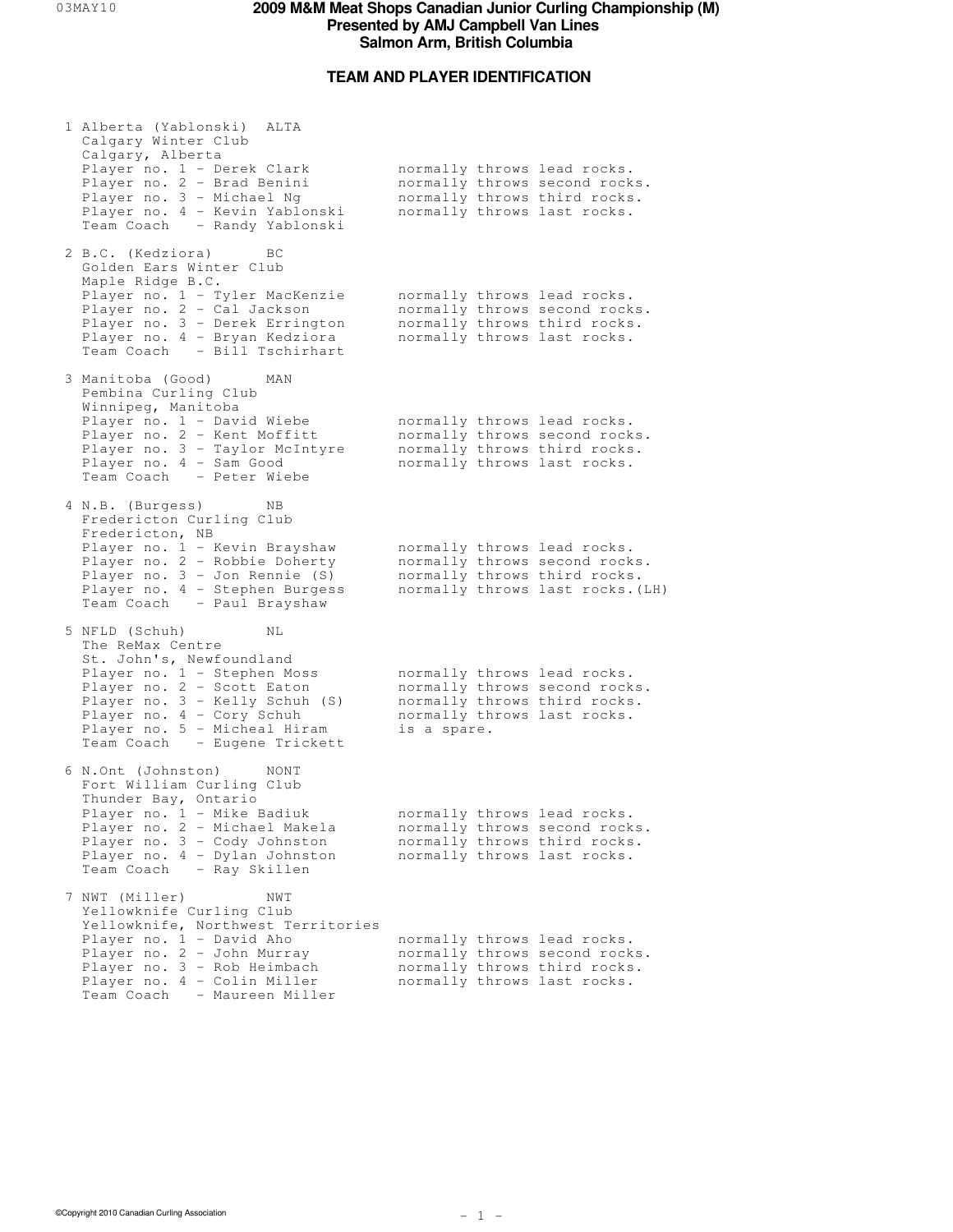# 2009 M&M Meat Shops Canadian Junior Curling Championship (M)

## Presented by AMJ Campbell Van Lines

## Salmon Arm, British Columbia

### TEAM AND PLAYER IDENTIFICATION

```
 1 Alberta (Yablonski)  ALTA
   Calgary Winter Club
   Calgary, Alberta
   Player no. 1 - Derek Clark           normally throws lead rocks.
   Player no. 2 - Brad Benini           normally throws second rocks.
   Player no. 3 - Michael Ng            normally throws third rocks.
   Player no. 4 - Kevin Yablonski       normally throws last rocks.
   Team Coach   - Randy Yablonski

 2 B.C. (Kedziora)      BC
   Golden Ears Winter Club
   Maple Ridge B.C.
   Player no. 1 - Tyler MacKenzie       normally throws lead rocks.
   Player no. 2 - Cal Jackson           normally throws second rocks.
   Player no. 3 - Derek Errington       normally throws third rocks.
   Player no. 4 - Bryan Kedziora        normally throws last rocks.
   Team Coach   - Bill Tschirhart

 3 Manitoba (Good)      MAN
   Pembina Curling Club
   Winnipeg, Manitoba
   Player no. 1 - David Wiebe           normally throws lead rocks.
   Player no. 2 - Kent Moffitt          normally throws second rocks.
   Player no. 3 - Taylor McIntyre       normally throws third rocks.
   Player no. 4 - Sam Good              normally throws last rocks.
   Team Coach   - Peter Wiebe

 4 N.B. (Burgess)       NB
   Fredericton Curling Club
   Fredericton, NB
   Player no. 1 - Kevin Brayshaw        normally throws lead rocks.
   Player no. 2 - Robbie Doherty        normally throws second rocks.
   Player no. 3 - Jon Rennie (S)        normally throws third rocks.
   Player no. 4 - Stephen Burgess       normally throws last rocks.(LH)
   Team Coach   - Paul Brayshaw

 5 NFLD (Schuh)         NL
   The ReMax Centre
   St. John's, Newfoundland
   Player no. 1 - Stephen Moss          normally throws lead rocks.
   Player no. 2 - Scott Eaton           normally throws second rocks.
   Player no. 3 - Kelly Schuh (S)       normally throws third rocks.
   Player no. 4 - Cory Schuh            normally throws last rocks.
   Player no. 5 - Micheal Hiram         is a spare.
   Team Coach   - Eugene Trickett

 6 N.Ont (Johnston)     NONT
   Fort William Curling Club
   Thunder Bay, Ontario
   Player no. 1 - Mike Badiuk           normally throws lead rocks.
   Player no. 2 - Michael Makela        normally throws second rocks.
   Player no. 3 - Cody Johnston         normally throws third rocks.
   Player no. 4 - Dylan Johnston        normally throws last rocks.
   Team Coach   - Ray Skillen

 7 NWT (Miller)         NWT
   Yellowknife Curling Club
   Yellowknife, Northwest Territories
   Player no. 1 - David Aho             normally throws lead rocks.
   Player no. 2 - John Murray           normally throws second rocks.
   Player no. 3 - Rob Heimbach          normally throws third rocks.
   Player no. 4 - Colin Miller          normally throws last rocks.
   Team Coach   - Maureen Miller
```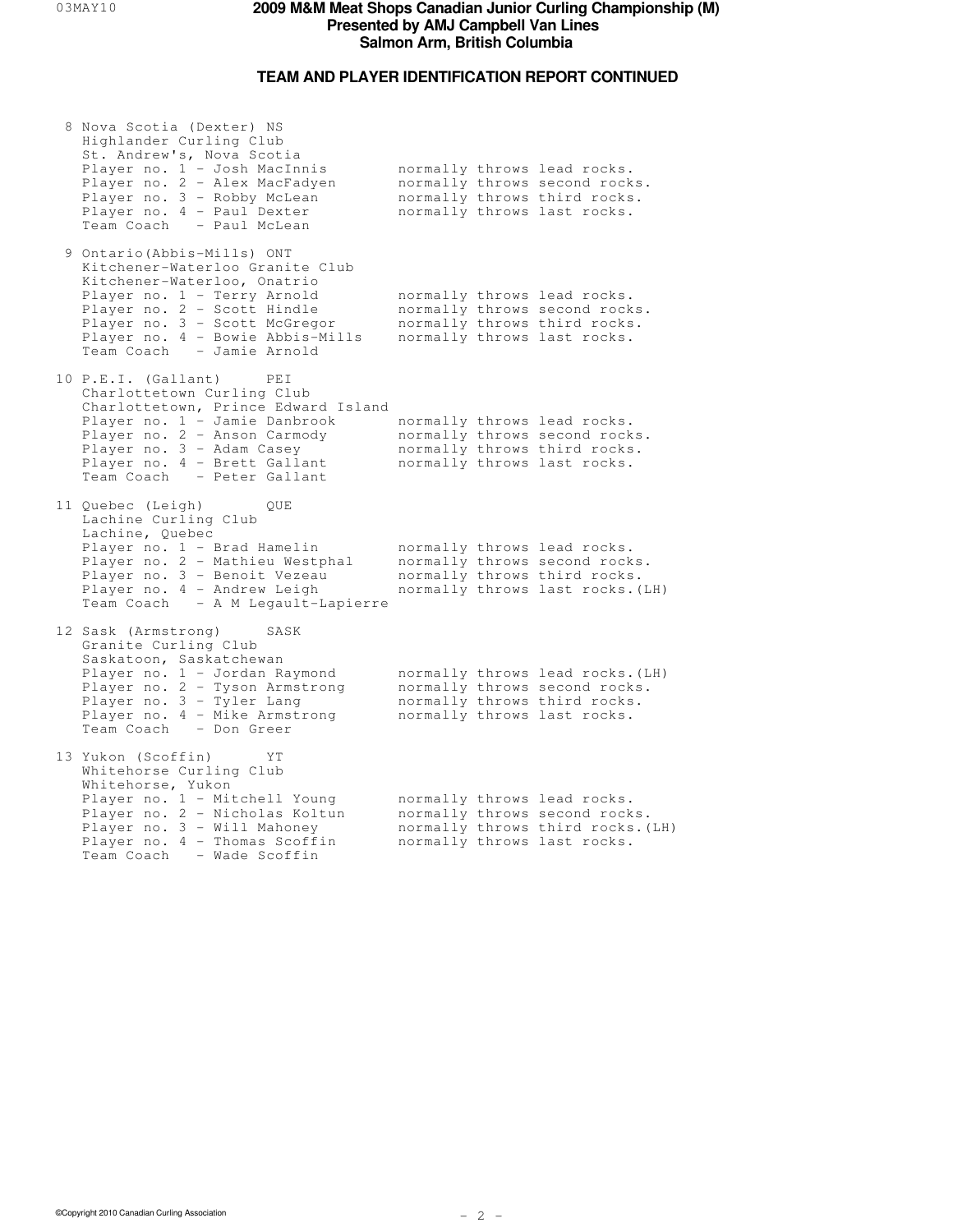# 2009 M&M Meat Shops Canadian Junior Curling Championship (M)
## Presented by AMJ Campbell Van Lines
## Salmon Arm, British Columbia

### TEAM AND PLAYER IDENTIFICATION REPORT CONTINUED

```
 8 Nova Scotia (Dexter) NS
   Highlander Curling Club
   St. Andrew's, Nova Scotia
   Player no. 1 - Josh MacInnis        normally throws lead rocks.
   Player no. 2 - Alex MacFadyen       normally throws second rocks.
   Player no. 3 - Robby McLean         normally throws third rocks.
   Player no. 4 - Paul Dexter          normally throws last rocks.
   Team Coach   - Paul McLean

 9 Ontario(Abbis-Mills) ONT
   Kitchener-Waterloo Granite Club
   Kitchener-Waterloo, Onatrio
   Player no. 1 - Terry Arnold         normally throws lead rocks.
   Player no. 2 - Scott Hindle         normally throws second rocks.
   Player no. 3 - Scott McGregor       normally throws third rocks.
   Player no. 4 - Bowie Abbis-Mills    normally throws last rocks.
   Team Coach   - Jamie Arnold

10 P.E.I. (Gallant)     PEI
   Charlottetown Curling Club
   Charlottetown, Prince Edward Island
   Player no. 1 - Jamie Danbrook       normally throws lead rocks.
   Player no. 2 - Anson Carmody        normally throws second rocks.
   Player no. 3 - Adam Casey           normally throws third rocks.
   Player no. 4 - Brett Gallant        normally throws last rocks.
   Team Coach   - Peter Gallant

11 Quebec (Leigh)       QUE
   Lachine Curling Club
   Lachine, Quebec
   Player no. 1 - Brad Hamelin         normally throws lead rocks.
   Player no. 2 - Mathieu Westphal     normally throws second rocks.
   Player no. 3 - Benoit Vezeau        normally throws third rocks.
   Player no. 4 - Andrew Leigh         normally throws last rocks.(LH)
   Team Coach   - A M Legault-Lapierre

12 Sask (Armstrong)     SASK
   Granite Curling Club
   Saskatoon, Saskatchewan
   Player no. 1 - Jordan Raymond       normally throws lead rocks.(LH)
   Player no. 2 - Tyson Armstrong      normally throws second rocks.
   Player no. 3 - Tyler Lang           normally throws third rocks.
   Player no. 4 - Mike Armstrong       normally throws last rocks.
   Team Coach   - Don Greer

13 Yukon (Scoffin)      YT
   Whitehorse Curling Club
   Whitehorse, Yukon
   Player no. 1 - Mitchell Young       normally throws lead rocks.
   Player no. 2 - Nicholas Koltun      normally throws second rocks.
   Player no. 3 - Will Mahoney         normally throws third rocks.(LH)
   Player no. 4 - Thomas Scoffin       normally throws last rocks.
   Team Coach   - Wade Scoffin
```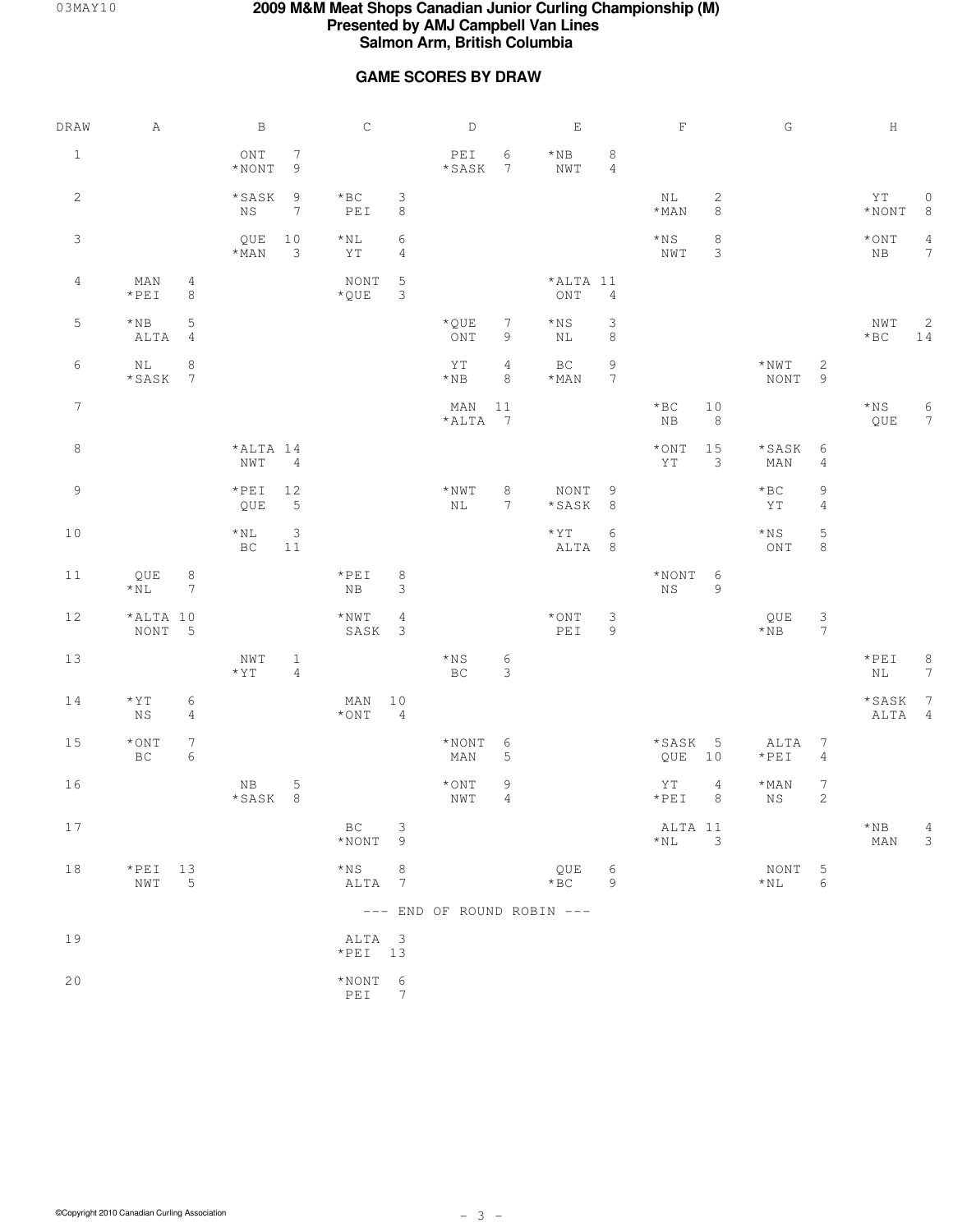# 2009 M&M Meat Shops Canadian Junior Curling Championship (M)
## Presented by AMJ Campbell Van Lines
## Salmon Arm, British Columbia

### GAME SCORES BY DRAW

| DRAW | A | B | C | D | E | F | G | H |
|---|---|---|---|---|---|---|---|---|
| 1 | | ONT 7<br>*NONT 9 | | PEI 6<br>*SASK 7 | *NB 8<br>NWT 4 | | | |
| 2 | | *SASK 9<br>NS 7 | *BC 3<br>PEI 8 | | | NL 2<br>*MAN 8 | | YT 0<br>*NONT 8 |
| 3 | | QUE 10<br>*MAN 3 | *NL 6<br>YT 4 | | | *NS 8<br>NWT 3 | | *ONT 4<br>NB 7 |
| 4 | MAN 4<br>*PEI 8 | | NONT 5<br>*QUE 3 | | *ALTA 11<br>ONT 4 | | | |
| 5 | *NB 5<br>ALTA 4 | | | *QUE 7<br>ONT 9 | *NS 3<br>NL 8 | | | NWT 2<br>*BC 14 |
| 6 | NL 8<br>*SASK 7 | | | YT 4<br>*NB 8 | BC 9<br>*MAN 7 | | *NWT 2<br>NONT 9 | |
| 7 | | | | MAN 11<br>*ALTA 7 | | *BC 10<br>NB 8 | | *NS 6<br>QUE 7 |
| 8 | | *ALTA 14<br>NWT 4 | | | | *ONT 15<br>YT 3 | *SASK 6<br>MAN 4 | |
| 9 | | *PEI 12<br>QUE 5 | | *NWT 8<br>NL 7 | NONT 9<br>*SASK 8 | | *BC 9<br>YT 4 | |
| 10 | | *NL 3<br>BC 11 | | | *YT 6<br>ALTA 8 | | *NS 5<br>ONT 8 | |
| 11 | QUE 8<br>*NL 7 | | *PEI 8<br>NB 3 | | | *NONT 6<br>NS 9 | | |
| 12 | *ALTA 10<br>NONT 5 | | *NWT 4<br>SASK 3 | | *ONT 3<br>PEI 9 | | QUE 3<br>*NB 7 | |
| 13 | | NWT 1<br>*YT 4 | | *NS 6<br>BC 3 | | | | *PEI 8<br>NL 7 |
| 14 | *YT 6<br>NS 4 | | MAN 10<br>*ONT 4 | | | | | *SASK 7<br>ALTA 4 |
| 15 | *ONT 7<br>BC 6 | | | *NONT 6<br>MAN 5 | | *SASK 5<br>QUE 10 | ALTA 7<br>*PEI 4 | |
| 16 | | NB 5<br>*SASK 8 | | *ONT 9<br>NWT 4 | | YT 4<br>*PEI 8 | *MAN 7<br>NS 2 | |
| 17 | | | BC 3<br>*NONT 9 | | | ALTA 11<br>*NL 3 | | *NB 4<br>MAN 3 |
| 18 | *PEI 13<br>NWT 5 | | *NS 8<br>ALTA 7 | | QUE 6<br>*BC 9 | | NONT 5<br>*NL 6 | |

--- END OF ROUND ROBIN ---

| DRAW | A | B | C | D | E | F | G | H |
|---|---|---|---|---|---|---|---|---|
| 19 | | | ALTA 3<br>*PEI 13 | | | | | |
| 20 | | | *NONT 6<br>PEI 7 | | | | | |

©Copyright 2010 Canadian Curling Association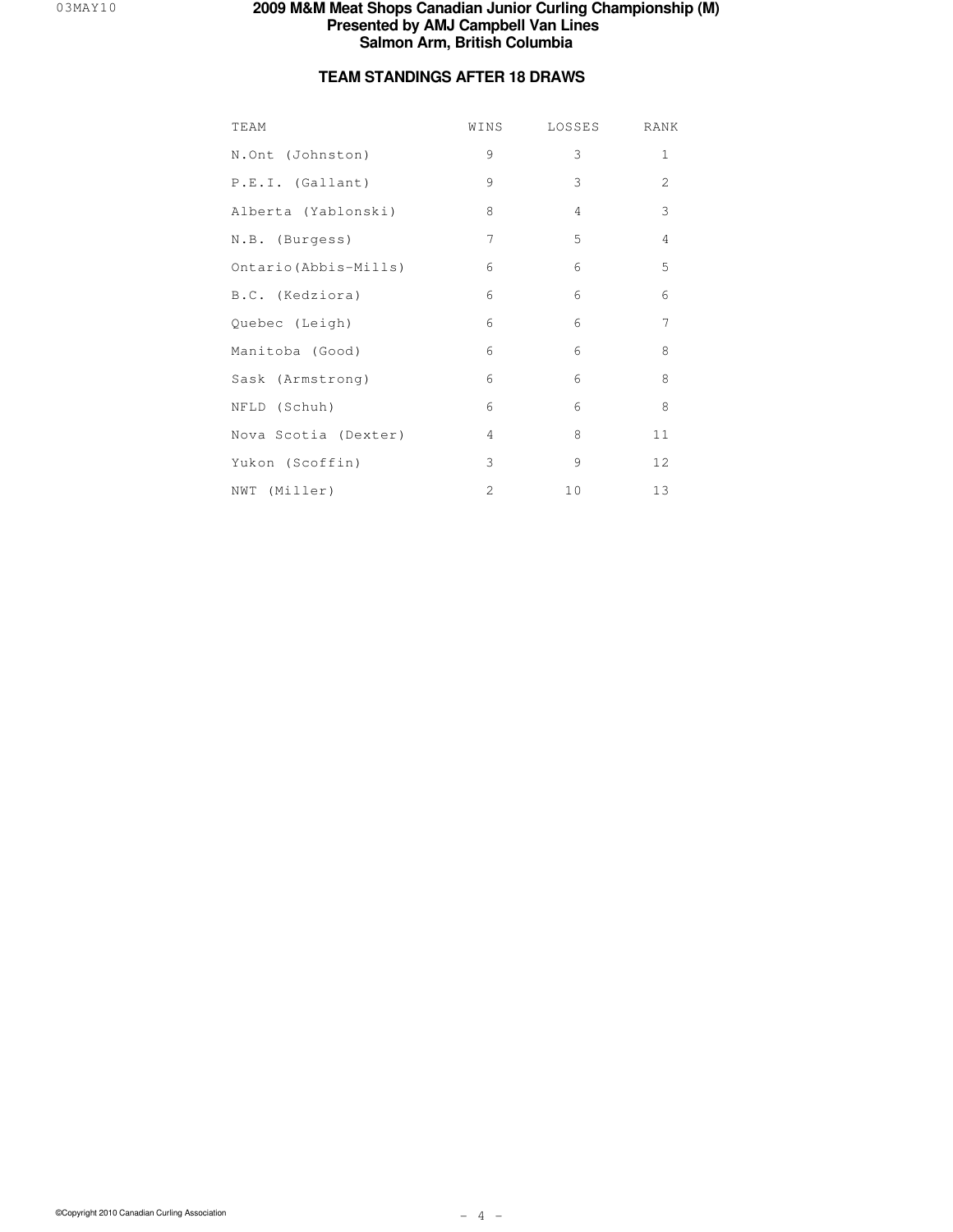# 2009 M&M Meat Shops Canadian Junior Curling Championship (M)
## Presented by AMJ Campbell Van Lines
## Salmon Arm, British Columbia

### TEAM STANDINGS AFTER 18 DRAWS

| TEAM | WINS | LOSSES | RANK |
|---|---|---|---|
| N.Ont (Johnston) | 9 | 3 | 1 |
| P.E.I. (Gallant) | 9 | 3 | 2 |
| Alberta (Yablonski) | 8 | 4 | 3 |
| N.B. (Burgess) | 7 | 5 | 4 |
| Ontario(Abbis-Mills) | 6 | 6 | 5 |
| B.C. (Kedziora) | 6 | 6 | 6 |
| Quebec (Leigh) | 6 | 6 | 7 |
| Manitoba (Good) | 6 | 6 | 8 |
| Sask (Armstrong) | 6 | 6 | 8 |
| NFLD (Schuh) | 6 | 6 | 8 |
| Nova Scotia (Dexter) | 4 | 8 | 11 |
| Yukon (Scoffin) | 3 | 9 | 12 |
| NWT (Miller) | 2 | 10 | 13 |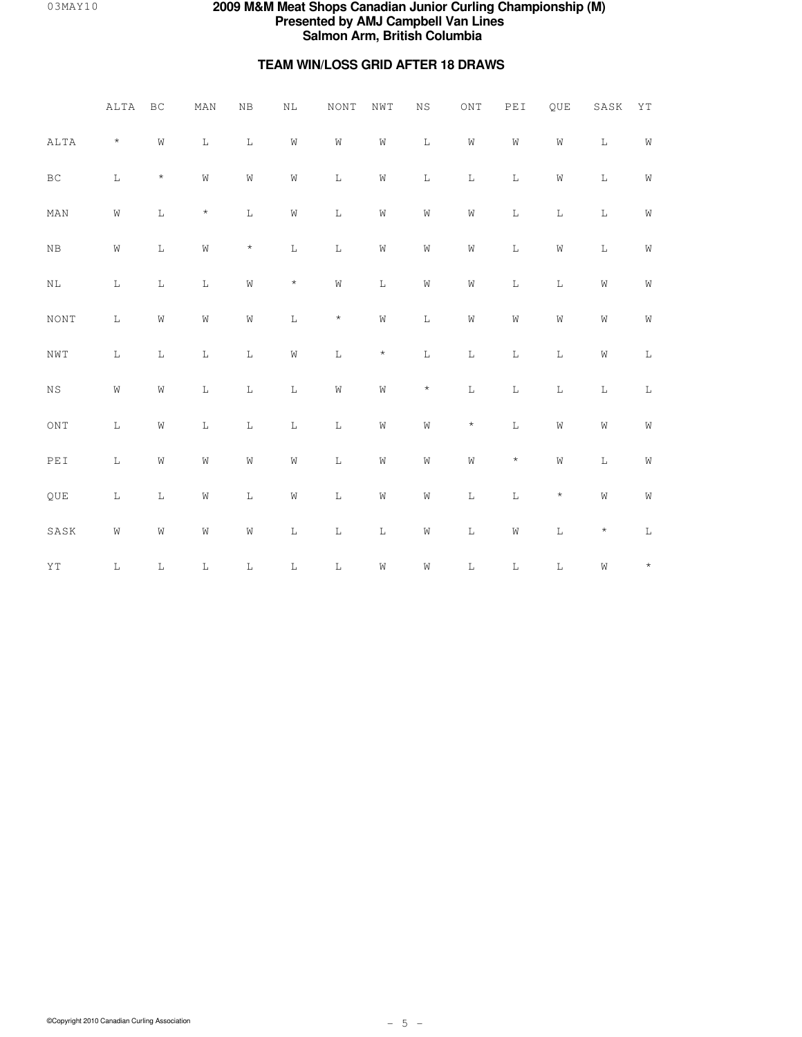# 2009 M&M Meat Shops Canadian Junior Curling Championship (M)
## Presented by AMJ Campbell Van Lines
## Salmon Arm, British Columbia

### TEAM WIN/LOSS GRID AFTER 18 DRAWS

| | ALTA | BC | MAN | NB | NL | NONT | NWT | NS | ONT | PEI | QUE | SASK | YT |
|---|---|---|---|---|---|---|---|---|---|---|---|---|---|
| ALTA | * | W | L | L | W | W | W | L | W | W | W | L | W |
| BC | L | * | W | W | W | L | W | L | L | L | W | L | W |
| MAN | W | L | * | L | W | L | W | W | W | L | L | L | W |
| NB | W | L | W | * | L | L | W | W | W | L | W | L | W |
| NL | L | L | L | W | * | W | L | W | W | L | L | W | W |
| NONT | L | W | W | W | L | * | W | L | W | W | W | W | W |
| NWT | L | L | L | L | W | L | * | L | L | L | L | W | L |
| NS | W | W | L | L | L | W | W | * | L | L | L | L | L |
| ONT | L | W | L | L | L | L | W | W | * | L | W | W | W |
| PEI | L | W | W | W | W | L | W | W | W | * | W | L | W |
| QUE | L | L | W | L | W | L | W | W | L | L | * | W | W |
| SASK | W | W | W | W | L | L | L | W | L | W | L | * | L |
| YT | L | L | L | L | L | L | W | W | L | L | L | W | * |

©Copyright 2010 Canadian Curling Association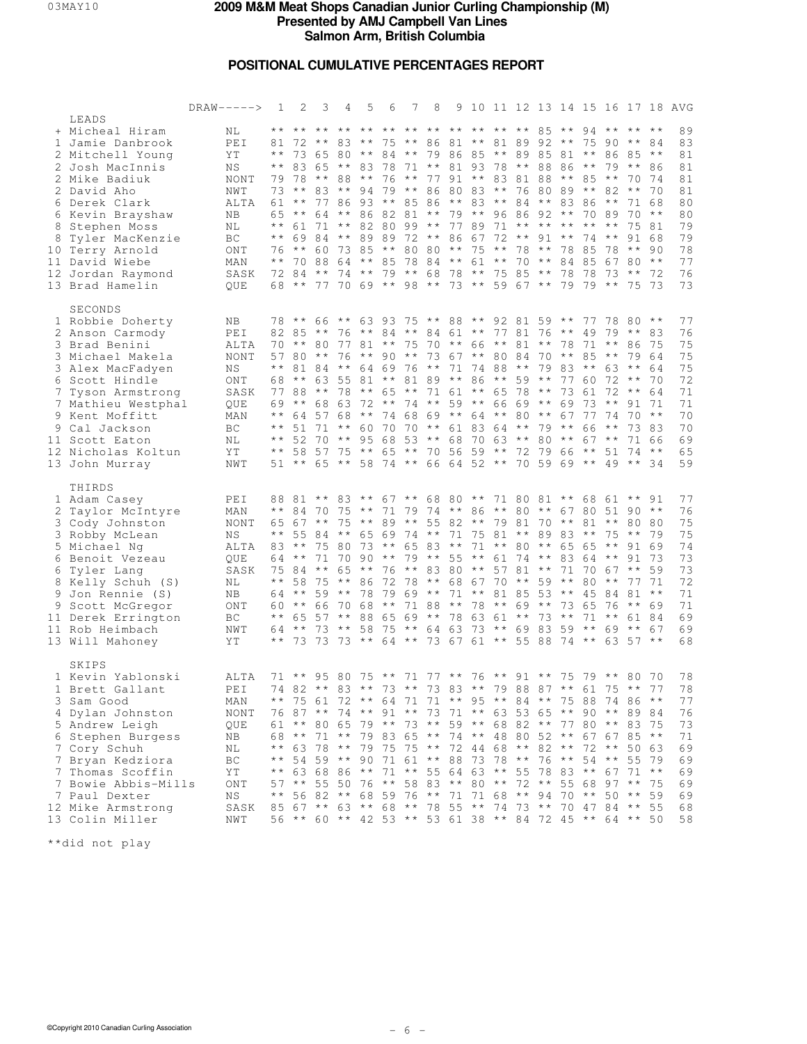# 2009 M&M Meat Shops Canadian Junior Curling Championship (M)

**Presented by AMJ Campbell Van Lines**

**Salmon Arm, British Columbia**

## POSITIONAL CUMULATIVE PERCENTAGES REPORT

| | DRAW-----> | 1 | 2 | 3 | 4 | 5 | 6 | 7 | 8 | 9 | 10 | 11 | 12 | 13 | 14 | 15 | 16 | 17 | 18 | AVG |
|---|---|---|---|---|---|---|---|---|---|---|---|---|---|---|---|---|---|---|---|---|
| **LEADS** | | | | | | | | | | | | | | | | | | | | |
| + Micheal Hiram | NL | ** | ** | ** | ** | ** | ** | ** | ** | ** | ** | ** | ** | 85 | ** | 94 | ** | ** | ** | 89 |
| 1 Jamie Danbrook | PEI | 81 | 72 | ** | 83 | ** | 75 | ** | 86 | 81 | ** | 81 | 89 | 92 | ** | 75 | 90 | ** | 84 | 83 |
| 2 Mitchell Young | YT | ** | 73 | 65 | 80 | ** | 84 | ** | 79 | 86 | 85 | ** | 89 | 85 | 81 | ** | 86 | 85 | ** | 81 |
| 2 Josh MacInnis | NS | ** | 83 | 65 | ** | 83 | 78 | 71 | ** | 81 | 93 | 78 | ** | 88 | 86 | ** | 79 | ** | 86 | 81 |
| 2 Mike Badiuk | NONT | 79 | 78 | ** | 88 | ** | 76 | ** | 77 | 91 | ** | 83 | 81 | 88 | ** | 85 | ** | 70 | 74 | 81 |
| 2 David Aho | NWT | 73 | ** | 83 | ** | 94 | 79 | ** | 86 | 80 | 83 | ** | 76 | 80 | 89 | ** | 82 | ** | 70 | 81 |
| 6 Derek Clark | ALTA | 61 | ** | 77 | 86 | 93 | ** | 85 | 86 | ** | 83 | ** | 84 | ** | 83 | 86 | ** | 71 | 68 | 80 |
| 6 Kevin Brayshaw | NB | 65 | ** | 64 | ** | 86 | 82 | 81 | ** | 79 | ** | 96 | 86 | 92 | ** | 70 | 89 | 70 | ** | 80 |
| 8 Stephen Moss | NL | ** | 61 | 71 | ** | 82 | 80 | 99 | ** | 77 | 89 | 71 | ** | ** | ** | ** | ** | 75 | 81 | 79 |
| 8 Tyler MacKenzie | BC | ** | 69 | 84 | ** | 89 | 89 | 72 | ** | 86 | 67 | 72 | ** | 91 | ** | 74 | ** | 91 | 68 | 79 |
| 10 Terry Arnold | ONT | 76 | ** | 60 | 73 | 85 | ** | 80 | 80 | ** | 75 | ** | 78 | ** | 78 | 85 | 78 | ** | 90 | 78 |
| 11 David Wiebe | MAN | ** | 70 | 88 | 64 | ** | 85 | 78 | 84 | ** | 61 | ** | 70 | ** | 84 | 85 | 67 | 80 | ** | 77 |
| 12 Jordan Raymond | SASK | 72 | 84 | ** | 74 | ** | 79 | ** | 68 | 78 | ** | 75 | 85 | ** | 78 | 78 | 73 | ** | 72 | 76 |
| 13 Brad Hamelin | QUE | 68 | ** | 77 | 70 | 69 | ** | 98 | ** | 73 | ** | 59 | 67 | ** | 79 | 79 | ** | 75 | 73 | 73 |
| **SECONDS** | | | | | | | | | | | | | | | | | | | | |
| 1 Robbie Doherty | NB | 78 | ** | 66 | ** | 63 | 93 | 75 | ** | 88 | ** | 92 | 81 | 59 | ** | 77 | 78 | 80 | ** | 77 |
| 2 Anson Carmody | PEI | 82 | 85 | ** | 76 | ** | 84 | ** | 84 | 61 | ** | 77 | 81 | 76 | ** | 49 | 79 | ** | 83 | 76 |
| 3 Brad Benini | ALTA | 70 | ** | 80 | 77 | 81 | ** | 75 | 70 | ** | 66 | ** | 81 | ** | 78 | 71 | ** | 86 | 75 | 75 |
| 3 Michael Makela | NONT | 57 | 80 | ** | 76 | ** | 90 | ** | 73 | 67 | ** | 80 | 84 | 70 | ** | 85 | ** | 79 | 64 | 75 |
| 3 Alex MacFadyen | NS | ** | 81 | 84 | ** | 64 | 69 | 76 | ** | 71 | 74 | 88 | ** | 79 | 83 | ** | 63 | ** | 64 | 75 |
| 6 Scott Hindle | ONT | 68 | ** | 63 | 55 | 81 | ** | 81 | 89 | ** | 86 | ** | 59 | ** | 77 | 60 | 72 | ** | 70 | 72 |
| 7 Tyson Armstrong | SASK | 77 | 88 | ** | 78 | ** | 65 | ** | 71 | 61 | ** | 65 | 78 | ** | 73 | 61 | 72 | ** | 64 | 71 |
| 7 Mathieu Westphal | QUE | 69 | ** | 68 | 63 | 72 | ** | 74 | ** | 59 | ** | 66 | 69 | ** | 69 | 73 | ** | 91 | 71 | 71 |
| 9 Kent Moffitt | MAN | ** | 64 | 57 | 68 | ** | 74 | 68 | 69 | ** | 64 | ** | 80 | ** | 67 | 77 | 74 | 70 | ** | 70 |
| 9 Cal Jackson | BC | ** | 51 | 71 | ** | 60 | 70 | 70 | ** | 61 | 83 | 64 | ** | 79 | ** | 66 | ** | 73 | 83 | 70 |
| 11 Scott Eaton | NL | ** | 52 | 70 | ** | 95 | 68 | 53 | ** | 68 | 70 | 63 | ** | 80 | ** | 67 | ** | 71 | 66 | 69 |
| 12 Nicholas Koltun | YT | ** | 58 | 57 | 75 | ** | 65 | ** | 70 | 56 | 59 | ** | 72 | 79 | 66 | ** | 51 | 74 | ** | 65 |
| 13 John Murray | NWT | 51 | ** | 65 | ** | 58 | 74 | ** | 66 | 64 | 52 | ** | 70 | 59 | 69 | ** | 49 | ** | 34 | 59 |
| **THIRDS** | | | | | | | | | | | | | | | | | | | | |
| 1 Adam Casey | PEI | 88 | 81 | ** | 83 | ** | 67 | ** | 68 | 80 | ** | 71 | 80 | 81 | ** | 68 | 61 | ** | 91 | 77 |
| 2 Taylor McIntyre | MAN | ** | 84 | 70 | 75 | ** | 71 | 79 | 74 | ** | 86 | ** | 80 | ** | 67 | 80 | 51 | 90 | ** | 76 |
| 3 Cody Johnston | NONT | 65 | 67 | ** | 75 | ** | 89 | ** | 55 | 82 | ** | 79 | 81 | 70 | ** | 81 | ** | 80 | 80 | 75 |
| 3 Robby McLean | NS | ** | 55 | 84 | ** | 65 | 69 | 74 | ** | 71 | 75 | 81 | ** | 89 | 83 | ** | 75 | ** | 79 | 75 |
| 5 Michael Ng | ALTA | 83 | ** | 75 | 80 | 73 | ** | 65 | 83 | ** | 71 | ** | 80 | ** | 65 | 65 | ** | 91 | 69 | 74 |
| 6 Benoit Vezeau | QUE | 64 | ** | 71 | 70 | 90 | ** | 79 | ** | 55 | ** | 61 | 74 | ** | 83 | 64 | ** | 91 | 73 | 73 |
| 6 Tyler Lang | SASK | 75 | 84 | ** | 65 | ** | 76 | ** | 83 | 80 | ** | 57 | 81 | ** | 71 | 70 | 67 | ** | 59 | 73 |
| 8 Kelly Schuh (S) | NL | ** | 58 | 75 | ** | 86 | 72 | 78 | ** | 68 | 67 | 70 | ** | 59 | ** | 80 | ** | 77 | 71 | 72 |
| 9 Jon Rennie (S) | NB | 64 | ** | 59 | ** | 78 | 79 | 69 | ** | 71 | ** | 81 | 85 | 53 | ** | 45 | 84 | 81 | ** | 71 |
| 9 Scott McGregor | ONT | 60 | ** | 66 | 70 | 68 | ** | 71 | 88 | ** | 78 | ** | 69 | ** | 73 | 65 | 76 | ** | 69 | 71 |
| 11 Derek Errington | BC | ** | 65 | 57 | ** | 88 | 65 | 69 | ** | 78 | 63 | 61 | ** | 73 | ** | 71 | ** | 61 | 84 | 69 |
| 11 Rob Heimbach | NWT | 64 | ** | 73 | ** | 58 | 75 | ** | 64 | 63 | 73 | ** | 69 | 83 | 59 | ** | 69 | ** | 67 | 69 |
| 13 Will Mahoney | YT | ** | 73 | 73 | 73 | ** | 64 | ** | 73 | 67 | 61 | ** | 55 | 88 | 74 | ** | 63 | 57 | ** | 68 |
| **SKIPS** | | | | | | | | | | | | | | | | | | | | |
| 1 Kevin Yablonski | ALTA | 71 | ** | 95 | 80 | 75 | ** | 71 | 77 | ** | 76 | ** | 91 | ** | 75 | 79 | ** | 80 | 70 | 78 |
| 1 Brett Gallant | PEI | 74 | 82 | ** | 83 | ** | 73 | ** | 73 | 83 | ** | 79 | 88 | 87 | ** | 61 | 75 | ** | 77 | 78 |
| 3 Sam Good | MAN | ** | 75 | 61 | 72 | ** | 64 | 71 | 71 | ** | 95 | ** | 84 | ** | 75 | 88 | 74 | 86 | ** | 77 |
| 4 Dylan Johnston | NONT | 76 | 87 | ** | 74 | ** | 91 | ** | 73 | 71 | ** | 63 | 53 | 65 | ** | 90 | ** | 89 | 84 | 76 |
| 5 Andrew Leigh | QUE | 61 | ** | 80 | 65 | 79 | ** | 73 | ** | 59 | ** | 68 | 82 | ** | 77 | 80 | ** | 83 | 75 | 73 |
| 6 Stephen Burgess | NB | 68 | ** | 71 | ** | 79 | 83 | 65 | ** | 74 | ** | 48 | 80 | 52 | ** | 67 | 67 | 85 | ** | 71 |
| 7 Cory Schuh | NL | ** | 63 | 78 | ** | 79 | 75 | 75 | ** | 72 | 44 | 68 | ** | 82 | ** | 72 | ** | 50 | 63 | 69 |
| 7 Bryan Kedziora | BC | ** | 54 | 59 | ** | 90 | 71 | 61 | ** | 88 | 73 | 78 | ** | 76 | ** | 54 | ** | 55 | 79 | 69 |
| 7 Thomas Scoffin | YT | ** | 63 | 68 | 86 | ** | 71 | ** | 55 | 64 | 63 | ** | 55 | 78 | 83 | ** | 67 | 71 | ** | 69 |
| 7 Bowie Abbis-Mills | ONT | 57 | ** | 55 | 50 | 76 | ** | 58 | 83 | ** | 80 | ** | 72 | ** | 55 | 68 | 97 | ** | 75 | 69 |
| 7 Paul Dexter | NS | ** | 56 | 82 | ** | 68 | 59 | 76 | ** | 71 | 71 | 68 | ** | 94 | 70 | ** | 50 | ** | 59 | 69 |
| 12 Mike Armstrong | SASK | 85 | 67 | ** | 63 | ** | 68 | ** | 78 | 55 | ** | 74 | 73 | ** | 70 | 47 | 84 | ** | 55 | 68 |
| 13 Colin Miller | NWT | 56 | ** | 60 | ** | 42 | 53 | ** | 53 | 61 | 38 | ** | 84 | 72 | 45 | ** | 64 | ** | 50 | 58 |

**did not play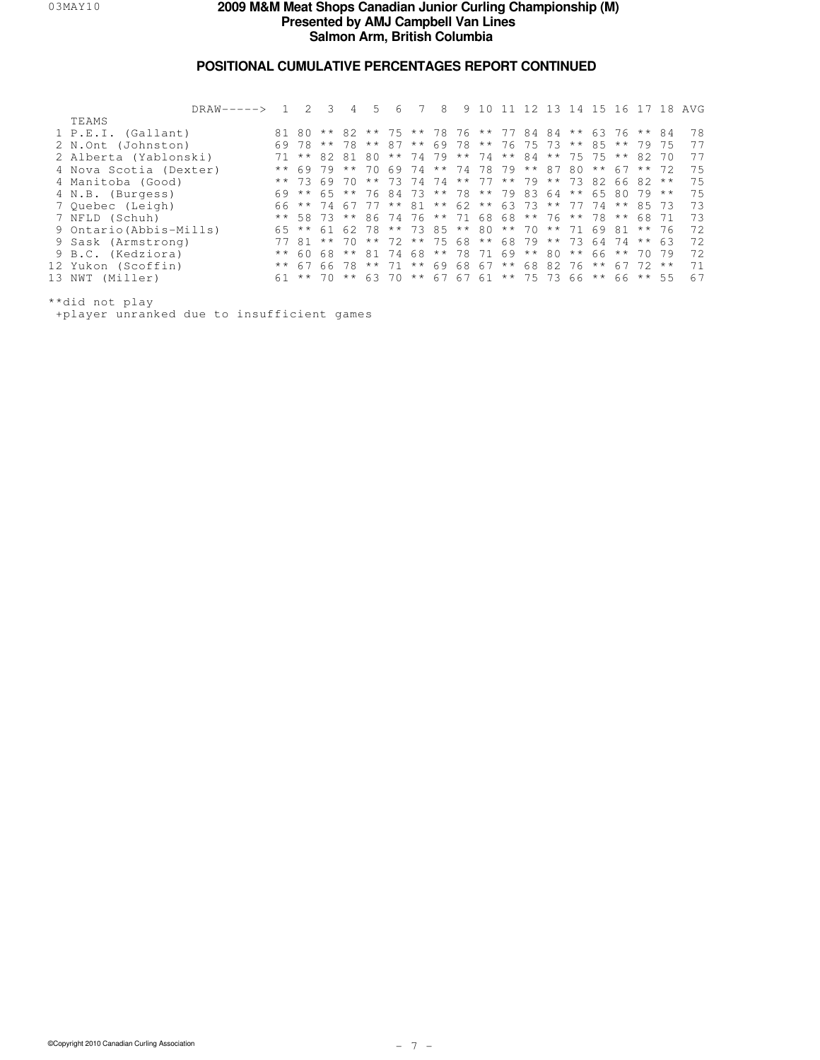# 2009 M&M Meat Shops Canadian Junior Curling Championship (M)
## Presented by AMJ Campbell Van Lines
## Salmon Arm, British Columbia

### POSITIONAL CUMULATIVE PERCENTAGES REPORT CONTINUED

| TEAMS | 1 | 2 | 3 | 4 | 5 | 6 | 7 | 8 | 9 | 10 | 11 | 12 | 13 | 14 | 15 | 16 | 17 | 18 | AVG |
|---|---|---|---|---|---|---|---|---|---|---|---|---|---|---|---|---|---|---|---|
| 1 P.E.I. (Gallant) | 81 | 80 | ** | 82 | ** | 75 | ** | 78 | 76 | ** | 77 | 84 | 84 | ** | 63 | 76 | ** | 84 | 78 |
| 2 N.Ont (Johnston) | 69 | 78 | ** | 78 | ** | 87 | ** | 69 | 78 | ** | 76 | 75 | 73 | ** | 85 | ** | 79 | 75 | 77 |
| 2 Alberta (Yablonski) | 71 | ** | 82 | 81 | 80 | ** | 74 | 79 | ** | 74 | ** | 84 | ** | 75 | 75 | ** | 82 | 70 | 77 |
| 4 Nova Scotia (Dexter) | ** | 69 | 79 | ** | 70 | 69 | 74 | ** | 74 | 78 | 79 | ** | 87 | 80 | ** | 67 | ** | 72 | 75 |
| 4 Manitoba (Good) | ** | 73 | 69 | 70 | ** | 73 | 74 | 74 | ** | 77 | ** | 79 | ** | 73 | 82 | 66 | 82 | ** | 75 |
| 4 N.B. (Burgess) | 69 | ** | 65 | ** | 76 | 84 | 73 | ** | 78 | ** | 79 | 83 | 64 | ** | 65 | 80 | 79 | ** | 75 |
| 7 Quebec (Leigh) | 66 | ** | 74 | 67 | 77 | ** | 81 | ** | 62 | ** | 63 | 73 | ** | 77 | 74 | ** | 85 | 73 | 73 |
| 7 NFLD (Schuh) | ** | 58 | 73 | ** | 86 | 74 | 76 | ** | 71 | 68 | 68 | ** | 76 | ** | 78 | ** | 68 | 71 | 73 |
| 9 Ontario(Abbis-Mills) | 65 | ** | 61 | 62 | 78 | ** | 73 | 85 | ** | 80 | ** | 70 | ** | 71 | 69 | 81 | ** | 76 | 72 |
| 9 Sask (Armstrong) | 77 | 81 | ** | 70 | ** | 72 | ** | 75 | 68 | ** | 68 | 79 | ** | 73 | 64 | 74 | ** | 63 | 72 |
| 9 B.C. (Kedziora) | ** | 60 | 68 | ** | 81 | 74 | 68 | ** | 78 | 71 | 69 | ** | 80 | ** | 66 | ** | 70 | 79 | 72 |
| 12 Yukon (Scoffin) | ** | 67 | 66 | 78 | ** | 71 | ** | 69 | 68 | 67 | ** | 68 | 82 | 76 | ** | 67 | 72 | ** | 71 |
| 13 NWT (Miller) | 61 | ** | 70 | ** | 63 | 70 | ** | 67 | 67 | 61 | ** | 75 | 73 | 66 | ** | 66 | ** | 55 | 67 |

**did not play
+player unranked due to insufficient games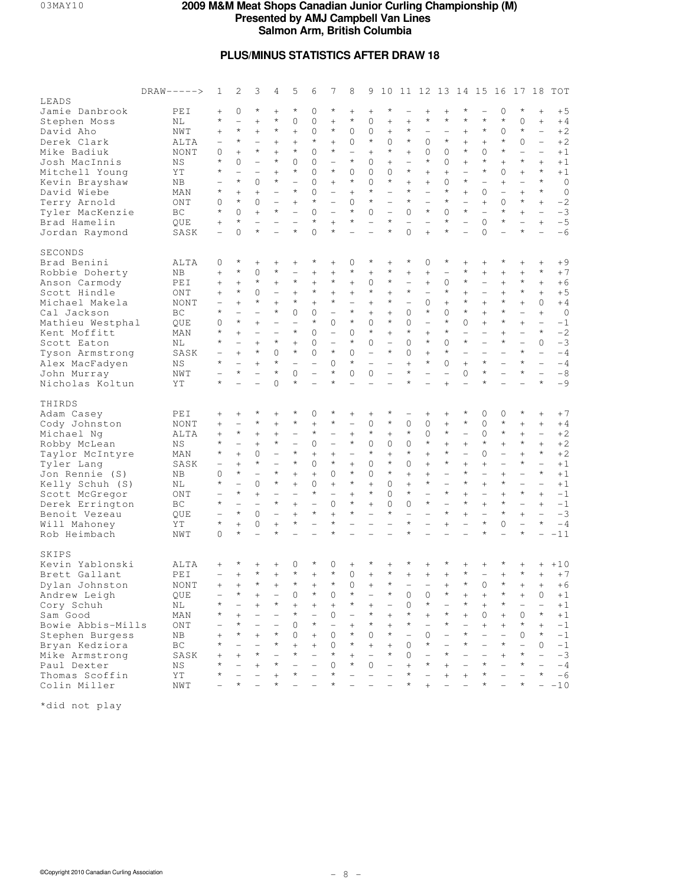# 2009 M&M Meat Shops Canadian Junior Curling Championship (M)
## Presented by AMJ Campbell Van Lines
## Salmon Arm, British Columbia

### PLUS/MINUS STATISTICS AFTER DRAW 18

| DRAW-----> | | 1 | 2 | 3 | 4 | 5 | 6 | 7 | 8 | 9 | 10 | 11 | 12 | 13 | 14 | 15 | 16 | 17 | 18 | TOT |
|---|---|---|---|---|---|---|---|---|---|---|---|---|---|---|---|---|---|---|---|---|
| **LEADS** | | | | | | | | | | | | | | | | | | | | |
| Jamie Danbrook | PEI | + | 0 | * | + | * | 0 | * | + | + | * | – | + | + | * | – | 0 | * | + | +5 |
| Stephen Moss | NL | * | – | + | * | 0 | 0 | + | * | 0 | + | + | * | * | * | * | * | 0 | + | +4 |
| David Aho | NWT | + | * | + | * | + | 0 | * | 0 | 0 | + | * | – | – | + | * | 0 | * | – | +2 |
| Derek Clark | ALTA | – | * | – | + | + | * | + | 0 | * | 0 | * | 0 | * | + | + | * | 0 | – | +2 |
| Mike Badiuk | NONT | 0 | + | * | + | * | 0 | * | – | + | * | + | 0 | 0 | * | 0 | * | – | – | +1 |
| Josh MacInnis | NS | * | 0 | – | * | 0 | 0 | – | * | 0 | + | – | * | 0 | + | * | + | * | + | +1 |
| Mitchell Young | YT | * | – | – | + | * | 0 | * | 0 | 0 | 0 | * | + | + | – | * | 0 | + | * | +1 |
| Kevin Brayshaw | NB | – | * | 0 | * | – | 0 | + | * | 0 | * | + | + | 0 | * | – | + | – | * | 0 |
| David Wiebe | MAN | * | + | + | – | * | 0 | – | + | * | – | * | – | * | + | 0 | – | + | * | 0 |
| Terry Arnold | ONT | 0 | * | 0 | – | + | * | – | 0 | * | – | * | – | * | – | + | 0 | * | + | -2 |
| Tyler MacKenzie | BC | * | 0 | + | * | – | 0 | – | * | 0 | – | 0 | * | 0 | * | – | * | + | – | -3 |
| Brad Hamelin | QUE | + | * | – | – | – | * | + | * | – | * | – | – | * | – | 0 | * | – | + | -5 |
| Jordan Raymond | SASK | – | 0 | * | – | * | 0 | * | – | – | * | 0 | + | * | – | 0 | – | * | – | -6 |
| **SECONDS** | | | | | | | | | | | | | | | | | | | | |
| Brad Benini | ALTA | 0 | * | + | + | + | * | + | 0 | * | + | * | 0 | * | + | + | * | + | + | +9 |
| Robbie Doherty | NB | + | * | 0 | * | – | + | + | * | + | * | + | + | – | * | + | + | + | * | +7 |
| Anson Carmody | PEI | + | + | * | + | * | + | * | + | 0 | * | – | + | 0 | * | – | + | * | + | +6 |
| Scott Hindle | ONT | + | * | 0 | – | + | * | + | + | * | + | * | – | * | + | – | + | * | + | +5 |
| Michael Makela | NONT | – | + | * | + | * | + | * | – | + | * | – | 0 | + | * | + | * | + | 0 | +4 |
| Cal Jackson | BC | * | – | – | * | 0 | 0 | – | * | + | + | 0 | * | 0 | * | + | * | – | + | 0 |
| Mathieu Westphal | QUE | 0 | * | + | – | – | * | 0 | * | 0 | * | 0 | – | * | 0 | + | * | + | – | -1 |
| Kent Moffitt | MAN | * | + | – | – | * | 0 | – | 0 | * | + | * | + | * | – | – | + | – | * | -2 |
| Scott Eaton | NL | * | – | + | * | + | 0 | – | * | 0 | – | 0 | * | 0 | * | – | * | – | 0 | -3 |
| Tyson Armstrong | SASK | – | + | * | 0 | * | 0 | * | 0 | – | * | 0 | + | * | – | – | – | * | – | -4 |
| Alex MacFadyen | NS | * | – | + | * | – | – | 0 | * | – | – | + | * | 0 | + | * | – | * | – | -4 |
| John Murray | NWT | – | * | – | * | 0 | – | * | 0 | 0 | – | * | – | – | 0 | * | – | * | – | -8 |
| Nicholas Koltun | YT | * | – | – | 0 | * | – | * | – | – | – | * | – | + | – | * | – | – | * | -9 |
| **THIRDS** | | | | | | | | | | | | | | | | | | | | |
| Adam Casey | PEI | + | + | * | + | * | 0 | * | + | + | * | – | + | + | * | 0 | 0 | * | + | +7 |
| Cody Johnston | NONT | + | – | * | + | * | + | * | – | 0 | * | 0 | 0 | + | * | 0 | * | + | + | +4 |
| Michael Ng | ALTA | + | * | + | + | – | * | – | + | * | + | * | 0 | * | – | 0 | * | + | – | +2 |
| Robby McLean | NS | * | – | + | * | – | 0 | – | * | 0 | 0 | 0 | * | + | + | * | + | * | + | +2 |
| Taylor McIntyre | MAN | * | + | 0 | – | * | + | + | – | * | + | * | + | * | – | 0 | – | + | * | +2 |
| Tyler Lang | SASK | – | + | * | – | * | 0 | * | + | 0 | * | 0 | + | * | + | + | – | * | – | +1 |
| Jon Rennie (S) | NB | 0 | * | – | * | + | + | 0 | * | 0 | * | + | + | – | * | – | + | – | * | +1 |
| Kelly Schuh (S) | NL | * | – | 0 | * | + | 0 | + | * | + | 0 | + | * | – | * | + | * | – | – | +1 |
| Scott McGregor | ONT | – | * | + | – | – | * | – | + | * | 0 | * | – | * | + | – | + | * | + | -1 |
| Derek Errington | BC | * | – | – | * | + | – | 0 | * | + | 0 | 0 | * | – | * | + | * | – | + | -1 |
| Benoit Vezeau | QUE | – | * | 0 | – | + | * | + | * | – | * | – | – | * | + | – | * | + | – | -3 |
| Will Mahoney | YT | * | + | 0 | + | * | – | * | – | – | – | * | – | + | – | * | 0 | – | * | -4 |
| Rob Heimbach | NWT | 0 | * | – | * | – | – | * | – | – | – | * | – | – | – | * | – | * | – | -11 |
| **SKIPS** | | | | | | | | | | | | | | | | | | | | |
| Kevin Yablonski | ALTA | + | * | + | + | 0 | * | 0 | + | * | + | * | + | * | + | + | * | + | + | +10 |
| Brett Gallant | PEI | – | + | * | + | * | + | * | 0 | + | * | + | + | + | * | – | + | * | + | +7 |
| Dylan Johnston | NONT | + | + | * | + | * | + | * | 0 | + | * | – | – | + | * | 0 | * | + | + | +6 |
| Andrew Leigh | QUE | – | * | + | – | 0 | * | 0 | * | – | * | 0 | 0 | * | + | + | * | + | 0 | +1 |
| Cory Schuh | NL | * | – | + | * | + | + | + | * | + | – | 0 | * | – | * | + | * | – | – | +1 |
| Sam Good | MAN | * | + | – | – | * | – | 0 | – | * | + | * | + | * | + | 0 | + | 0 | * | +1 |
| Bowie Abbis-Mills | ONT | – | * | – | – | 0 | * | – | + | * | + | * | – | * | – | + | + | * | + | -1 |
| Stephen Burgess | NB | + | * | + | * | 0 | + | 0 | * | 0 | * | – | 0 | – | * | – | – | 0 | * | -1 |
| Bryan Kedziora | BC | * | – | – | * | + | + | 0 | * | + | + | 0 | * | – | * | – | * | – | 0 | -1 |
| Mike Armstrong | SASK | + | + | * | – | * | – | * | + | – | * | 0 | – | * | – | – | + | * | – | -3 |
| Paul Dexter | NS | * | – | + | * | – | – | 0 | * | 0 | – | + | * | + | – | * | – | * | – | -4 |
| Thomas Scoffin | YT | * | – | – | + | * | – | * | – | – | – | * | – | + | + | * | – | – | * | -6 |
| Colin Miller | NWT | – | * | – | * | – | – | * | – | – | – | * | + | – | – | * | – | * | – | -10 |

*did not play

©Copyright 2010 Canadian Curling Association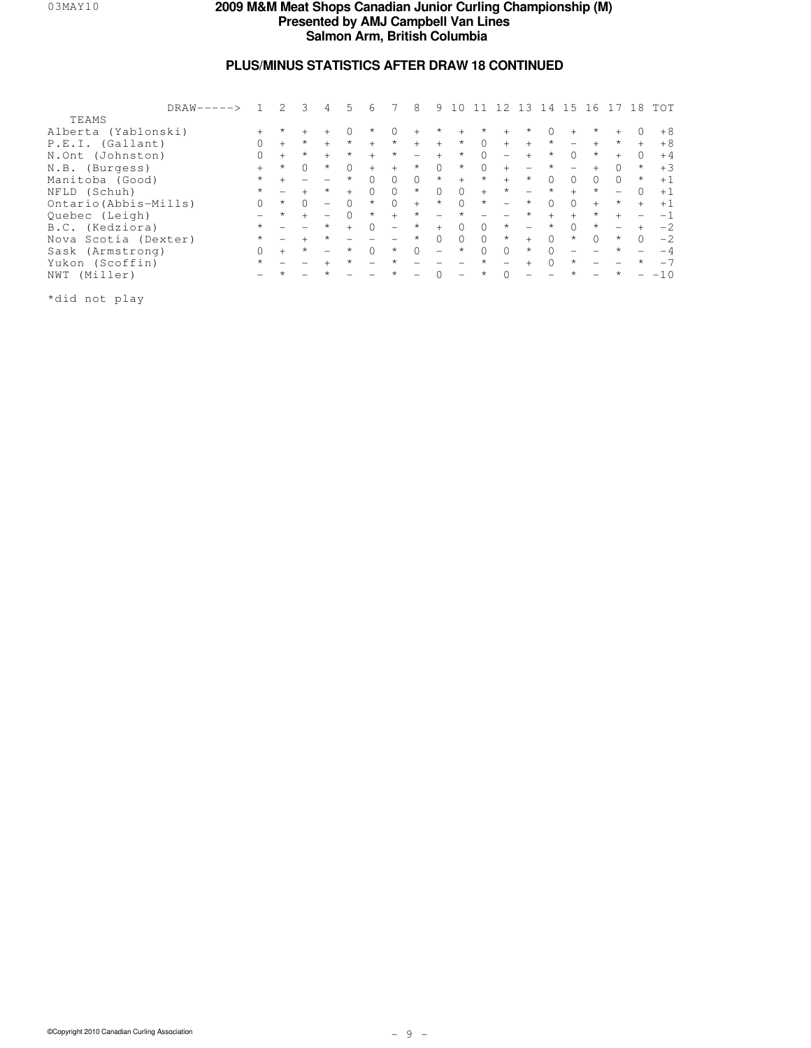# 2009 M&M Meat Shops Canadian Junior Curling Championship (M)
## Presented by AMJ Campbell Van Lines
## Salmon Arm, British Columbia

### PLUS/MINUS STATISTICS AFTER DRAW 18 CONTINUED

| TEAMS | 1 | 2 | 3 | 4 | 5 | 6 | 7 | 8 | 9 | 10 | 11 | 12 | 13 | 14 | 15 | 16 | 17 | 18 | TOT |
|---|---|---|---|---|---|---|---|---|---|---|---|---|---|---|---|---|---|---|---|
| Alberta (Yablonski) | + | * | + | + | 0 | * | 0 | + | * | + | * | + | * | 0 | + | * | + | 0 | +8 |
| P.E.I. (Gallant) | 0 | + | * | + | * | + | * | + | + | * | 0 | + | + | * | - | + | * | + | +8 |
| N.Ont (Johnston) | 0 | + | * | + | * | + | * | - | + | * | 0 | - | + | * | 0 | * | + | 0 | +4 |
| N.B. (Burgess) | + | * | 0 | * | 0 | + | + | * | 0 | * | 0 | + | - | * | - | + | 0 | * | +3 |
| Manitoba (Good) | * | + | - | - | * | 0 | 0 | 0 | * | + | * | + | * | 0 | 0 | 0 | 0 | * | +1 |
| NFLD (Schuh) | * | - | + | * | + | 0 | 0 | * | 0 | 0 | + | * | - | * | + | * | - | 0 | +1 |
| Ontario(Abbis-Mills) | 0 | * | 0 | - | 0 | * | 0 | + | * | 0 | * | - | * | 0 | 0 | + | * | + | +1 |
| Quebec (Leigh) | - | * | + | - | 0 | * | + | * | - | * | - | - | * | + | + | * | + | - | -1 |
| B.C. (Kedziora) | * | - | - | * | + | 0 | - | * | + | 0 | 0 | * | - | * | 0 | * | - | + | -2 |
| Nova Scotia (Dexter) | * | - | + | * | - | - | - | * | 0 | 0 | 0 | * | + | 0 | * | 0 | * | 0 | -2 |
| Sask (Armstrong) | 0 | + | * | - | * | 0 | * | 0 | - | * | 0 | 0 | * | 0 | - | - | * | - | -4 |
| Yukon (Scoffin) | * | - | - | + | * | - | * | - | - | - | * | - | + | 0 | * | - | - | * | -7 |
| NWT (Miller) | - | * | - | * | - | - | * | - | 0 | - | * | 0 | - | - | * | - | * | - | -10 |

*did not play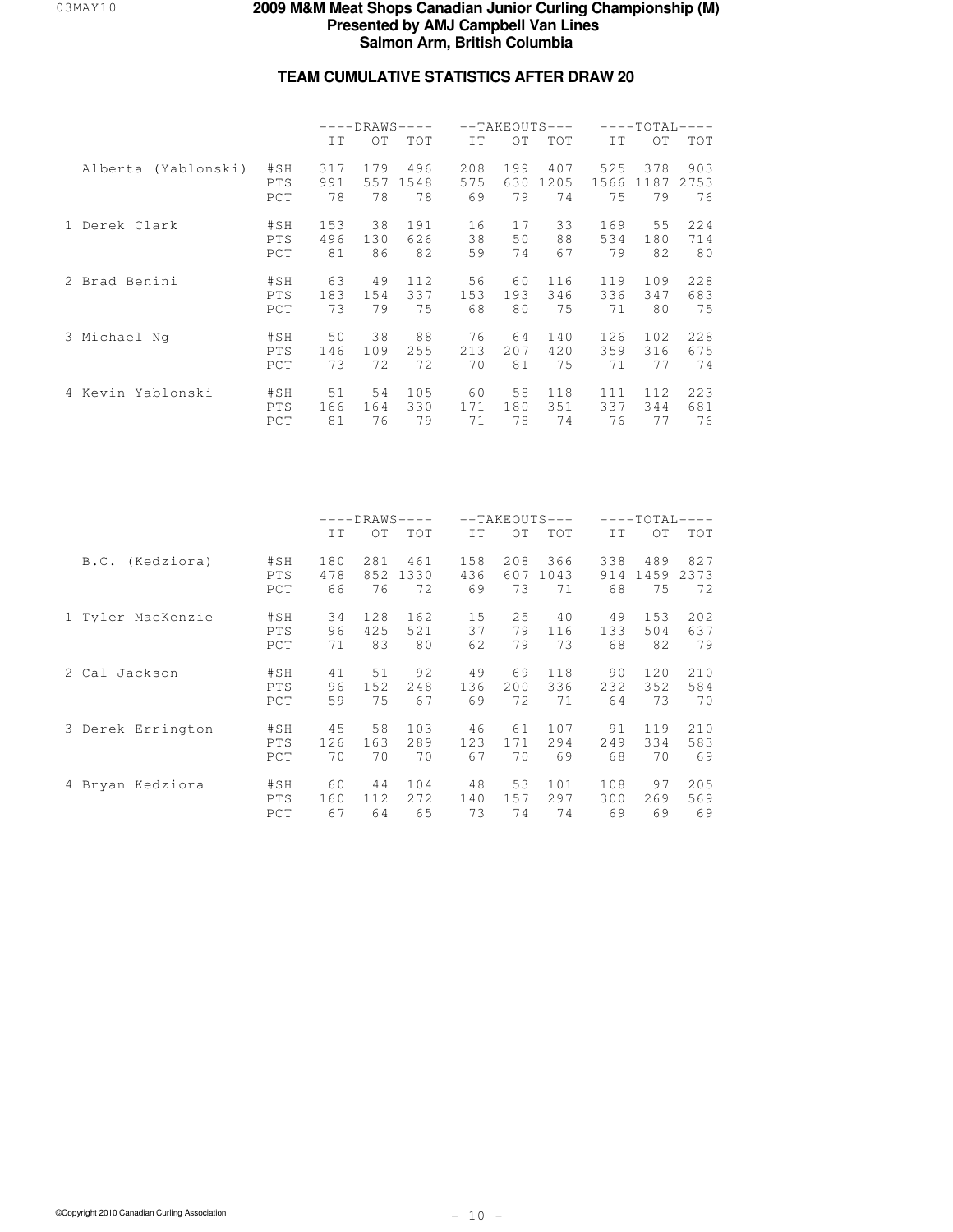# 2009 M&M Meat Shops Canadian Junior Curling Championship (M)
## Presented by AMJ Campbell Van Lines
## Salmon Arm, British Columbia

### TEAM CUMULATIVE STATISTICS AFTER DRAW 20

| | | DRAWS | | | TAKEOUTS | | | TOTAL | | |
|---|---|---|---|---|---|---|---|---|---|---|
| | | IT | OT | TOT | IT | OT | TOT | IT | OT | TOT |
| Alberta (Yablonski) | #SH | 317 | 179 | 496 | 208 | 199 | 407 | 525 | 378 | 903 |
| | PTS | 991 | 557 | 1548 | 575 | 630 | 1205 | 1566 | 1187 | 2753 |
| | PCT | 78 | 78 | 78 | 69 | 79 | 74 | 75 | 79 | 76 |
| 1 Derek Clark | #SH | 153 | 38 | 191 | 16 | 17 | 33 | 169 | 55 | 224 |
| | PTS | 496 | 130 | 626 | 38 | 50 | 88 | 534 | 180 | 714 |
| | PCT | 81 | 86 | 82 | 59 | 74 | 67 | 79 | 82 | 80 |
| 2 Brad Benini | #SH | 63 | 49 | 112 | 56 | 60 | 116 | 119 | 109 | 228 |
| | PTS | 183 | 154 | 337 | 153 | 193 | 346 | 336 | 347 | 683 |
| | PCT | 73 | 79 | 75 | 68 | 80 | 75 | 71 | 80 | 75 |
| 3 Michael Ng | #SH | 50 | 38 | 88 | 76 | 64 | 140 | 126 | 102 | 228 |
| | PTS | 146 | 109 | 255 | 213 | 207 | 420 | 359 | 316 | 675 |
| | PCT | 73 | 72 | 72 | 70 | 81 | 75 | 71 | 77 | 74 |
| 4 Kevin Yablonski | #SH | 51 | 54 | 105 | 60 | 58 | 118 | 111 | 112 | 223 |
| | PTS | 166 | 164 | 330 | 171 | 180 | 351 | 337 | 344 | 681 |
| | PCT | 81 | 76 | 79 | 71 | 78 | 74 | 76 | 77 | 76 |

| | | DRAWS | | | TAKEOUTS | | | TOTAL | | |
|---|---|---|---|---|---|---|---|---|---|---|
| | | IT | OT | TOT | IT | OT | TOT | IT | OT | TOT |
| B.C. (Kedziora) | #SH | 180 | 281 | 461 | 158 | 208 | 366 | 338 | 489 | 827 |
| | PTS | 478 | 852 | 1330 | 436 | 607 | 1043 | 914 | 1459 | 2373 |
| | PCT | 66 | 76 | 72 | 69 | 73 | 71 | 68 | 75 | 72 |
| 1 Tyler MacKenzie | #SH | 34 | 128 | 162 | 15 | 25 | 40 | 49 | 153 | 202 |
| | PTS | 96 | 425 | 521 | 37 | 79 | 116 | 133 | 504 | 637 |
| | PCT | 71 | 83 | 80 | 62 | 79 | 73 | 68 | 82 | 79 |
| 2 Cal Jackson | #SH | 41 | 51 | 92 | 49 | 69 | 118 | 90 | 120 | 210 |
| | PTS | 96 | 152 | 248 | 136 | 200 | 336 | 232 | 352 | 584 |
| | PCT | 59 | 75 | 67 | 69 | 72 | 71 | 64 | 73 | 70 |
| 3 Derek Errington | #SH | 45 | 58 | 103 | 46 | 61 | 107 | 91 | 119 | 210 |
| | PTS | 126 | 163 | 289 | 123 | 171 | 294 | 249 | 334 | 583 |
| | PCT | 70 | 70 | 70 | 67 | 70 | 69 | 68 | 70 | 69 |
| 4 Bryan Kedziora | #SH | 60 | 44 | 104 | 48 | 53 | 101 | 108 | 97 | 205 |
| | PTS | 160 | 112 | 272 | 140 | 157 | 297 | 300 | 269 | 569 |
| | PCT | 67 | 64 | 65 | 73 | 74 | 74 | 69 | 69 | 69 |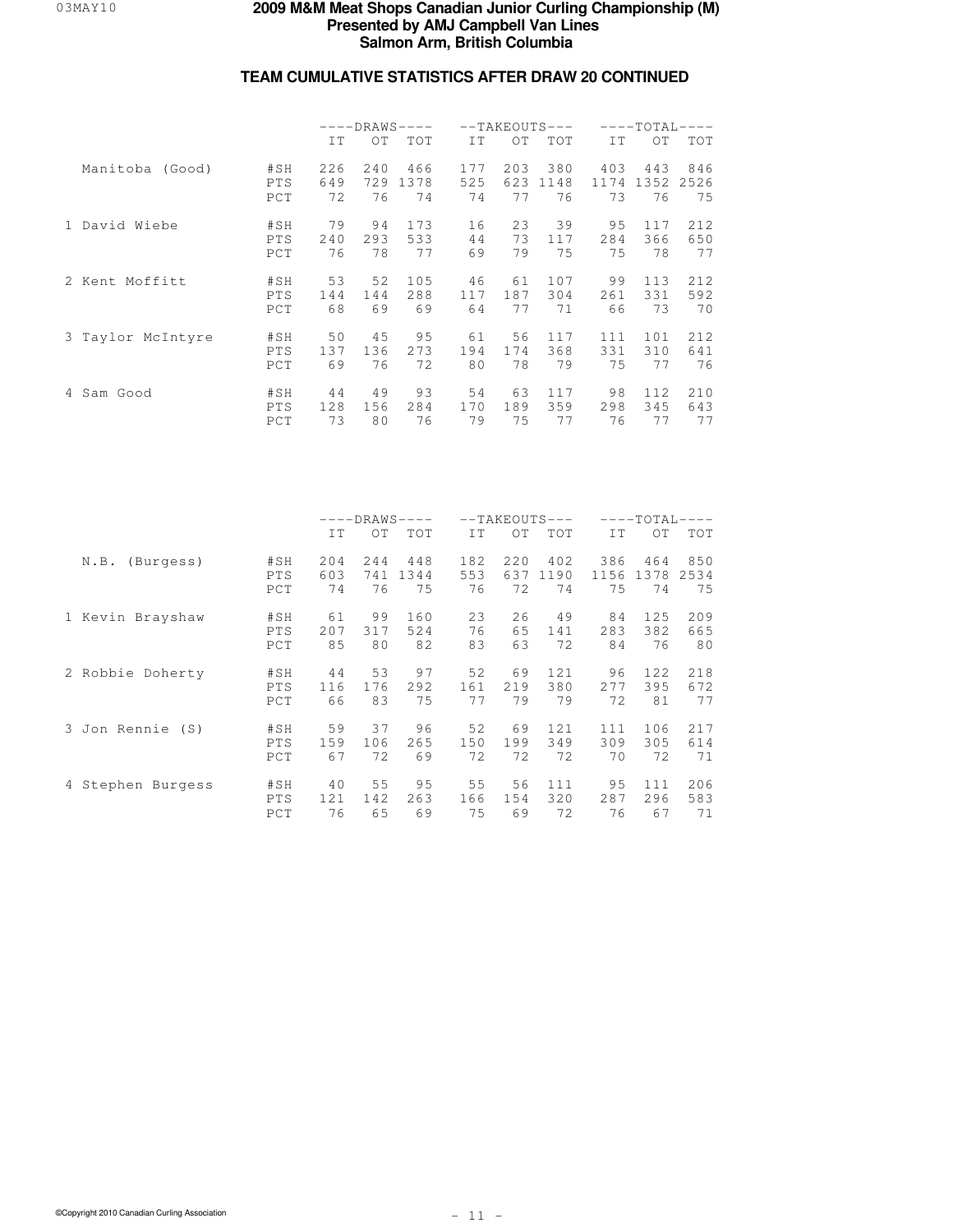# 2009 M&M Meat Shops Canadian Junior Curling Championship (M)
## Presented by AMJ Campbell Van Lines
## Salmon Arm, British Columbia

### TEAM CUMULATIVE STATISTICS AFTER DRAW 20 CONTINUED

| | | DRAWS | | | TAKEOUTS | | | TOTAL | | |
|---|---|---|---|---|---|---|---|---|---|---|
| | | IT | OT | TOT | IT | OT | TOT | IT | OT | TOT |
| Manitoba (Good) | #SH | 226 | 240 | 466 | 177 | 203 | 380 | 403 | 443 | 846 |
| | PTS | 649 | 729 | 1378 | 525 | 623 | 1148 | 1174 | 1352 | 2526 |
| | PCT | 72 | 76 | 74 | 74 | 77 | 76 | 73 | 76 | 75 |
| 1 David Wiebe | #SH | 79 | 94 | 173 | 16 | 23 | 39 | 95 | 117 | 212 |
| | PTS | 240 | 293 | 533 | 44 | 73 | 117 | 284 | 366 | 650 |
| | PCT | 76 | 78 | 77 | 69 | 79 | 75 | 75 | 78 | 77 |
| 2 Kent Moffitt | #SH | 53 | 52 | 105 | 46 | 61 | 107 | 99 | 113 | 212 |
| | PTS | 144 | 144 | 288 | 117 | 187 | 304 | 261 | 331 | 592 |
| | PCT | 68 | 69 | 69 | 64 | 77 | 71 | 66 | 73 | 70 |
| 3 Taylor McIntyre | #SH | 50 | 45 | 95 | 61 | 56 | 117 | 111 | 101 | 212 |
| | PTS | 137 | 136 | 273 | 194 | 174 | 368 | 331 | 310 | 641 |
| | PCT | 69 | 76 | 72 | 80 | 78 | 79 | 75 | 77 | 76 |
| 4 Sam Good | #SH | 44 | 49 | 93 | 54 | 63 | 117 | 98 | 112 | 210 |
| | PTS | 128 | 156 | 284 | 170 | 189 | 359 | 298 | 345 | 643 |
| | PCT | 73 | 80 | 76 | 79 | 75 | 77 | 76 | 77 | 77 |

| | | DRAWS | | | TAKEOUTS | | | TOTAL | | |
|---|---|---|---|---|---|---|---|---|---|---|
| | | IT | OT | TOT | IT | OT | TOT | IT | OT | TOT |
| N.B. (Burgess) | #SH | 204 | 244 | 448 | 182 | 220 | 402 | 386 | 464 | 850 |
| | PTS | 603 | 741 | 1344 | 553 | 637 | 1190 | 1156 | 1378 | 2534 |
| | PCT | 74 | 76 | 75 | 76 | 72 | 74 | 75 | 74 | 75 |
| 1 Kevin Brayshaw | #SH | 61 | 99 | 160 | 23 | 26 | 49 | 84 | 125 | 209 |
| | PTS | 207 | 317 | 524 | 76 | 65 | 141 | 283 | 382 | 665 |
| | PCT | 85 | 80 | 82 | 83 | 63 | 72 | 84 | 76 | 80 |
| 2 Robbie Doherty | #SH | 44 | 53 | 97 | 52 | 69 | 121 | 96 | 122 | 218 |
| | PTS | 116 | 176 | 292 | 161 | 219 | 380 | 277 | 395 | 672 |
| | PCT | 66 | 83 | 75 | 77 | 79 | 79 | 72 | 81 | 77 |
| 3 Jon Rennie (S) | #SH | 59 | 37 | 96 | 52 | 69 | 121 | 111 | 106 | 217 |
| | PTS | 159 | 106 | 265 | 150 | 199 | 349 | 309 | 305 | 614 |
| | PCT | 67 | 72 | 69 | 72 | 72 | 72 | 70 | 72 | 71 |
| 4 Stephen Burgess | #SH | 40 | 55 | 95 | 55 | 56 | 111 | 95 | 111 | 206 |
| | PTS | 121 | 142 | 263 | 166 | 154 | 320 | 287 | 296 | 583 |
| | PCT | 76 | 65 | 69 | 75 | 69 | 72 | 76 | 67 | 71 |

©Copyright 2010 Canadian Curling Association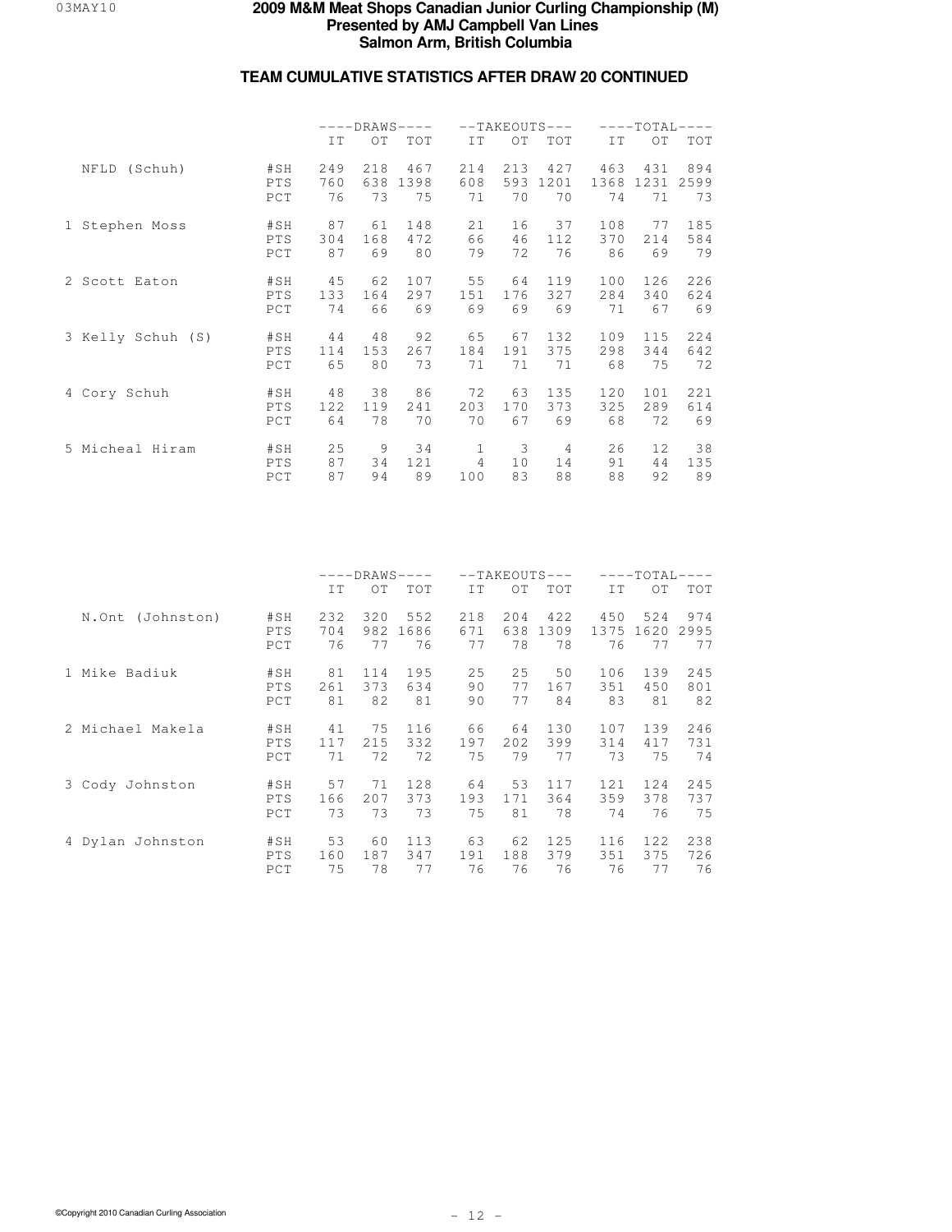# 2009 M&M Meat Shops Canadian Junior Curling Championship (M)
**Presented by AMJ Campbell Van Lines**
**Salmon Arm, British Columbia**

## TEAM CUMULATIVE STATISTICS AFTER DRAW 20 CONTINUED

| | | DRAWS | | | TAKEOUTS | | | TOTAL | | |
|---|---|---|---|---|---|---|---|---|---|---|
| | | IT | OT | TOT | IT | OT | TOT | IT | OT | TOT |
| NFLD (Schuh) | #SH | 249 | 218 | 467 | 214 | 213 | 427 | 463 | 431 | 894 |
| | PTS | 760 | 638 | 1398 | 608 | 593 | 1201 | 1368 | 1231 | 2599 |
| | PCT | 76 | 73 | 75 | 71 | 70 | 70 | 74 | 71 | 73 |
| 1 Stephen Moss | #SH | 87 | 61 | 148 | 21 | 16 | 37 | 108 | 77 | 185 |
| | PTS | 304 | 168 | 472 | 66 | 46 | 112 | 370 | 214 | 584 |
| | PCT | 87 | 69 | 80 | 79 | 72 | 76 | 86 | 69 | 79 |
| 2 Scott Eaton | #SH | 45 | 62 | 107 | 55 | 64 | 119 | 100 | 126 | 226 |
| | PTS | 133 | 164 | 297 | 151 | 176 | 327 | 284 | 340 | 624 |
| | PCT | 74 | 66 | 69 | 69 | 69 | 69 | 71 | 67 | 69 |
| 3 Kelly Schuh (S) | #SH | 44 | 48 | 92 | 65 | 67 | 132 | 109 | 115 | 224 |
| | PTS | 114 | 153 | 267 | 184 | 191 | 375 | 298 | 344 | 642 |
| | PCT | 65 | 80 | 73 | 71 | 71 | 71 | 68 | 75 | 72 |
| 4 Cory Schuh | #SH | 48 | 38 | 86 | 72 | 63 | 135 | 120 | 101 | 221 |
| | PTS | 122 | 119 | 241 | 203 | 170 | 373 | 325 | 289 | 614 |
| | PCT | 64 | 78 | 70 | 70 | 67 | 69 | 68 | 72 | 69 |
| 5 Micheal Hiram | #SH | 25 | 9 | 34 | 1 | 3 | 4 | 26 | 12 | 38 |
| | PTS | 87 | 34 | 121 | 4 | 10 | 14 | 91 | 44 | 135 |
| | PCT | 87 | 94 | 89 | 100 | 83 | 88 | 88 | 92 | 89 |

| | | DRAWS | | | TAKEOUTS | | | TOTAL | | |
|---|---|---|---|---|---|---|---|---|---|---|
| | | IT | OT | TOT | IT | OT | TOT | IT | OT | TOT |
| N.Ont (Johnston) | #SH | 232 | 320 | 552 | 218 | 204 | 422 | 450 | 524 | 974 |
| | PTS | 704 | 982 | 1686 | 671 | 638 | 1309 | 1375 | 1620 | 2995 |
| | PCT | 76 | 77 | 76 | 77 | 78 | 78 | 76 | 77 | 77 |
| 1 Mike Badiuk | #SH | 81 | 114 | 195 | 25 | 25 | 50 | 106 | 139 | 245 |
| | PTS | 261 | 373 | 634 | 90 | 77 | 167 | 351 | 450 | 801 |
| | PCT | 81 | 82 | 81 | 90 | 77 | 84 | 83 | 81 | 82 |
| 2 Michael Makela | #SH | 41 | 75 | 116 | 66 | 64 | 130 | 107 | 139 | 246 |
| | PTS | 117 | 215 | 332 | 197 | 202 | 399 | 314 | 417 | 731 |
| | PCT | 71 | 72 | 72 | 75 | 79 | 77 | 73 | 75 | 74 |
| 3 Cody Johnston | #SH | 57 | 71 | 128 | 64 | 53 | 117 | 121 | 124 | 245 |
| | PTS | 166 | 207 | 373 | 193 | 171 | 364 | 359 | 378 | 737 |
| | PCT | 73 | 73 | 73 | 75 | 81 | 78 | 74 | 76 | 75 |
| 4 Dylan Johnston | #SH | 53 | 60 | 113 | 63 | 62 | 125 | 116 | 122 | 238 |
| | PTS | 160 | 187 | 347 | 191 | 188 | 379 | 351 | 375 | 726 |
| | PCT | 75 | 78 | 77 | 76 | 76 | 76 | 76 | 77 | 76 |

©Copyright 2010 Canadian Curling Association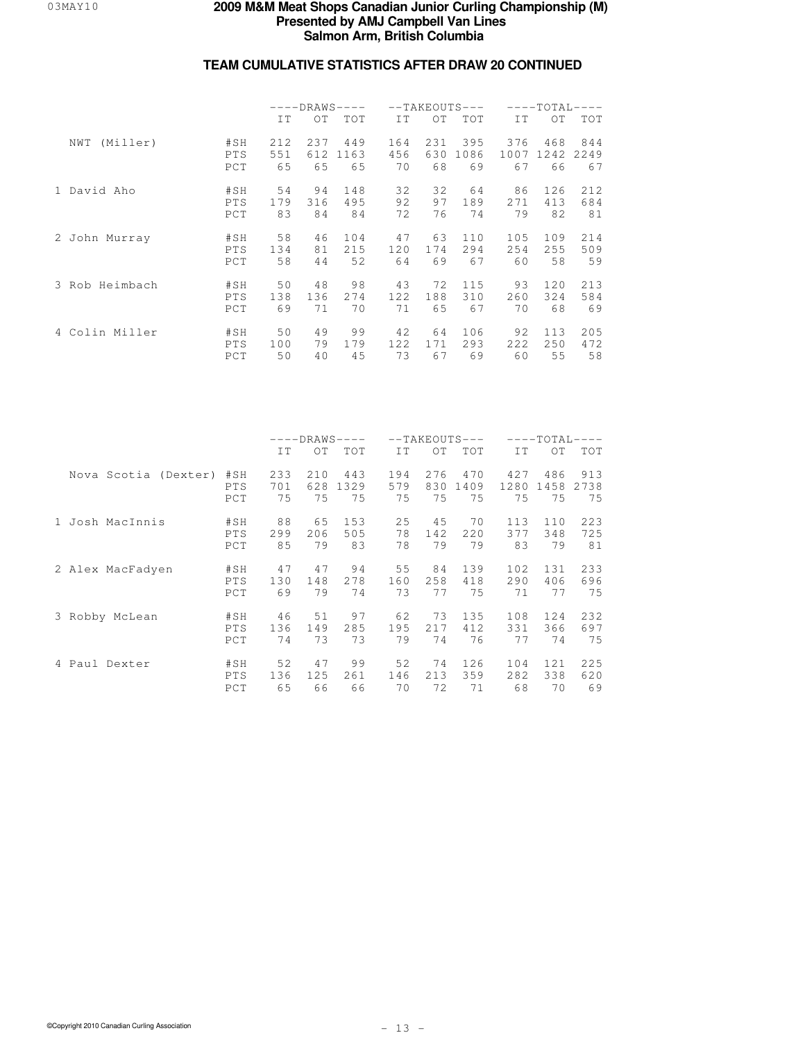# 2009 M&M Meat Shops Canadian Junior Curling Championship (M)
## Presented by AMJ Campbell Van Lines
## Salmon Arm, British Columbia

### TEAM CUMULATIVE STATISTICS AFTER DRAW 20 CONTINUED

| | | DRAWS | | | TAKEOUTS | | | TOTAL | | |
|---|---|---|---|---|---|---|---|---|---|---|
| | | IT | OT | TOT | IT | OT | TOT | IT | OT | TOT |
| NWT (Miller) | #SH | 212 | 237 | 449 | 164 | 231 | 395 | 376 | 468 | 844 |
| | PTS | 551 | 612 | 1163 | 456 | 630 | 1086 | 1007 | 1242 | 2249 |
| | PCT | 65 | 65 | 65 | 70 | 68 | 69 | 67 | 66 | 67 |
| 1 David Aho | #SH | 54 | 94 | 148 | 32 | 32 | 64 | 86 | 126 | 212 |
| | PTS | 179 | 316 | 495 | 92 | 97 | 189 | 271 | 413 | 684 |
| | PCT | 83 | 84 | 84 | 72 | 76 | 74 | 79 | 82 | 81 |
| 2 John Murray | #SH | 58 | 46 | 104 | 47 | 63 | 110 | 105 | 109 | 214 |
| | PTS | 134 | 81 | 215 | 120 | 174 | 294 | 254 | 255 | 509 |
| | PCT | 58 | 44 | 52 | 64 | 69 | 67 | 60 | 58 | 59 |
| 3 Rob Heimbach | #SH | 50 | 48 | 98 | 43 | 72 | 115 | 93 | 120 | 213 |
| | PTS | 138 | 136 | 274 | 122 | 188 | 310 | 260 | 324 | 584 |
| | PCT | 69 | 71 | 70 | 71 | 65 | 67 | 70 | 68 | 69 |
| 4 Colin Miller | #SH | 50 | 49 | 99 | 42 | 64 | 106 | 92 | 113 | 205 |
| | PTS | 100 | 79 | 179 | 122 | 171 | 293 | 222 | 250 | 472 |
| | PCT | 50 | 40 | 45 | 73 | 67 | 69 | 60 | 55 | 58 |

| | | DRAWS | | | TAKEOUTS | | | TOTAL | | |
|---|---|---|---|---|---|---|---|---|---|---|
| | | IT | OT | TOT | IT | OT | TOT | IT | OT | TOT |
| Nova Scotia (Dexter) | #SH | 233 | 210 | 443 | 194 | 276 | 470 | 427 | 486 | 913 |
| | PTS | 701 | 628 | 1329 | 579 | 830 | 1409 | 1280 | 1458 | 2738 |
| | PCT | 75 | 75 | 75 | 75 | 75 | 75 | 75 | 75 | 75 |
| 1 Josh MacInnis | #SH | 88 | 65 | 153 | 25 | 45 | 70 | 113 | 110 | 223 |
| | PTS | 299 | 206 | 505 | 78 | 142 | 220 | 377 | 348 | 725 |
| | PCT | 85 | 79 | 83 | 78 | 79 | 79 | 83 | 79 | 81 |
| 2 Alex MacFadyen | #SH | 47 | 47 | 94 | 55 | 84 | 139 | 102 | 131 | 233 |
| | PTS | 130 | 148 | 278 | 160 | 258 | 418 | 290 | 406 | 696 |
| | PCT | 69 | 79 | 74 | 73 | 77 | 75 | 71 | 77 | 75 |
| 3 Robby McLean | #SH | 46 | 51 | 97 | 62 | 73 | 135 | 108 | 124 | 232 |
| | PTS | 136 | 149 | 285 | 195 | 217 | 412 | 331 | 366 | 697 |
| | PCT | 74 | 73 | 73 | 79 | 74 | 76 | 77 | 74 | 75 |
| 4 Paul Dexter | #SH | 52 | 47 | 99 | 52 | 74 | 126 | 104 | 121 | 225 |
| | PTS | 136 | 125 | 261 | 146 | 213 | 359 | 282 | 338 | 620 |
| | PCT | 65 | 66 | 66 | 70 | 72 | 71 | 68 | 70 | 69 |

©Copyright 2010 Canadian Curling Association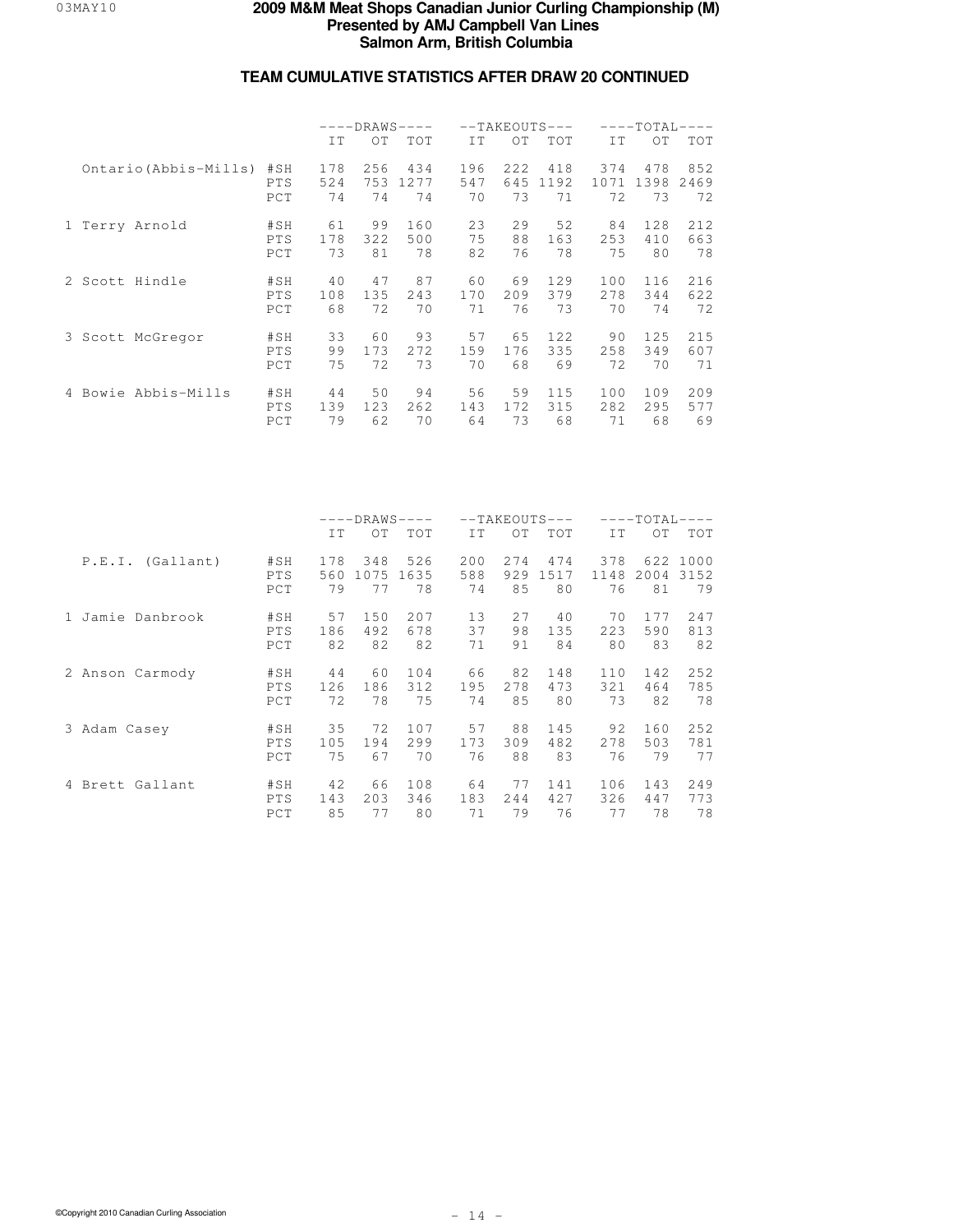# 2009 M&M Meat Shops Canadian Junior Curling Championship (M)

**Presented by AMJ Campbell Van Lines**

**Salmon Arm, British Columbia**

## TEAM CUMULATIVE STATISTICS AFTER DRAW 20 CONTINUED

| | | DRAWS | | | TAKEOUTS | | | TOTAL | | |
|---|---|---|---|---|---|---|---|---|---|---|
| | | IT | OT | TOT | IT | OT | TOT | IT | OT | TOT |
| Ontario(Abbis-Mills) | #SH | 178 | 256 | 434 | 196 | 222 | 418 | 374 | 478 | 852 |
| | PTS | 524 | 753 | 1277 | 547 | 645 | 1192 | 1071 | 1398 | 2469 |
| | PCT | 74 | 74 | 74 | 70 | 73 | 71 | 72 | 73 | 72 |
| 1 Terry Arnold | #SH | 61 | 99 | 160 | 23 | 29 | 52 | 84 | 128 | 212 |
| | PTS | 178 | 322 | 500 | 75 | 88 | 163 | 253 | 410 | 663 |
| | PCT | 73 | 81 | 78 | 82 | 76 | 78 | 75 | 80 | 78 |
| 2 Scott Hindle | #SH | 40 | 47 | 87 | 60 | 69 | 129 | 100 | 116 | 216 |
| | PTS | 108 | 135 | 243 | 170 | 209 | 379 | 278 | 344 | 622 |
| | PCT | 68 | 72 | 70 | 71 | 76 | 73 | 70 | 74 | 72 |
| 3 Scott McGregor | #SH | 33 | 60 | 93 | 57 | 65 | 122 | 90 | 125 | 215 |
| | PTS | 99 | 173 | 272 | 159 | 176 | 335 | 258 | 349 | 607 |
| | PCT | 75 | 72 | 73 | 70 | 68 | 69 | 72 | 70 | 71 |
| 4 Bowie Abbis-Mills | #SH | 44 | 50 | 94 | 56 | 59 | 115 | 100 | 109 | 209 |
| | PTS | 139 | 123 | 262 | 143 | 172 | 315 | 282 | 295 | 577 |
| | PCT | 79 | 62 | 70 | 64 | 73 | 68 | 71 | 68 | 69 |

| | | DRAWS | | | TAKEOUTS | | | TOTAL | | |
|---|---|---|---|---|---|---|---|---|---|---|
| | | IT | OT | TOT | IT | OT | TOT | IT | OT | TOT |
| P.E.I. (Gallant) | #SH | 178 | 348 | 526 | 200 | 274 | 474 | 378 | 622 | 1000 |
| | PTS | 560 | 1075 | 1635 | 588 | 929 | 1517 | 1148 | 2004 | 3152 |
| | PCT | 79 | 77 | 78 | 74 | 85 | 80 | 76 | 81 | 79 |
| 1 Jamie Danbrook | #SH | 57 | 150 | 207 | 13 | 27 | 40 | 70 | 177 | 247 |
| | PTS | 186 | 492 | 678 | 37 | 98 | 135 | 223 | 590 | 813 |
| | PCT | 82 | 82 | 82 | 71 | 91 | 84 | 80 | 83 | 82 |
| 2 Anson Carmody | #SH | 44 | 60 | 104 | 66 | 82 | 148 | 110 | 142 | 252 |
| | PTS | 126 | 186 | 312 | 195 | 278 | 473 | 321 | 464 | 785 |
| | PCT | 72 | 78 | 75 | 74 | 85 | 80 | 73 | 82 | 78 |
| 3 Adam Casey | #SH | 35 | 72 | 107 | 57 | 88 | 145 | 92 | 160 | 252 |
| | PTS | 105 | 194 | 299 | 173 | 309 | 482 | 278 | 503 | 781 |
| | PCT | 75 | 67 | 70 | 76 | 88 | 83 | 76 | 79 | 77 |
| 4 Brett Gallant | #SH | 42 | 66 | 108 | 64 | 77 | 141 | 106 | 143 | 249 |
| | PTS | 143 | 203 | 346 | 183 | 244 | 427 | 326 | 447 | 773 |
| | PCT | 85 | 77 | 80 | 71 | 79 | 76 | 77 | 78 | 78 |

©Copyright 2010 Canadian Curling Association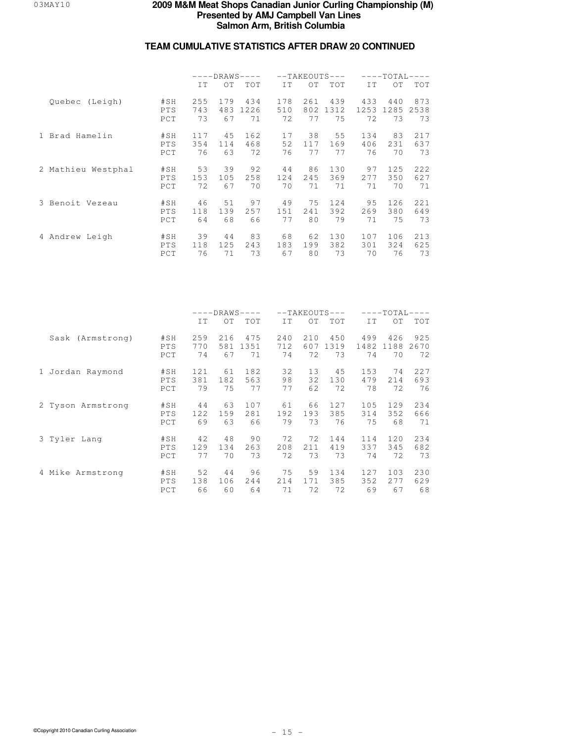# 2009 M&M Meat Shops Canadian Junior Curling Championship (M)

**Presented by AMJ Campbell Van Lines**

**Salmon Arm, British Columbia**

## TEAM CUMULATIVE STATISTICS AFTER DRAW 20 CONTINUED

| | | DRAWS | | | TAKEOUTS | | | TOTAL | | |
|---|---|---|---|---|---|---|---|---|---|---|
| | | IT | OT | TOT | IT | OT | TOT | IT | OT | TOT |
| Quebec (Leigh) | #SH | 255 | 179 | 434 | 178 | 261 | 439 | 433 | 440 | 873 |
| | PTS | 743 | 483 | 1226 | 510 | 802 | 1312 | 1253 | 1285 | 2538 |
| | PCT | 73 | 67 | 71 | 72 | 77 | 75 | 72 | 73 | 73 |
| 1 Brad Hamelin | #SH | 117 | 45 | 162 | 17 | 38 | 55 | 134 | 83 | 217 |
| | PTS | 354 | 114 | 468 | 52 | 117 | 169 | 406 | 231 | 637 |
| | PCT | 76 | 63 | 72 | 76 | 77 | 77 | 76 | 70 | 73 |
| 2 Mathieu Westphal | #SH | 53 | 39 | 92 | 44 | 86 | 130 | 97 | 125 | 222 |
| | PTS | 153 | 105 | 258 | 124 | 245 | 369 | 277 | 350 | 627 |
| | PCT | 72 | 67 | 70 | 70 | 71 | 71 | 71 | 70 | 71 |
| 3 Benoit Vezeau | #SH | 46 | 51 | 97 | 49 | 75 | 124 | 95 | 126 | 221 |
| | PTS | 118 | 139 | 257 | 151 | 241 | 392 | 269 | 380 | 649 |
| | PCT | 64 | 68 | 66 | 77 | 80 | 79 | 71 | 75 | 73 |
| 4 Andrew Leigh | #SH | 39 | 44 | 83 | 68 | 62 | 130 | 107 | 106 | 213 |
| | PTS | 118 | 125 | 243 | 183 | 199 | 382 | 301 | 324 | 625 |
| | PCT | 76 | 71 | 73 | 67 | 80 | 73 | 70 | 76 | 73 |

| | | DRAWS | | | TAKEOUTS | | | TOTAL | | |
|---|---|---|---|---|---|---|---|---|---|---|
| | | IT | OT | TOT | IT | OT | TOT | IT | OT | TOT |
| Sask (Armstrong) | #SH | 259 | 216 | 475 | 240 | 210 | 450 | 499 | 426 | 925 |
| | PTS | 770 | 581 | 1351 | 712 | 607 | 1319 | 1482 | 1188 | 2670 |
| | PCT | 74 | 67 | 71 | 74 | 72 | 73 | 74 | 70 | 72 |
| 1 Jordan Raymond | #SH | 121 | 61 | 182 | 32 | 13 | 45 | 153 | 74 | 227 |
| | PTS | 381 | 182 | 563 | 98 | 32 | 130 | 479 | 214 | 693 |
| | PCT | 79 | 75 | 77 | 77 | 62 | 72 | 78 | 72 | 76 |
| 2 Tyson Armstrong | #SH | 44 | 63 | 107 | 61 | 66 | 127 | 105 | 129 | 234 |
| | PTS | 122 | 159 | 281 | 192 | 193 | 385 | 314 | 352 | 666 |
| | PCT | 69 | 63 | 66 | 79 | 73 | 76 | 75 | 68 | 71 |
| 3 Tyler Lang | #SH | 42 | 48 | 90 | 72 | 72 | 144 | 114 | 120 | 234 |
| | PTS | 129 | 134 | 263 | 208 | 211 | 419 | 337 | 345 | 682 |
| | PCT | 77 | 70 | 73 | 72 | 73 | 73 | 74 | 72 | 73 |
| 4 Mike Armstrong | #SH | 52 | 44 | 96 | 75 | 59 | 134 | 127 | 103 | 230 |
| | PTS | 138 | 106 | 244 | 214 | 171 | 385 | 352 | 277 | 629 |
| | PCT | 66 | 60 | 64 | 71 | 72 | 72 | 69 | 67 | 68 |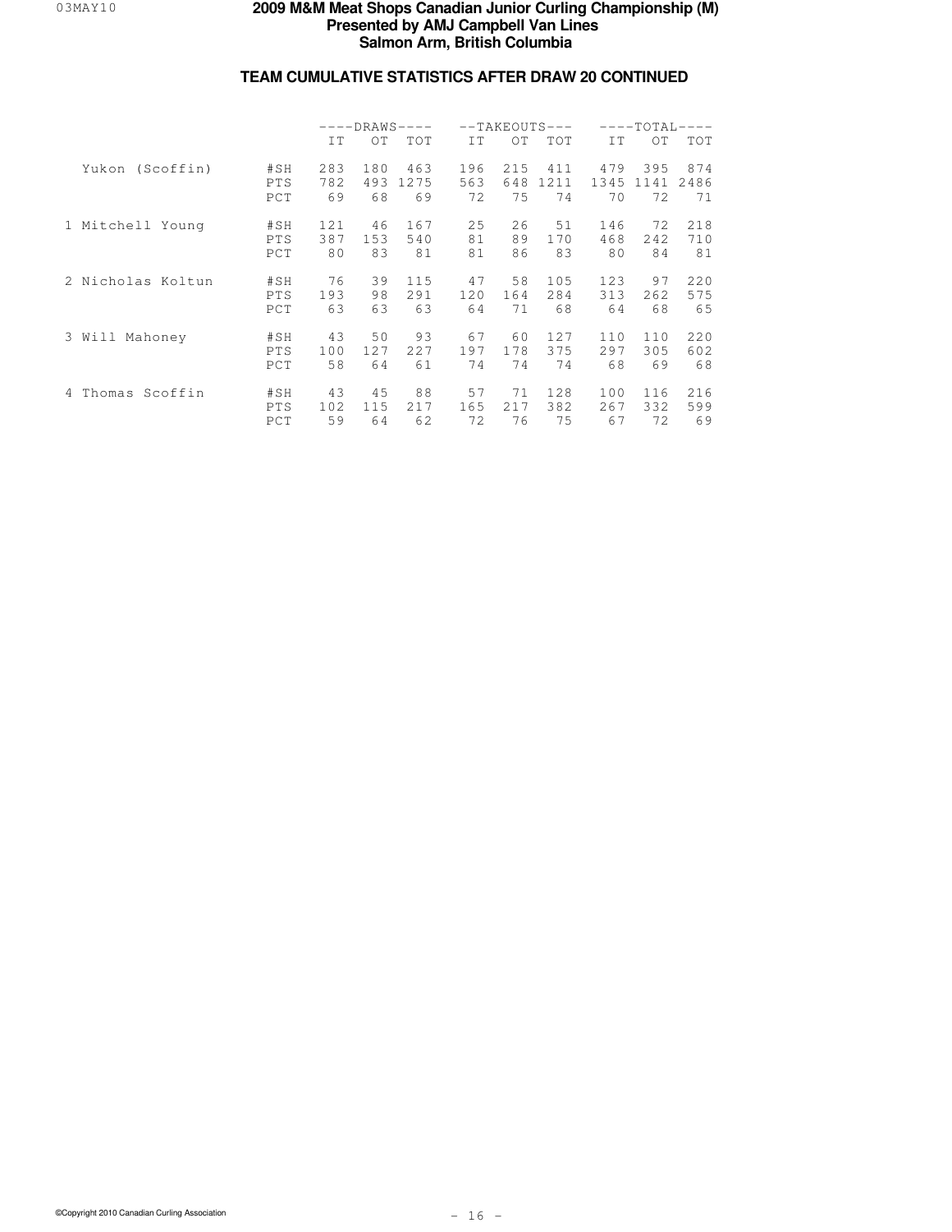# 2009 M&M Meat Shops Canadian Junior Curling Championship (M)
## Presented by AMJ Campbell Van Lines
## Salmon Arm, British Columbia

### TEAM CUMULATIVE STATISTICS AFTER DRAW 20 CONTINUED

| | | DRAWS | | | TAKEOUTS | | | TOTAL | | |
|---|---|---|---|---|---|---|---|---|---|---|
| | | IT | OT | TOT | IT | OT | TOT | IT | OT | TOT |
| Yukon (Scoffin) | #SH | 283 | 180 | 463 | 196 | 215 | 411 | 479 | 395 | 874 |
| | PTS | 782 | 493 | 1275 | 563 | 648 | 1211 | 1345 | 1141 | 2486 |
| | PCT | 69 | 68 | 69 | 72 | 75 | 74 | 70 | 72 | 71 |
| 1 Mitchell Young | #SH | 121 | 46 | 167 | 25 | 26 | 51 | 146 | 72 | 218 |
| | PTS | 387 | 153 | 540 | 81 | 89 | 170 | 468 | 242 | 710 |
| | PCT | 80 | 83 | 81 | 81 | 86 | 83 | 80 | 84 | 81 |
| 2 Nicholas Koltun | #SH | 76 | 39 | 115 | 47 | 58 | 105 | 123 | 97 | 220 |
| | PTS | 193 | 98 | 291 | 120 | 164 | 284 | 313 | 262 | 575 |
| | PCT | 63 | 63 | 63 | 64 | 71 | 68 | 64 | 68 | 65 |
| 3 Will Mahoney | #SH | 43 | 50 | 93 | 67 | 60 | 127 | 110 | 110 | 220 |
| | PTS | 100 | 127 | 227 | 197 | 178 | 375 | 297 | 305 | 602 |
| | PCT | 58 | 64 | 61 | 74 | 74 | 74 | 68 | 69 | 68 |
| 4 Thomas Scoffin | #SH | 43 | 45 | 88 | 57 | 71 | 128 | 100 | 116 | 216 |
| | PTS | 102 | 115 | 217 | 165 | 217 | 382 | 267 | 332 | 599 |
| | PCT | 59 | 64 | 62 | 72 | 76 | 75 | 67 | 72 | 69 |

©Copyright 2010 Canadian Curling Association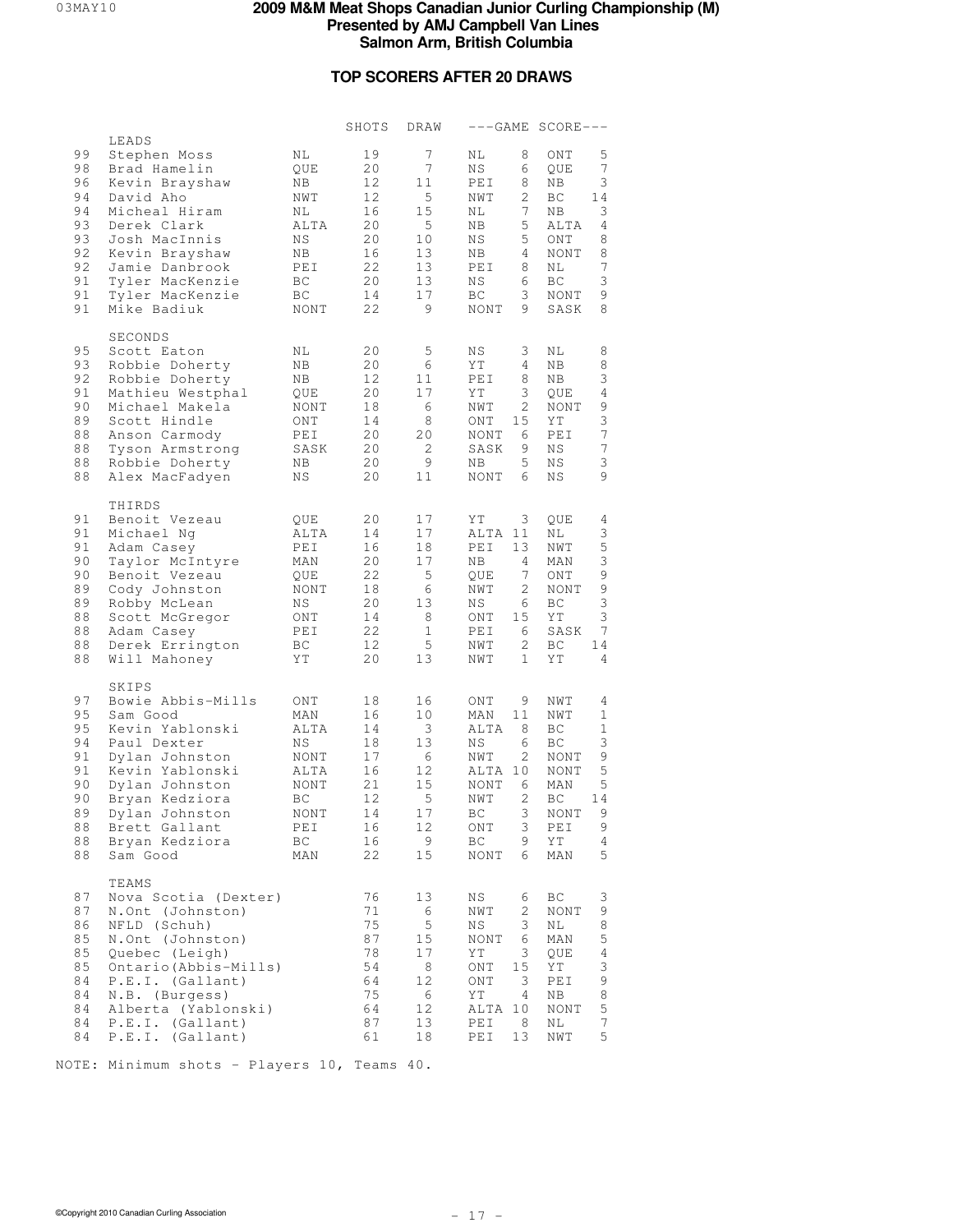# 2009 M&M Meat Shops Canadian Junior Curling Championship (M)

**Presented by AMJ Campbell Van Lines**
**Salmon Arm, British Columbia**

## TOP SCORERS AFTER 20 DRAWS

| % | Name | Team | SHOTS | DRAW | GAME SCORE | | | |
|---|---|---|---|---|---|---|---|---|
| | **LEADS** | | | | | | | |
| 99 | Stephen Moss | NL | 19 | 7 | NL | 8 | ONT | 5 |
| 98 | Brad Hamelin | QUE | 20 | 7 | NS | 6 | QUE | 7 |
| 96 | Kevin Brayshaw | NB | 12 | 11 | PEI | 8 | NB | 3 |
| 94 | David Aho | NWT | 12 | 5 | NWT | 2 | BC | 14 |
| 94 | Micheal Hiram | NL | 16 | 15 | NL | 7 | NB | 3 |
| 93 | Derek Clark | ALTA | 20 | 5 | NB | 5 | ALTA | 4 |
| 93 | Josh MacInnis | NS | 20 | 10 | NS | 5 | ONT | 8 |
| 92 | Kevin Brayshaw | NB | 16 | 13 | NB | 4 | NONT | 8 |
| 92 | Jamie Danbrook | PEI | 22 | 13 | PEI | 8 | NL | 7 |
| 91 | Tyler MacKenzie | BC | 20 | 13 | NS | 6 | BC | 3 |
| 91 | Tyler MacKenzie | BC | 14 | 17 | BC | 3 | NONT | 9 |
| 91 | Mike Badiuk | NONT | 22 | 9 | NONT | 9 | SASK | 8 |
| | **SECONDS** | | | | | | | |
| 95 | Scott Eaton | NL | 20 | 5 | NS | 3 | NL | 8 |
| 93 | Robbie Doherty | NB | 20 | 6 | YT | 4 | NB | 8 |
| 92 | Robbie Doherty | NB | 12 | 11 | PEI | 8 | NB | 3 |
| 91 | Mathieu Westphal | QUE | 20 | 17 | YT | 3 | QUE | 4 |
| 90 | Michael Makela | NONT | 18 | 6 | NWT | 2 | NONT | 9 |
| 89 | Scott Hindle | ONT | 14 | 8 | ONT | 15 | YT | 3 |
| 88 | Anson Carmody | PEI | 20 | 20 | NONT | 6 | PEI | 7 |
| 88 | Tyson Armstrong | SASK | 20 | 2 | SASK | 9 | NS | 7 |
| 88 | Robbie Doherty | NB | 20 | 9 | NB | 5 | NS | 3 |
| 88 | Alex MacFadyen | NS | 20 | 11 | NONT | 6 | NS | 9 |
| | **THIRDS** | | | | | | | |
| 91 | Benoit Vezeau | QUE | 20 | 17 | YT | 3 | QUE | 4 |
| 91 | Michael Ng | ALTA | 14 | 17 | ALTA | 11 | NL | 3 |
| 91 | Adam Casey | PEI | 16 | 18 | PEI | 13 | NWT | 5 |
| 90 | Taylor McIntyre | MAN | 20 | 17 | NB | 4 | MAN | 3 |
| 90 | Benoit Vezeau | QUE | 22 | 5 | QUE | 7 | ONT | 9 |
| 89 | Cody Johnston | NONT | 18 | 6 | NWT | 2 | NONT | 9 |
| 89 | Robby McLean | NS | 20 | 13 | NS | 6 | BC | 3 |
| 88 | Scott McGregor | ONT | 14 | 8 | ONT | 15 | YT | 3 |
| 88 | Adam Casey | PEI | 22 | 1 | PEI | 6 | SASK | 7 |
| 88 | Derek Errington | BC | 12 | 5 | NWT | 2 | BC | 14 |
| 88 | Will Mahoney | YT | 20 | 13 | NWT | 1 | YT | 4 |
| | **SKIPS** | | | | | | | |
| 97 | Bowie Abbis-Mills | ONT | 18 | 16 | ONT | 9 | NWT | 4 |
| 95 | Sam Good | MAN | 16 | 10 | MAN | 11 | NWT | 1 |
| 95 | Kevin Yablonski | ALTA | 14 | 3 | ALTA | 8 | BC | 1 |
| 94 | Paul Dexter | NS | 18 | 13 | NS | 6 | BC | 3 |
| 91 | Dylan Johnston | NONT | 17 | 6 | NWT | 2 | NONT | 9 |
| 91 | Kevin Yablonski | ALTA | 16 | 12 | ALTA | 10 | NONT | 5 |
| 90 | Dylan Johnston | NONT | 21 | 15 | NONT | 6 | MAN | 5 |
| 90 | Bryan Kedziora | BC | 12 | 5 | NWT | 2 | BC | 14 |
| 89 | Dylan Johnston | NONT | 14 | 17 | BC | 3 | NONT | 9 |
| 88 | Brett Gallant | PEI | 16 | 12 | ONT | 3 | PEI | 9 |
| 88 | Bryan Kedziora | BC | 16 | 9 | BC | 9 | YT | 4 |
| 88 | Sam Good | MAN | 22 | 15 | NONT | 6 | MAN | 5 |
| | **TEAMS** | | | | | | | |
| 87 | Nova Scotia (Dexter) | | 76 | 13 | NS | 6 | BC | 3 |
| 87 | N.Ont (Johnston) | | 71 | 6 | NWT | 2 | NONT | 9 |
| 86 | NFLD (Schuh) | | 75 | 5 | NS | 3 | NL | 8 |
| 85 | N.Ont (Johnston) | | 87 | 15 | NONT | 6 | MAN | 5 |
| 85 | Quebec (Leigh) | | 78 | 17 | YT | 3 | QUE | 4 |
| 85 | Ontario(Abbis-Mills) | | 54 | 8 | ONT | 15 | YT | 3 |
| 84 | P.E.I. (Gallant) | | 64 | 12 | ONT | 3 | PEI | 9 |
| 84 | N.B. (Burgess) | | 75 | 6 | YT | 4 | NB | 8 |
| 84 | Alberta (Yablonski) | | 64 | 12 | ALTA | 10 | NONT | 5 |
| 84 | P.E.I. (Gallant) | | 87 | 13 | PEI | 8 | NL | 7 |
| 84 | P.E.I. (Gallant) | | 61 | 18 | PEI | 13 | NWT | 5 |

NOTE: Minimum shots - Players 10, Teams 40.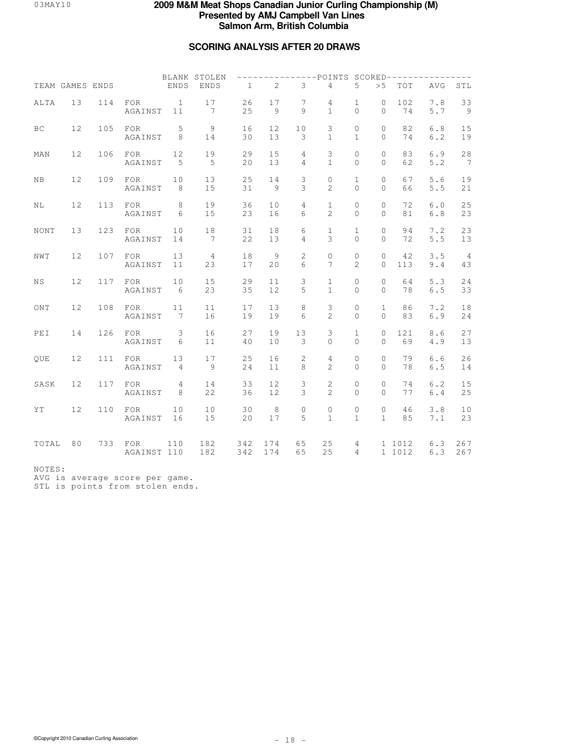# 2009 M&M Meat Shops Canadian Junior Curling Championship (M)
**Presented by AMJ Campbell Van Lines**
**Salmon Arm, British Columbia**

## SCORING ANALYSIS AFTER 20 DRAWS

| TEAM | GAMES | ENDS | | BLANK ENDS | STOLEN ENDS | POINTS SCORED 1 | 2 | 3 | 4 | 5 | >5 | TOT | AVG | STL |
|---|---|---|---|---|---|---|---|---|---|---|---|---|---|---|
| ALTA | 13 | 114 | FOR | 1 | 17 | 26 | 17 | 7 | 4 | 1 | 0 | 102 | 7.8 | 33 |
| | | | AGAINST | 11 | 7 | 25 | 9 | 9 | 1 | 0 | 0 | 74 | 5.7 | 9 |
| BC | 12 | 105 | FOR | 5 | 9 | 16 | 12 | 10 | 3 | 0 | 0 | 82 | 6.8 | 15 |
| | | | AGAINST | 8 | 14 | 30 | 13 | 3 | 1 | 1 | 0 | 74 | 6.2 | 19 |
| MAN | 12 | 106 | FOR | 12 | 19 | 29 | 15 | 4 | 3 | 0 | 0 | 83 | 6.9 | 28 |
| | | | AGAINST | 5 | 5 | 20 | 13 | 4 | 1 | 0 | 0 | 62 | 5.2 | 7 |
| NB | 12 | 109 | FOR | 10 | 13 | 25 | 14 | 3 | 0 | 1 | 0 | 67 | 5.6 | 19 |
| | | | AGAINST | 8 | 15 | 31 | 9 | 3 | 2 | 0 | 0 | 66 | 5.5 | 21 |
| NL | 12 | 113 | FOR | 8 | 19 | 36 | 10 | 4 | 1 | 0 | 0 | 72 | 6.0 | 25 |
| | | | AGAINST | 6 | 15 | 23 | 16 | 6 | 2 | 0 | 0 | 81 | 6.8 | 23 |
| NONT | 13 | 123 | FOR | 10 | 18 | 31 | 18 | 6 | 1 | 1 | 0 | 94 | 7.2 | 23 |
| | | | AGAINST | 14 | 7 | 22 | 13 | 4 | 3 | 0 | 0 | 72 | 5.5 | 13 |
| NWT | 12 | 107 | FOR | 13 | 4 | 18 | 9 | 2 | 0 | 0 | 0 | 42 | 3.5 | 4 |
| | | | AGAINST | 11 | 23 | 17 | 20 | 6 | 7 | 2 | 0 | 113 | 9.4 | 43 |
| NS | 12 | 117 | FOR | 10 | 15 | 29 | 11 | 3 | 1 | 0 | 0 | 64 | 5.3 | 24 |
| | | | AGAINST | 6 | 23 | 35 | 12 | 5 | 1 | 0 | 0 | 78 | 6.5 | 33 |
| ONT | 12 | 108 | FOR | 11 | 11 | 17 | 13 | 8 | 3 | 0 | 1 | 86 | 7.2 | 18 |
| | | | AGAINST | 7 | 16 | 19 | 19 | 6 | 2 | 0 | 0 | 83 | 6.9 | 24 |
| PEI | 14 | 126 | FOR | 3 | 16 | 27 | 19 | 13 | 3 | 1 | 0 | 121 | 8.6 | 27 |
| | | | AGAINST | 6 | 11 | 40 | 10 | 3 | 0 | 0 | 0 | 69 | 4.9 | 13 |
| QUE | 12 | 111 | FOR | 13 | 17 | 25 | 16 | 2 | 4 | 0 | 0 | 79 | 6.6 | 26 |
| | | | AGAINST | 4 | 9 | 24 | 11 | 8 | 2 | 0 | 0 | 78 | 6.5 | 14 |
| SASK | 12 | 117 | FOR | 4 | 14 | 33 | 12 | 3 | 2 | 0 | 0 | 74 | 6.2 | 15 |
| | | | AGAINST | 8 | 22 | 36 | 12 | 3 | 2 | 0 | 0 | 77 | 6.4 | 25 |
| YT | 12 | 110 | FOR | 10 | 10 | 30 | 8 | 0 | 0 | 0 | 0 | 46 | 3.8 | 10 |
| | | | AGAINST | 16 | 15 | 20 | 17 | 5 | 1 | 1 | 1 | 85 | 7.1 | 23 |
| TOTAL | 80 | 733 | FOR | 110 | 182 | 342 | 174 | 65 | 25 | 4 | 1 | 1012 | 6.3 | 267 |
| | | | AGAINST | 110 | 182 | 342 | 174 | 65 | 25 | 4 | 1 | 1012 | 6.3 | 267 |

NOTES:
AVG is average score per game.
STL is points from stolen ends.

©Copyright 2010 Canadian Curling Association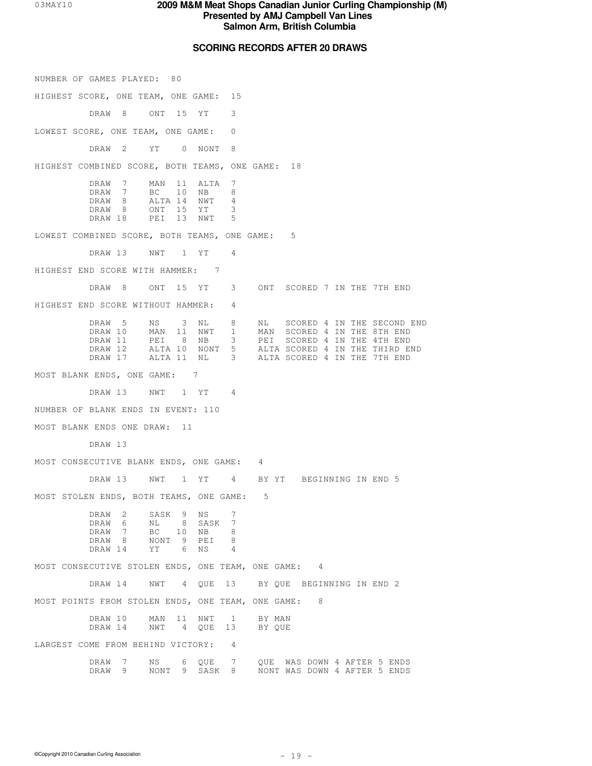# 2009 M&M Meat Shops Canadian Junior Curling Championship (M)
## Presented by AMJ Campbell Van Lines
## Salmon Arm, British Columbia

### SCORING RECORDS AFTER 20 DRAWS

NUMBER OF GAMES PLAYED: 80

HIGHEST SCORE, ONE TEAM, ONE GAME: 15

| Draw | Team | Score | Team | Score |
|---|---|---|---|---|
| DRAW 8 | ONT | 15 | YT | 3 |

LOWEST SCORE, ONE TEAM, ONE GAME: 0

| Draw | Team | Score | Team | Score |
|---|---|---|---|---|
| DRAW 2 | YT | 0 | NONT | 8 |

HIGHEST COMBINED SCORE, BOTH TEAMS, ONE GAME: 18

| Draw | Team | Score | Team | Score |
|---|---|---|---|---|
| DRAW 7 | MAN | 11 | ALTA | 7 |
| DRAW 7 | BC | 10 | NB | 8 |
| DRAW 8 | ALTA | 14 | NWT | 4 |
| DRAW 8 | ONT | 15 | YT | 3 |
| DRAW 18 | PEI | 13 | NWT | 5 |

LOWEST COMBINED SCORE, BOTH TEAMS, ONE GAME: 5

| Draw | Team | Score | Team | Score |
|---|---|---|---|---|
| DRAW 13 | NWT | 1 | YT | 4 |

HIGHEST END SCORE WITH HAMMER: 7

| Draw | Team | Score | Team | Score | Note |
|---|---|---|---|---|---|
| DRAW 8 | ONT | 15 | YT | 3 | ONT SCORED 7 IN THE 7TH END |

HIGHEST END SCORE WITHOUT HAMMER: 4

| Draw | Team | Score | Team | Score | Note |
|---|---|---|---|---|---|
| DRAW 5 | NS | 3 | NL | 8 | NL SCORED 4 IN THE SECOND END |
| DRAW 10 | MAN | 11 | NWT | 1 | MAN SCORED 4 IN THE 8TH END |
| DRAW 11 | PEI | 8 | NB | 3 | PEI SCORED 4 IN THE 4TH END |
| DRAW 12 | ALTA | 10 | NONT | 5 | ALTA SCORED 4 IN THE THIRD END |
| DRAW 17 | ALTA | 11 | NL | 3 | ALTA SCORED 4 IN THE 7TH END |

MOST BLANK ENDS, ONE GAME: 7

| Draw | Team | Score | Team | Score |
|---|---|---|---|---|
| DRAW 13 | NWT | 1 | YT | 4 |

NUMBER OF BLANK ENDS IN EVENT: 110

MOST BLANK ENDS ONE DRAW: 11

DRAW 13

MOST CONSECUTIVE BLANK ENDS, ONE GAME: 4

| Draw | Team | Score | Team | Score | Note |
|---|---|---|---|---|---|
| DRAW 13 | NWT | 1 | YT | 4 | BY YT BEGINNING IN END 5 |

MOST STOLEN ENDS, BOTH TEAMS, ONE GAME: 5

| Draw | Team | Score | Team | Score |
|---|---|---|---|---|
| DRAW 2 | SASK | 9 | NS | 7 |
| DRAW 6 | NL | 8 | SASK | 7 |
| DRAW 7 | BC | 10 | NB | 8 |
| DRAW 8 | NONT | 9 | PEI | 8 |
| DRAW 14 | YT | 6 | NS | 4 |

MOST CONSECUTIVE STOLEN ENDS, ONE TEAM, ONE GAME: 4

| Draw | Team | Score | Team | Score | Note |
|---|---|---|---|---|---|
| DRAW 14 | NWT | 4 | QUE | 13 | BY QUE BEGINNING IN END 2 |

MOST POINTS FROM STOLEN ENDS, ONE TEAM, ONE GAME: 8

| Draw | Team | Score | Team | Score | Note |
|---|---|---|---|---|---|
| DRAW 10 | MAN | 11 | NWT | 1 | BY MAN |
| DRAW 14 | NWT | 4 | QUE | 13 | BY QUE |

LARGEST COME FROM BEHIND VICTORY: 4

| Draw | Team | Score | Team | Score | Note |
|---|---|---|---|---|---|
| DRAW 7 | NS | 6 | QUE | 7 | QUE WAS DOWN 4 AFTER 5 ENDS |
| DRAW 9 | NONT | 9 | SASK | 8 | NONT WAS DOWN 4 AFTER 5 ENDS |

©Copyright 2010 Canadian Curling Association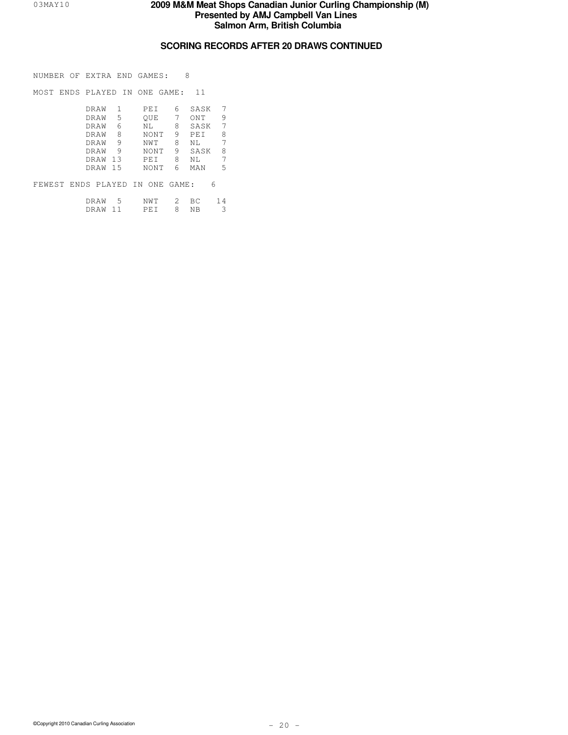# 2009 M&M Meat Shops Canadian Junior Curling Championship (M)

**Presented by AMJ Campbell Van Lines**

**Salmon Arm, British Columbia**

## SCORING RECORDS AFTER 20 DRAWS CONTINUED

NUMBER OF EXTRA END GAMES: 8

MOST ENDS PLAYED IN ONE GAME: 11

| Draw | Team | Score | Team | Score |
|---|---|---|---|---|
| DRAW 1 | PEI | 6 | SASK | 7 |
| DRAW 5 | QUE | 7 | ONT | 9 |
| DRAW 6 | NL | 8 | SASK | 7 |
| DRAW 8 | NONT | 9 | PEI | 8 |
| DRAW 9 | NWT | 8 | NL | 7 |
| DRAW 9 | NONT | 9 | SASK | 8 |
| DRAW 13 | PEI | 8 | NL | 7 |
| DRAW 15 | NONT | 6 | MAN | 5 |

FEWEST ENDS PLAYED IN ONE GAME: 6

| Draw | Team | Score | Team | Score |
|---|---|---|---|---|
| DRAW 5 | NWT | 2 | BC | 14 |
| DRAW 11 | PEI | 8 | NB | 3 |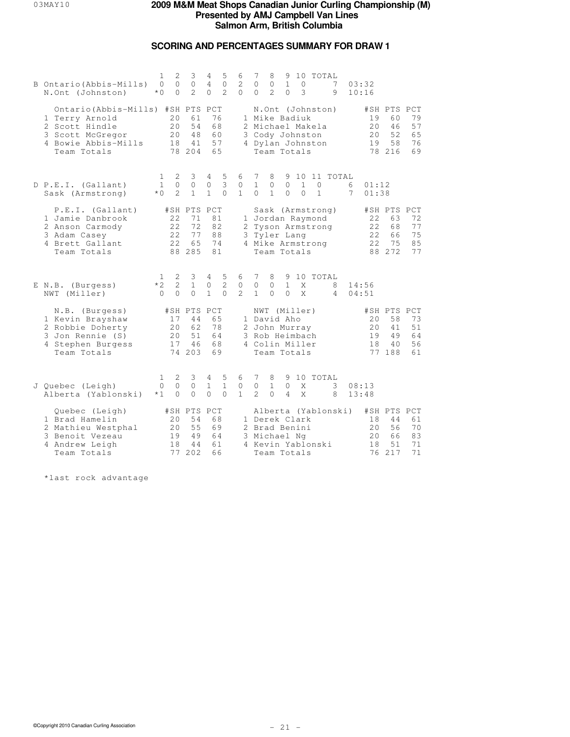# 2009 M&M Meat Shops Canadian Junior Curling Championship (M)

**Presented by AMJ Campbell Van Lines**

**Salmon Arm, British Columbia**

## SCORING AND PERCENTAGES SUMMARY FOR DRAW 1

### B

| | Team | 1 | 2 | 3 | 4 | 5 | 6 | 7 | 8 | 9 | 10 | TOTAL | Time |
|---|---|---|---|---|---|---|---|---|---|---|---|---|---|
| B | Ontario(Abbis-Mills) | 0 | 0 | 0 | 4 | 0 | 2 | 0 | 0 | 1 | 0 | 7 | 03:32 |
| | N.Ont (Johnston) | *0 | 0 | 2 | 0 | 2 | 0 | 0 | 2 | 0 | 3 | 9 | 10:16 |

| Ontario(Abbis-Mills) | #SH | PTS | PCT | N.Ont (Johnston) | #SH | PTS | PCT |
|---|---|---|---|---|---|---|---|
| 1 Terry Arnold | 20 | 61 | 76 | 1 Mike Badiuk | 19 | 60 | 79 |
| 2 Scott Hindle | 20 | 54 | 68 | 2 Michael Makela | 20 | 46 | 57 |
| 3 Scott McGregor | 20 | 48 | 60 | 3 Cody Johnston | 20 | 52 | 65 |
| 4 Bowie Abbis-Mills | 18 | 41 | 57 | 4 Dylan Johnston | 19 | 58 | 76 |
| Team Totals | 78 | 204 | 65 | Team Totals | 78 | 216 | 69 |

### D

| | Team | 1 | 2 | 3 | 4 | 5 | 6 | 7 | 8 | 9 | 10 | 11 | TOTAL | Time |
|---|---|---|---|---|---|---|---|---|---|---|---|---|---|---|
| D | P.E.I. (Gallant) | 1 | 0 | 0 | 0 | 3 | 0 | 1 | 0 | 0 | 1 | 0 | 6 | 01:12 |
| | Sask (Armstrong) | *0 | 2 | 1 | 1 | 0 | 1 | 0 | 1 | 0 | 0 | 1 | 7 | 01:38 |

| P.E.I. (Gallant) | #SH | PTS | PCT | Sask (Armstrong) | #SH | PTS | PCT |
|---|---|---|---|---|---|---|---|
| 1 Jamie Danbrook | 22 | 71 | 81 | 1 Jordan Raymond | 22 | 63 | 72 |
| 2 Anson Carmody | 22 | 72 | 82 | 2 Tyson Armstrong | 22 | 68 | 77 |
| 3 Adam Casey | 22 | 77 | 88 | 3 Tyler Lang | 22 | 66 | 75 |
| 4 Brett Gallant | 22 | 65 | 74 | 4 Mike Armstrong | 22 | 75 | 85 |
| Team Totals | 88 | 285 | 81 | Team Totals | 88 | 272 | 77 |

### E

| | Team | 1 | 2 | 3 | 4 | 5 | 6 | 7 | 8 | 9 | 10 | TOTAL | Time |
|---|---|---|---|---|---|---|---|---|---|---|---|---|---|
| E | N.B. (Burgess) | *2 | 2 | 1 | 0 | 2 | 0 | 0 | 0 | 1 | X | 8 | 14:56 |
| | NWT (Miller) | 0 | 0 | 0 | 1 | 0 | 2 | 1 | 0 | 0 | X | 4 | 04:51 |

| N.B. (Burgess) | #SH | PTS | PCT | NWT (Miller) | #SH | PTS | PCT |
|---|---|---|---|---|---|---|---|
| 1 Kevin Brayshaw | 17 | 44 | 65 | 1 David Aho | 20 | 58 | 73 |
| 2 Robbie Doherty | 20 | 62 | 78 | 2 John Murray | 20 | 41 | 51 |
| 3 Jon Rennie (S) | 20 | 51 | 64 | 3 Rob Heimbach | 19 | 49 | 64 |
| 4 Stephen Burgess | 17 | 46 | 68 | 4 Colin Miller | 18 | 40 | 56 |
| Team Totals | 74 | 203 | 69 | Team Totals | 77 | 188 | 61 |

### J

| | Team | 1 | 2 | 3 | 4 | 5 | 6 | 7 | 8 | 9 | 10 | TOTAL | Time |
|---|---|---|---|---|---|---|---|---|---|---|---|---|---|
| J | Quebec (Leigh) | 0 | 0 | 0 | 1 | 1 | 0 | 0 | 1 | 0 | X | 3 | 08:13 |
| | Alberta (Yablonski) | *1 | 0 | 0 | 0 | 0 | 1 | 2 | 0 | 4 | X | 8 | 13:48 |

| Quebec (Leigh) | #SH | PTS | PCT | Alberta (Yablonski) | #SH | PTS | PCT |
|---|---|---|---|---|---|---|---|
| 1 Brad Hamelin | 20 | 54 | 68 | 1 Derek Clark | 18 | 44 | 61 |
| 2 Mathieu Westphal | 20 | 55 | 69 | 2 Brad Benini | 20 | 56 | 70 |
| 3 Benoit Vezeau | 19 | 49 | 64 | 3 Michael Ng | 20 | 66 | 83 |
| 4 Andrew Leigh | 18 | 44 | 61 | 4 Kevin Yablonski | 18 | 51 | 71 |
| Team Totals | 77 | 202 | 66 | Team Totals | 76 | 217 | 71 |

*last rock advantage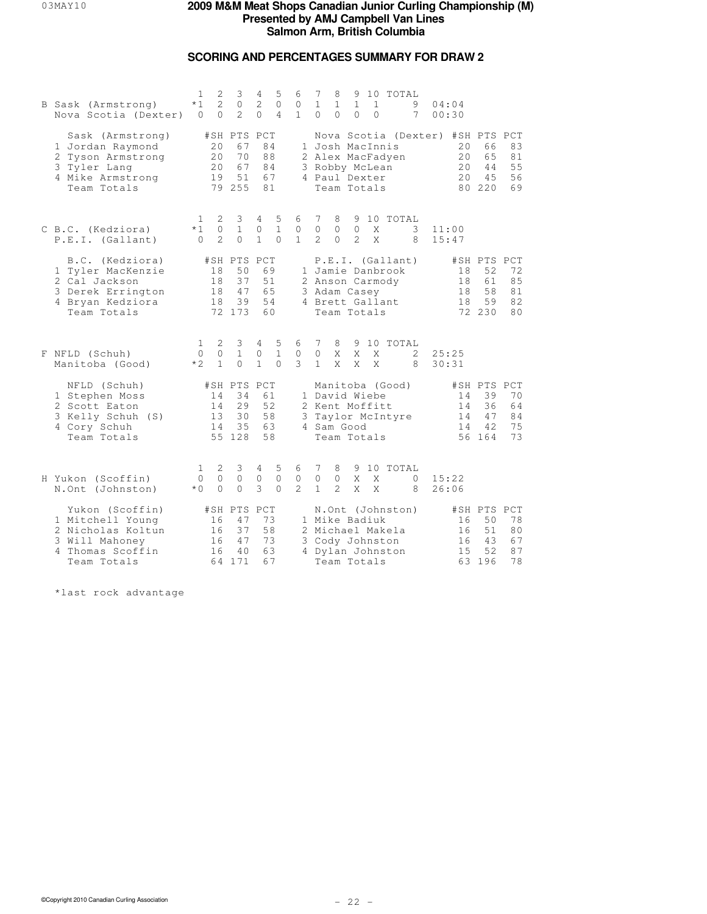# 2009 M&M Meat Shops Canadian Junior Curling Championship (M)
## Presented by AMJ Campbell Van Lines
## Salmon Arm, British Columbia

### SCORING AND PERCENTAGES SUMMARY FOR DRAW 2

| B | 1 | 2 | 3 | 4 | 5 | 6 | 7 | 8 | 9 | 10 | TOTAL | |
|---|---|---|---|---|---|---|---|---|---|---|---|---|
| Sask (Armstrong) | *1 | 2 | 0 | 2 | 0 | 0 | 1 | 1 | 1 | 1 | 9 | 04:04 |
| Nova Scotia (Dexter) | 0 | 0 | 2 | 0 | 4 | 1 | 0 | 0 | 0 | 0 | 7 | 00:30 |

| Sask (Armstrong) | #SH | PTS | PCT | Nova Scotia (Dexter) | #SH | PTS | PCT |
|---|---|---|---|---|---|---|---|
| 1 Jordan Raymond | 20 | 67 | 84 | 1 Josh MacInnis | 20 | 66 | 83 |
| 2 Tyson Armstrong | 20 | 70 | 88 | 2 Alex MacFadyen | 20 | 65 | 81 |
| 3 Tyler Lang | 20 | 67 | 84 | 3 Robby McLean | 20 | 44 | 55 |
| 4 Mike Armstrong | 19 | 51 | 67 | 4 Paul Dexter | 20 | 45 | 56 |
| Team Totals | 79 | 255 | 81 | Team Totals | 80 | 220 | 69 |

| C | 1 | 2 | 3 | 4 | 5 | 6 | 7 | 8 | 9 | 10 | TOTAL | |
|---|---|---|---|---|---|---|---|---|---|---|---|---|
| B.C. (Kedziora) | *1 | 0 | 1 | 0 | 1 | 0 | 0 | 0 | 0 | X | 3 | 11:00 |
| P.E.I. (Gallant) | 0 | 2 | 0 | 1 | 0 | 1 | 2 | 0 | 2 | X | 8 | 15:47 |

| B.C. (Kedziora) | #SH | PTS | PCT | P.E.I. (Gallant) | #SH | PTS | PCT |
|---|---|---|---|---|---|---|---|
| 1 Tyler MacKenzie | 18 | 50 | 69 | 1 Jamie Danbrook | 18 | 52 | 72 |
| 2 Cal Jackson | 18 | 37 | 51 | 2 Anson Carmody | 18 | 61 | 85 |
| 3 Derek Errington | 18 | 47 | 65 | 3 Adam Casey | 18 | 58 | 81 |
| 4 Bryan Kedziora | 18 | 39 | 54 | 4 Brett Gallant | 18 | 59 | 82 |
| Team Totals | 72 | 173 | 60 | Team Totals | 72 | 230 | 80 |

| F | 1 | 2 | 3 | 4 | 5 | 6 | 7 | 8 | 9 | 10 | TOTAL | |
|---|---|---|---|---|---|---|---|---|---|---|---|---|
| NFLD (Schuh) | 0 | 0 | 1 | 0 | 1 | 0 | 0 | X | X | X | 2 | 25:25 |
| Manitoba (Good) | *2 | 1 | 0 | 1 | 0 | 3 | 1 | X | X | X | 8 | 30:31 |

| NFLD (Schuh) | #SH | PTS | PCT | Manitoba (Good) | #SH | PTS | PCT |
|---|---|---|---|---|---|---|---|
| 1 Stephen Moss | 14 | 34 | 61 | 1 David Wiebe | 14 | 39 | 70 |
| 2 Scott Eaton | 14 | 29 | 52 | 2 Kent Moffitt | 14 | 36 | 64 |
| 3 Kelly Schuh (S) | 13 | 30 | 58 | 3 Taylor McIntyre | 14 | 47 | 84 |
| 4 Cory Schuh | 14 | 35 | 63 | 4 Sam Good | 14 | 42 | 75 |
| Team Totals | 55 | 128 | 58 | Team Totals | 56 | 164 | 73 |

| H | 1 | 2 | 3 | 4 | 5 | 6 | 7 | 8 | 9 | 10 | TOTAL | |
|---|---|---|---|---|---|---|---|---|---|---|---|---|
| Yukon (Scoffin) | 0 | 0 | 0 | 0 | 0 | 0 | 0 | 0 | X | X | 0 | 15:22 |
| N.Ont (Johnston) | *0 | 0 | 0 | 3 | 0 | 2 | 1 | 2 | X | X | 8 | 26:06 |

| Yukon (Scoffin) | #SH | PTS | PCT | N.Ont (Johnston) | #SH | PTS | PCT |
|---|---|---|---|---|---|---|---|
| 1 Mitchell Young | 16 | 47 | 73 | 1 Mike Badiuk | 16 | 50 | 78 |
| 2 Nicholas Koltun | 16 | 37 | 58 | 2 Michael Makela | 16 | 51 | 80 |
| 3 Will Mahoney | 16 | 47 | 73 | 3 Cody Johnston | 16 | 43 | 67 |
| 4 Thomas Scoffin | 16 | 40 | 63 | 4 Dylan Johnston | 15 | 52 | 87 |
| Team Totals | 64 | 171 | 67 | Team Totals | 63 | 196 | 78 |

*last rock advantage

©Copyright 2010 Canadian Curling Association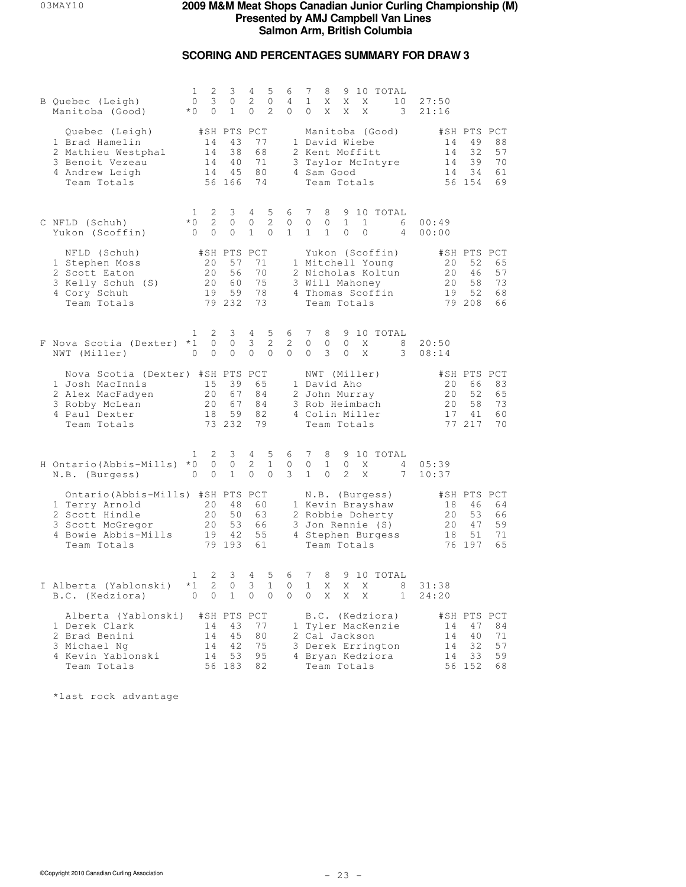# 2009 M&M Meat Shops Canadian Junior Curling Championship (M)
## Presented by AMJ Campbell Van Lines
## Salmon Arm, British Columbia

### SCORING AND PERCENTAGES SUMMARY FOR DRAW 3

| B | 1 | 2 | 3 | 4 | 5 | 6 | 7 | 8 | 9 | 10 | TOTAL | |
|---|---|---|---|---|---|---|---|---|---|---|---|---|
| Quebec (Leigh) | 0 | 3 | 0 | 2 | 0 | 4 | 1 | X | X | X | 10 | 27:50 |
| Manitoba (Good) | *0 | 0 | 1 | 0 | 2 | 0 | 0 | X | X | X | 3 | 21:16 |

| Quebec (Leigh) | #SH | PTS | PCT | Manitoba (Good) | #SH | PTS | PCT |
|---|---|---|---|---|---|---|---|
| 1 Brad Hamelin | 14 | 43 | 77 | 1 David Wiebe | 14 | 49 | 88 |
| 2 Mathieu Westphal | 14 | 38 | 68 | 2 Kent Moffitt | 14 | 32 | 57 |
| 3 Benoit Vezeau | 14 | 40 | 71 | 3 Taylor McIntyre | 14 | 39 | 70 |
| 4 Andrew Leigh | 14 | 45 | 80 | 4 Sam Good | 14 | 34 | 61 |
| Team Totals | 56 | 166 | 74 | Team Totals | 56 | 154 | 69 |

| C | 1 | 2 | 3 | 4 | 5 | 6 | 7 | 8 | 9 | 10 | TOTAL | |
|---|---|---|---|---|---|---|---|---|---|---|---|---|
| NFLD (Schuh) | *0 | 2 | 0 | 0 | 2 | 0 | 0 | 0 | 1 | 1 | 6 | 00:49 |
| Yukon (Scoffin) | 0 | 0 | 0 | 1 | 0 | 1 | 1 | 1 | 0 | 0 | 4 | 00:00 |

| NFLD (Schuh) | #SH | PTS | PCT | Yukon (Scoffin) | #SH | PTS | PCT |
|---|---|---|---|---|---|---|---|
| 1 Stephen Moss | 20 | 57 | 71 | 1 Mitchell Young | 20 | 52 | 65 |
| 2 Scott Eaton | 20 | 56 | 70 | 2 Nicholas Koltun | 20 | 46 | 57 |
| 3 Kelly Schuh (S) | 20 | 60 | 75 | 3 Will Mahoney | 20 | 58 | 73 |
| 4 Cory Schuh | 19 | 59 | 78 | 4 Thomas Scoffin | 19 | 52 | 68 |
| Team Totals | 79 | 232 | 73 | Team Totals | 79 | 208 | 66 |

| F | 1 | 2 | 3 | 4 | 5 | 6 | 7 | 8 | 9 | 10 | TOTAL | |
|---|---|---|---|---|---|---|---|---|---|---|---|---|
| Nova Scotia (Dexter) | *1 | 0 | 0 | 3 | 2 | 2 | 0 | 0 | 0 | X | 8 | 20:50 |
| NWT (Miller) | 0 | 0 | 0 | 0 | 0 | 0 | 0 | 3 | 0 | X | 3 | 08:14 |

| Nova Scotia (Dexter) | #SH | PTS | PCT | NWT (Miller) | #SH | PTS | PCT |
|---|---|---|---|---|---|---|---|
| 1 Josh MacInnis | 15 | 39 | 65 | 1 David Aho | 20 | 66 | 83 |
| 2 Alex MacFadyen | 20 | 67 | 84 | 2 John Murray | 20 | 52 | 65 |
| 3 Robby McLean | 20 | 67 | 84 | 3 Rob Heimbach | 20 | 58 | 73 |
| 4 Paul Dexter | 18 | 59 | 82 | 4 Colin Miller | 17 | 41 | 60 |
| Team Totals | 73 | 232 | 79 | Team Totals | 77 | 217 | 70 |

| H | 1 | 2 | 3 | 4 | 5 | 6 | 7 | 8 | 9 | 10 | TOTAL | |
|---|---|---|---|---|---|---|---|---|---|---|---|---|
| Ontario(Abbis-Mills) | *0 | 0 | 0 | 2 | 1 | 0 | 0 | 1 | 0 | X | 4 | 05:39 |
| N.B. (Burgess) | 0 | 0 | 1 | 0 | 0 | 3 | 1 | 0 | 2 | X | 7 | 10:37 |

| Ontario(Abbis-Mills) | #SH | PTS | PCT | N.B. (Burgess) | #SH | PTS | PCT |
|---|---|---|---|---|---|---|---|
| 1 Terry Arnold | 20 | 48 | 60 | 1 Kevin Brayshaw | 18 | 46 | 64 |
| 2 Scott Hindle | 20 | 50 | 63 | 2 Robbie Doherty | 20 | 53 | 66 |
| 3 Scott McGregor | 20 | 53 | 66 | 3 Jon Rennie (S) | 20 | 47 | 59 |
| 4 Bowie Abbis-Mills | 19 | 42 | 55 | 4 Stephen Burgess | 18 | 51 | 71 |
| Team Totals | 79 | 193 | 61 | Team Totals | 76 | 197 | 65 |

| I | 1 | 2 | 3 | 4 | 5 | 6 | 7 | 8 | 9 | 10 | TOTAL | |
|---|---|---|---|---|---|---|---|---|---|---|---|---|
| Alberta (Yablonski) | *1 | 2 | 0 | 3 | 1 | 0 | 1 | X | X | X | 8 | 31:38 |
| B.C. (Kedziora) | 0 | 0 | 1 | 0 | 0 | 0 | 0 | X | X | X | 1 | 24:20 |

| Alberta (Yablonski) | #SH | PTS | PCT | B.C. (Kedziora) | #SH | PTS | PCT |
|---|---|---|---|---|---|---|---|
| 1 Derek Clark | 14 | 43 | 77 | 1 Tyler MacKenzie | 14 | 47 | 84 |
| 2 Brad Benini | 14 | 45 | 80 | 2 Cal Jackson | 14 | 40 | 71 |
| 3 Michael Ng | 14 | 42 | 75 | 3 Derek Errington | 14 | 32 | 57 |
| 4 Kevin Yablonski | 14 | 53 | 95 | 4 Bryan Kedziora | 14 | 33 | 59 |
| Team Totals | 56 | 183 | 82 | Team Totals | 56 | 152 | 68 |

*last rock advantage

©Copyright 2010 Canadian Curling Association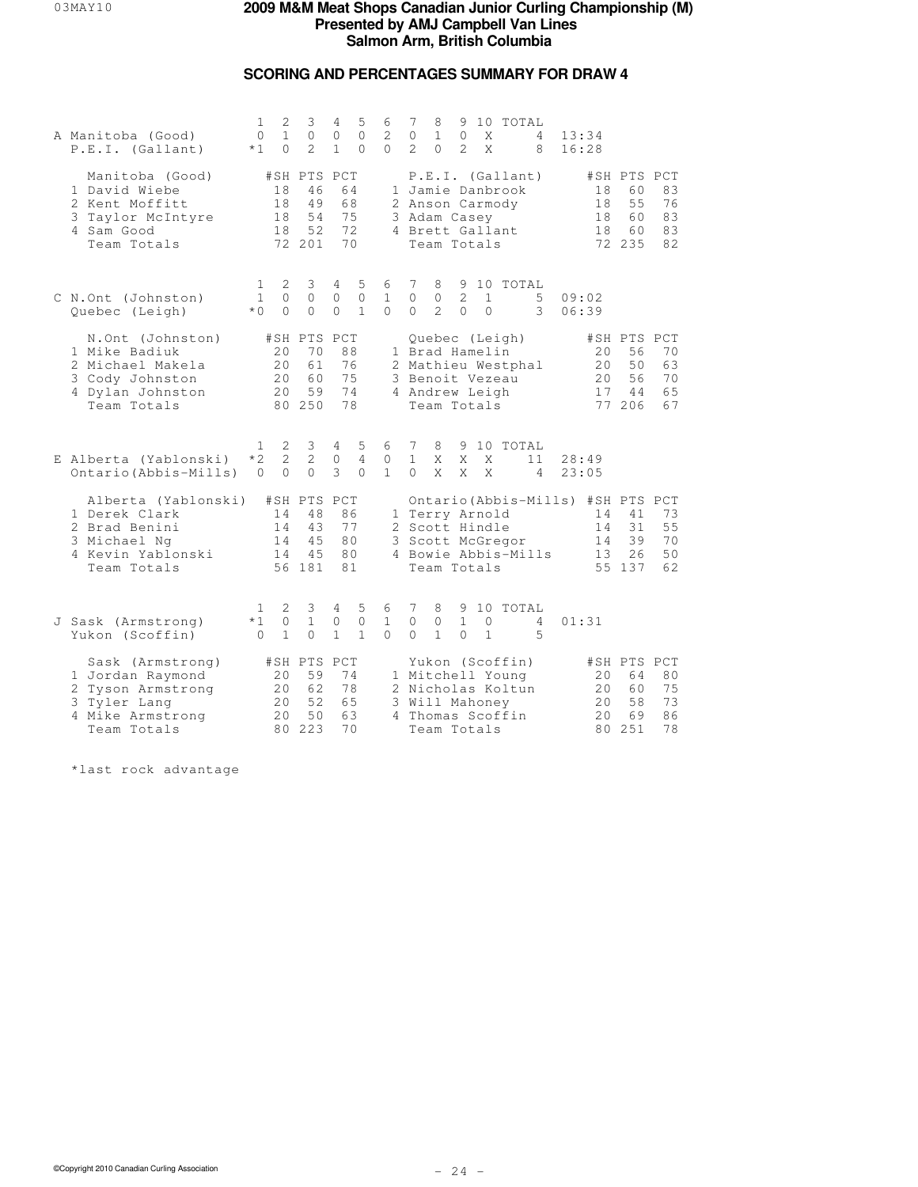# 2009 M&M Meat Shops Canadian Junior Curling Championship (M)
## Presented by AMJ Campbell Van Lines
## Salmon Arm, British Columbia

### SCORING AND PERCENTAGES SUMMARY FOR DRAW 4

| Sheet | Team | 1 | 2 | 3 | 4 | 5 | 6 | 7 | 8 | 9 | 10 | TOTAL | Time |
|---|---|---|---|---|---|---|---|---|---|---|---|---|---|
| A | Manitoba (Good) | 0 | 1 | 0 | 0 | 0 | 2 | 0 | 1 | 0 | X | 4 | 13:34 |
| | P.E.I. (Gallant) | *1 | 0 | 2 | 1 | 0 | 0 | 2 | 0 | 2 | X | 8 | 16:28 |

| Manitoba (Good) | #SH | PTS | PCT | P.E.I. (Gallant) | #SH | PTS | PCT |
|---|---|---|---|---|---|---|---|
| 1 David Wiebe | 18 | 46 | 64 | 1 Jamie Danbrook | 18 | 60 | 83 |
| 2 Kent Moffitt | 18 | 49 | 68 | 2 Anson Carmody | 18 | 55 | 76 |
| 3 Taylor McIntyre | 18 | 54 | 75 | 3 Adam Casey | 18 | 60 | 83 |
| 4 Sam Good | 18 | 52 | 72 | 4 Brett Gallant | 18 | 60 | 83 |
| Team Totals | 72 | 201 | 70 | Team Totals | 72 | 235 | 82 |

| Sheet | Team | 1 | 2 | 3 | 4 | 5 | 6 | 7 | 8 | 9 | 10 | TOTAL | Time |
|---|---|---|---|---|---|---|---|---|---|---|---|---|---|
| C | N.Ont (Johnston) | 1 | 0 | 0 | 0 | 0 | 1 | 0 | 0 | 2 | 1 | 5 | 09:02 |
| | Quebec (Leigh) | *0 | 0 | 0 | 0 | 1 | 0 | 0 | 2 | 0 | 0 | 3 | 06:39 |

| N.Ont (Johnston) | #SH | PTS | PCT | Quebec (Leigh) | #SH | PTS | PCT |
|---|---|---|---|---|---|---|---|
| 1 Mike Badiuk | 20 | 70 | 88 | 1 Brad Hamelin | 20 | 56 | 70 |
| 2 Michael Makela | 20 | 61 | 76 | 2 Mathieu Westphal | 20 | 50 | 63 |
| 3 Cody Johnston | 20 | 60 | 75 | 3 Benoit Vezeau | 20 | 56 | 70 |
| 4 Dylan Johnston | 20 | 59 | 74 | 4 Andrew Leigh | 17 | 44 | 65 |
| Team Totals | 80 | 250 | 78 | Team Totals | 77 | 206 | 67 |

| Sheet | Team | 1 | 2 | 3 | 4 | 5 | 6 | 7 | 8 | 9 | 10 | TOTAL | Time |
|---|---|---|---|---|---|---|---|---|---|---|---|---|---|
| E | Alberta (Yablonski) | *2 | 2 | 2 | 0 | 4 | 0 | 1 | X | X | X | 11 | 28:49 |
| | Ontario(Abbis-Mills) | 0 | 0 | 0 | 3 | 0 | 1 | 0 | X | X | X | 4 | 23:05 |

| Alberta (Yablonski) | #SH | PTS | PCT | Ontario(Abbis-Mills) | #SH | PTS | PCT |
|---|---|---|---|---|---|---|---|
| 1 Derek Clark | 14 | 48 | 86 | 1 Terry Arnold | 14 | 41 | 73 |
| 2 Brad Benini | 14 | 43 | 77 | 2 Scott Hindle | 14 | 31 | 55 |
| 3 Michael Ng | 14 | 45 | 80 | 3 Scott McGregor | 14 | 39 | 70 |
| 4 Kevin Yablonski | 14 | 45 | 80 | 4 Bowie Abbis-Mills | 13 | 26 | 50 |
| Team Totals | 56 | 181 | 81 | Team Totals | 55 | 137 | 62 |

| Sheet | Team | 1 | 2 | 3 | 4 | 5 | 6 | 7 | 8 | 9 | 10 | TOTAL | Time |
|---|---|---|---|---|---|---|---|---|---|---|---|---|---|
| J | Sask (Armstrong) | *1 | 0 | 1 | 0 | 0 | 1 | 0 | 0 | 1 | 0 | 4 | 01:31 |
| | Yukon (Scoffin) | 0 | 1 | 0 | 1 | 1 | 0 | 0 | 1 | 0 | 1 | 5 | |

| Sask (Armstrong) | #SH | PTS | PCT | Yukon (Scoffin) | #SH | PTS | PCT |
|---|---|---|---|---|---|---|---|
| 1 Jordan Raymond | 20 | 59 | 74 | 1 Mitchell Young | 20 | 64 | 80 |
| 2 Tyson Armstrong | 20 | 62 | 78 | 2 Nicholas Koltun | 20 | 60 | 75 |
| 3 Tyler Lang | 20 | 52 | 65 | 3 Will Mahoney | 20 | 58 | 73 |
| 4 Mike Armstrong | 20 | 50 | 63 | 4 Thomas Scoffin | 20 | 69 | 86 |
| Team Totals | 80 | 223 | 70 | Team Totals | 80 | 251 | 78 |

*last rock advantage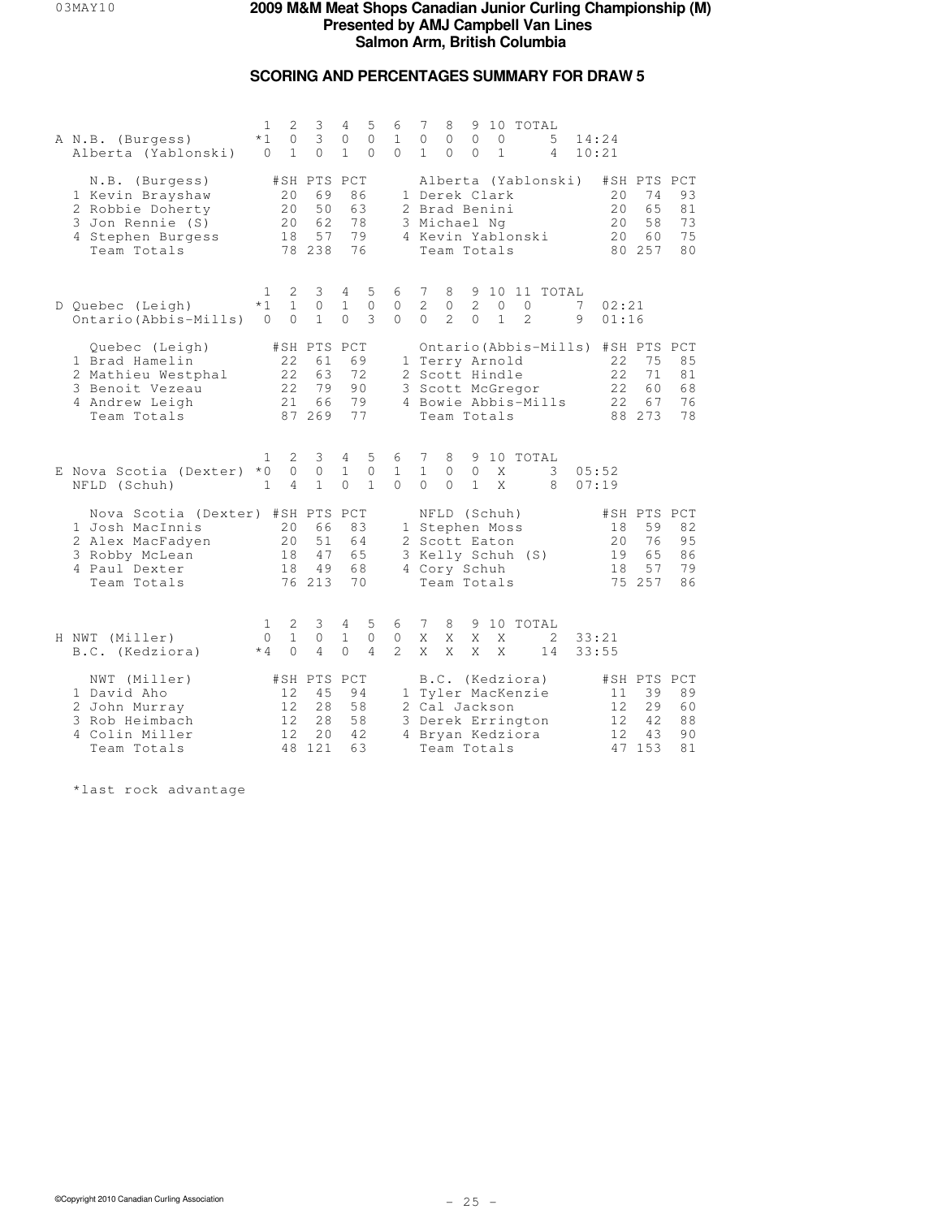# 2009 M&M Meat Shops Canadian Junior Curling Championship (M)
## Presented by AMJ Campbell Van Lines
## Salmon Arm, British Columbia

### SCORING AND PERCENTAGES SUMMARY FOR DRAW 5

| Sheet | Team | 1 | 2 | 3 | 4 | 5 | 6 | 7 | 8 | 9 | 10 | TOTAL | Time |
|---|---|---|---|---|---|---|---|---|---|---|---|---|---|
| A | N.B. (Burgess) | *1 | 0 | 3 | 0 | 0 | 1 | 0 | 0 | 0 | 0 | 5 | 14:24 |
| | Alberta (Yablonski) | 0 | 1 | 0 | 1 | 0 | 0 | 1 | 0 | 0 | 1 | 4 | 10:21 |

| N.B. (Burgess) | #SH | PTS | PCT | Alberta (Yablonski) | #SH | PTS | PCT |
|---|---|---|---|---|---|---|---|
| 1 Kevin Brayshaw | 20 | 69 | 86 | 1 Derek Clark | 20 | 74 | 93 |
| 2 Robbie Doherty | 20 | 50 | 63 | 2 Brad Benini | 20 | 65 | 81 |
| 3 Jon Rennie (S) | 20 | 62 | 78 | 3 Michael Ng | 20 | 58 | 73 |
| 4 Stephen Burgess | 18 | 57 | 79 | 4 Kevin Yablonski | 20 | 60 | 75 |
| Team Totals | 78 | 238 | 76 | Team Totals | 80 | 257 | 80 |

| Sheet | Team | 1 | 2 | 3 | 4 | 5 | 6 | 7 | 8 | 9 | 10 | 11 | TOTAL | Time |
|---|---|---|---|---|---|---|---|---|---|---|---|---|---|---|
| D | Quebec (Leigh) | *1 | 1 | 0 | 1 | 0 | 0 | 2 | 0 | 2 | 0 | 0 | 7 | 02:21 |
| | Ontario(Abbis-Mills) | 0 | 0 | 1 | 0 | 3 | 0 | 0 | 2 | 0 | 1 | 2 | 9 | 01:16 |

| Quebec (Leigh) | #SH | PTS | PCT | Ontario(Abbis-Mills) | #SH | PTS | PCT |
|---|---|---|---|---|---|---|---|
| 1 Brad Hamelin | 22 | 61 | 69 | 1 Terry Arnold | 22 | 75 | 85 |
| 2 Mathieu Westphal | 22 | 63 | 72 | 2 Scott Hindle | 22 | 71 | 81 |
| 3 Benoit Vezeau | 22 | 79 | 90 | 3 Scott McGregor | 22 | 60 | 68 |
| 4 Andrew Leigh | 21 | 66 | 79 | 4 Bowie Abbis-Mills | 22 | 67 | 76 |
| Team Totals | 87 | 269 | 77 | Team Totals | 88 | 273 | 78 |

| Sheet | Team | 1 | 2 | 3 | 4 | 5 | 6 | 7 | 8 | 9 | 10 | TOTAL | Time |
|---|---|---|---|---|---|---|---|---|---|---|---|---|---|
| E | Nova Scotia (Dexter) | *0 | 0 | 0 | 1 | 0 | 1 | 1 | 0 | 0 | X | 3 | 05:52 |
| | NFLD (Schuh) | 1 | 4 | 1 | 0 | 1 | 0 | 0 | 0 | 1 | X | 8 | 07:19 |

| Nova Scotia (Dexter) | #SH | PTS | PCT | NFLD (Schuh) | #SH | PTS | PCT |
|---|---|---|---|---|---|---|---|
| 1 Josh MacInnis | 20 | 66 | 83 | 1 Stephen Moss | 18 | 59 | 82 |
| 2 Alex MacFadyen | 20 | 51 | 64 | 2 Scott Eaton | 20 | 76 | 95 |
| 3 Robby McLean | 18 | 47 | 65 | 3 Kelly Schuh (S) | 19 | 65 | 86 |
| 4 Paul Dexter | 18 | 49 | 68 | 4 Cory Schuh | 18 | 57 | 79 |
| Team Totals | 76 | 213 | 70 | Team Totals | 75 | 257 | 86 |

| Sheet | Team | 1 | 2 | 3 | 4 | 5 | 6 | 7 | 8 | 9 | 10 | TOTAL | Time |
|---|---|---|---|---|---|---|---|---|---|---|---|---|---|
| H | NWT (Miller) | 0 | 1 | 0 | 1 | 0 | 0 | X | X | X | X | 2 | 33:21 |
| | B.C. (Kedziora) | *4 | 0 | 4 | 0 | 4 | 2 | X | X | X | X | 14 | 33:55 |

| NWT (Miller) | #SH | PTS | PCT | B.C. (Kedziora) | #SH | PTS | PCT |
|---|---|---|---|---|---|---|---|
| 1 David Aho | 12 | 45 | 94 | 1 Tyler MacKenzie | 11 | 39 | 89 |
| 2 John Murray | 12 | 28 | 58 | 2 Cal Jackson | 12 | 29 | 60 |
| 3 Rob Heimbach | 12 | 28 | 58 | 3 Derek Errington | 12 | 42 | 88 |
| 4 Colin Miller | 12 | 20 | 42 | 4 Bryan Kedziora | 12 | 43 | 90 |
| Team Totals | 48 | 121 | 63 | Team Totals | 47 | 153 | 81 |

*last rock advantage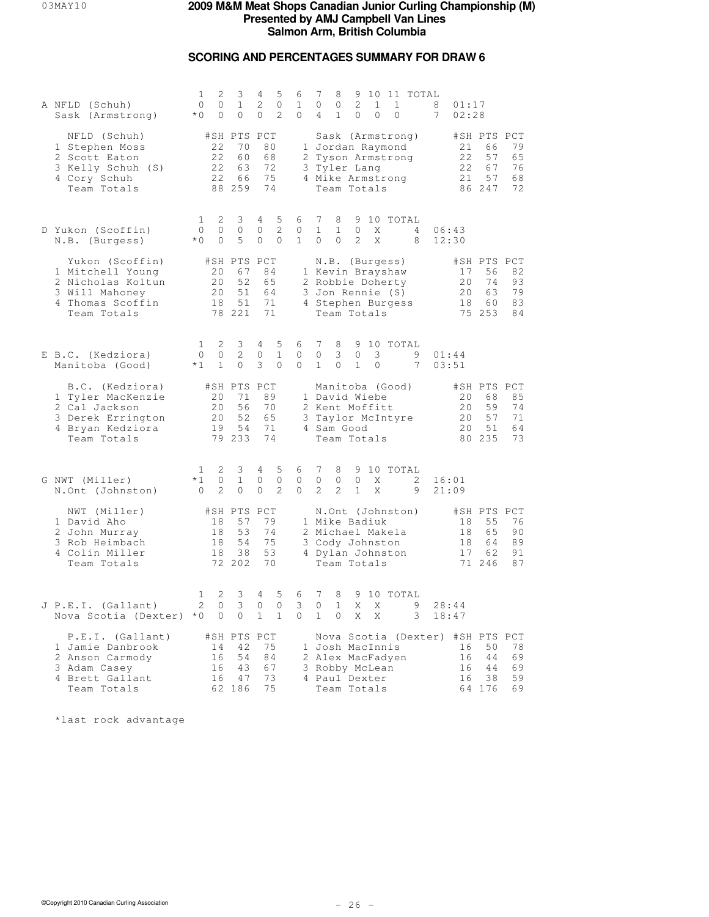# 2009 M&M Meat Shops Canadian Junior Curling Championship (M)

**Presented by AMJ Campbell Van Lines**

**Salmon Arm, British Columbia**

## SCORING AND PERCENTAGES SUMMARY FOR DRAW 6

### Sheet A

| | Team | 1 | 2 | 3 | 4 | 5 | 6 | 7 | 8 | 9 | 10 | 11 | TOTAL | Time |
|---|---|---|---|---|---|---|---|---|---|---|---|---|---|---|
| A | NFLD (Schuh) | 0 | 0 | 1 | 2 | 0 | 1 | 0 | 0 | 2 | 1 | 1 | 8 | 01:17 |
| | Sask (Armstrong) | *0 | 0 | 0 | 0 | 2 | 0 | 4 | 1 | 0 | 0 | 0 | 7 | 02:28 |

| NFLD (Schuh) | #SH | PTS | PCT | Sask (Armstrong) | #SH | PTS | PCT |
|---|---|---|---|---|---|---|---|
| 1 Stephen Moss | 22 | 70 | 80 | 1 Jordan Raymond | 21 | 66 | 79 |
| 2 Scott Eaton | 22 | 60 | 68 | 2 Tyson Armstrong | 22 | 57 | 65 |
| 3 Kelly Schuh (S) | 22 | 63 | 72 | 3 Tyler Lang | 22 | 67 | 76 |
| 4 Cory Schuh | 22 | 66 | 75 | 4 Mike Armstrong | 21 | 57 | 68 |
| Team Totals | 88 | 259 | 74 | Team Totals | 86 | 247 | 72 |

### Sheet D

| | Team | 1 | 2 | 3 | 4 | 5 | 6 | 7 | 8 | 9 | 10 | TOTAL | Time |
|---|---|---|---|---|---|---|---|---|---|---|---|---|---|
| D | Yukon (Scoffin) | 0 | 0 | 0 | 0 | 2 | 0 | 1 | 1 | 0 | X | 4 | 06:43 |
| | N.B. (Burgess) | *0 | 0 | 5 | 0 | 0 | 1 | 0 | 0 | 2 | X | 8 | 12:30 |

| Yukon (Scoffin) | #SH | PTS | PCT | N.B. (Burgess) | #SH | PTS | PCT |
|---|---|---|---|---|---|---|---|
| 1 Mitchell Young | 20 | 67 | 84 | 1 Kevin Brayshaw | 17 | 56 | 82 |
| 2 Nicholas Koltun | 20 | 52 | 65 | 2 Robbie Doherty | 20 | 74 | 93 |
| 3 Will Mahoney | 20 | 51 | 64 | 3 Jon Rennie (S) | 20 | 63 | 79 |
| 4 Thomas Scoffin | 18 | 51 | 71 | 4 Stephen Burgess | 18 | 60 | 83 |
| Team Totals | 78 | 221 | 71 | Team Totals | 75 | 253 | 84 |

### Sheet E

| | Team | 1 | 2 | 3 | 4 | 5 | 6 | 7 | 8 | 9 | 10 | TOTAL | Time |
|---|---|---|---|---|---|---|---|---|---|---|---|---|---|
| E | B.C. (Kedziora) | 0 | 0 | 2 | 0 | 1 | 0 | 0 | 3 | 0 | 3 | 9 | 01:44 |
| | Manitoba (Good) | *1 | 1 | 0 | 3 | 0 | 0 | 1 | 0 | 1 | 0 | 7 | 03:51 |

| B.C. (Kedziora) | #SH | PTS | PCT | Manitoba (Good) | #SH | PTS | PCT |
|---|---|---|---|---|---|---|---|
| 1 Tyler MacKenzie | 20 | 71 | 89 | 1 David Wiebe | 20 | 68 | 85 |
| 2 Cal Jackson | 20 | 56 | 70 | 2 Kent Moffitt | 20 | 59 | 74 |
| 3 Derek Errington | 20 | 52 | 65 | 3 Taylor McIntyre | 20 | 57 | 71 |
| 4 Bryan Kedziora | 19 | 54 | 71 | 4 Sam Good | 20 | 51 | 64 |
| Team Totals | 79 | 233 | 74 | Team Totals | 80 | 235 | 73 |

### Sheet G

| | Team | 1 | 2 | 3 | 4 | 5 | 6 | 7 | 8 | 9 | 10 | TOTAL | Time |
|---|---|---|---|---|---|---|---|---|---|---|---|---|---|
| G | NWT (Miller) | *1 | 0 | 1 | 0 | 0 | 0 | 0 | 0 | 0 | X | 2 | 16:01 |
| | N.Ont (Johnston) | 0 | 2 | 0 | 0 | 2 | 0 | 2 | 2 | 1 | X | 9 | 21:09 |

| NWT (Miller) | #SH | PTS | PCT | N.Ont (Johnston) | #SH | PTS | PCT |
|---|---|---|---|---|---|---|---|
| 1 David Aho | 18 | 57 | 79 | 1 Mike Badiuk | 18 | 55 | 76 |
| 2 John Murray | 18 | 53 | 74 | 2 Michael Makela | 18 | 65 | 90 |
| 3 Rob Heimbach | 18 | 54 | 75 | 3 Cody Johnston | 18 | 64 | 89 |
| 4 Colin Miller | 18 | 38 | 53 | 4 Dylan Johnston | 17 | 62 | 91 |
| Team Totals | 72 | 202 | 70 | Team Totals | 71 | 246 | 87 |

### Sheet J

| | Team | 1 | 2 | 3 | 4 | 5 | 6 | 7 | 8 | 9 | 10 | TOTAL | Time |
|---|---|---|---|---|---|---|---|---|---|---|---|---|---|
| J | P.E.I. (Gallant) | 2 | 0 | 3 | 0 | 0 | 3 | 0 | 1 | X | X | 9 | 28:44 |
| | Nova Scotia (Dexter) | *0 | 0 | 0 | 1 | 1 | 0 | 1 | 0 | X | X | 3 | 18:47 |

| P.E.I. (Gallant) | #SH | PTS | PCT | Nova Scotia (Dexter) | #SH | PTS | PCT |
|---|---|---|---|---|---|---|---|
| 1 Jamie Danbrook | 14 | 42 | 75 | 1 Josh MacInnis | 16 | 50 | 78 |
| 2 Anson Carmody | 16 | 54 | 84 | 2 Alex MacFadyen | 16 | 44 | 69 |
| 3 Adam Casey | 16 | 43 | 67 | 3 Robby McLean | 16 | 44 | 69 |
| 4 Brett Gallant | 16 | 47 | 73 | 4 Paul Dexter | 16 | 38 | 59 |
| Team Totals | 62 | 186 | 75 | Team Totals | 64 | 176 | 69 |

*last rock advantage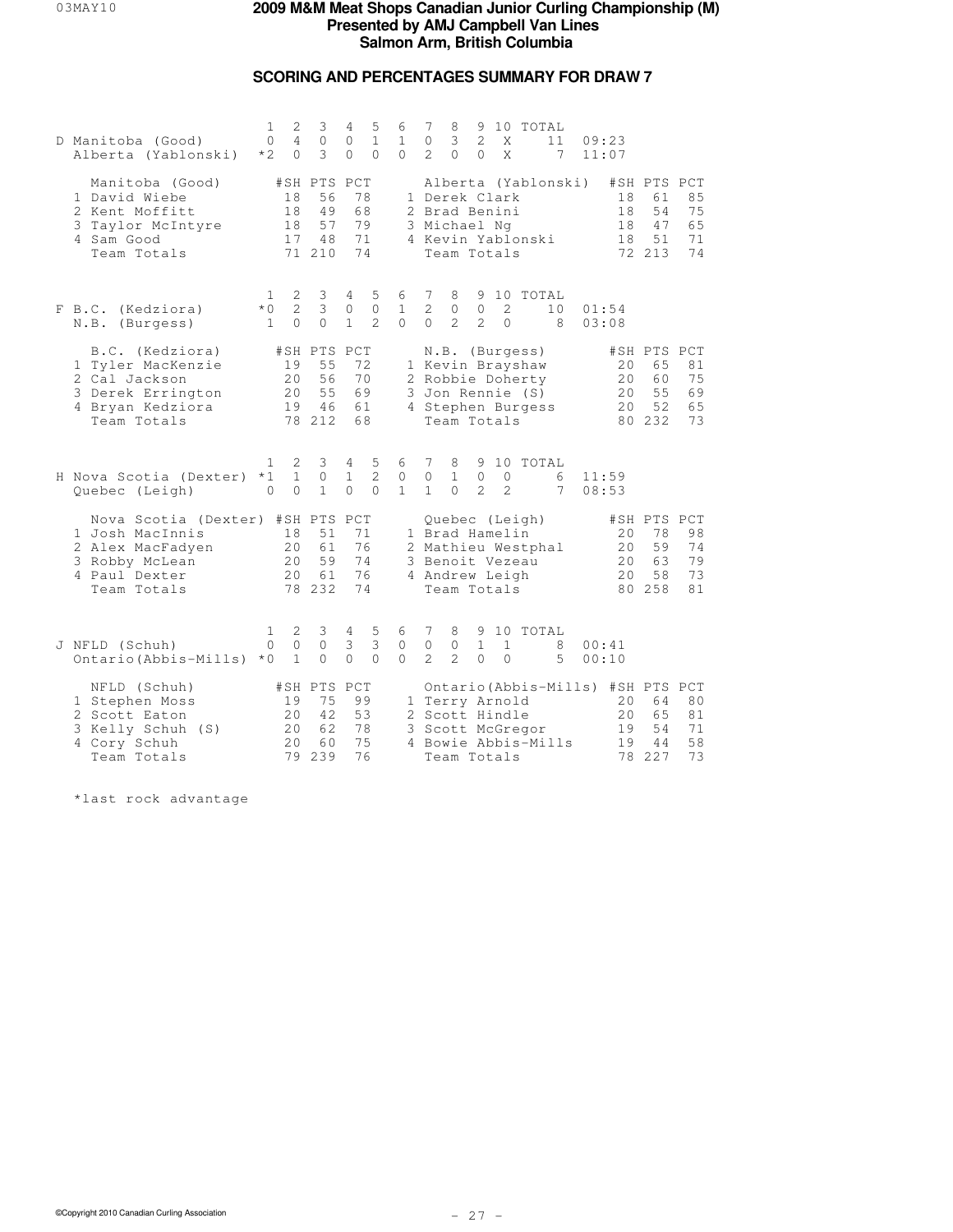# 2009 M&M Meat Shops Canadian Junior Curling Championship (M)
## Presented by AMJ Campbell Van Lines
## Salmon Arm, British Columbia

### SCORING AND PERCENTAGES SUMMARY FOR DRAW 7

| Sheet | Team | 1 | 2 | 3 | 4 | 5 | 6 | 7 | 8 | 9 | 10 | TOTAL | Time |
|---|---|---|---|---|---|---|---|---|---|---|---|---|---|
| D | Manitoba (Good) | 0 | 4 | 0 | 0 | 1 | 1 | 0 | 3 | 2 | X | 11 | 09:23 |
| | Alberta (Yablonski) | *2 | 0 | 3 | 0 | 0 | 0 | 2 | 0 | 0 | X | 7 | 11:07 |

| Manitoba (Good) | #SH | PTS | PCT | Alberta (Yablonski) | #SH | PTS | PCT |
|---|---|---|---|---|---|---|---|
| 1 David Wiebe | 18 | 56 | 78 | 1 Derek Clark | 18 | 61 | 85 |
| 2 Kent Moffitt | 18 | 49 | 68 | 2 Brad Benini | 18 | 54 | 75 |
| 3 Taylor McIntyre | 18 | 57 | 79 | 3 Michael Ng | 18 | 47 | 65 |
| 4 Sam Good | 17 | 48 | 71 | 4 Kevin Yablonski | 18 | 51 | 71 |
| Team Totals | 71 | 210 | 74 | Team Totals | 72 | 213 | 74 |

| Sheet | Team | 1 | 2 | 3 | 4 | 5 | 6 | 7 | 8 | 9 | 10 | TOTAL | Time |
|---|---|---|---|---|---|---|---|---|---|---|---|---|---|
| F | B.C. (Kedziora) | *0 | 2 | 3 | 0 | 0 | 1 | 2 | 0 | 0 | 2 | 10 | 01:54 |
| | N.B. (Burgess) | 1 | 0 | 0 | 1 | 2 | 0 | 0 | 2 | 2 | 0 | 8 | 03:08 |

| B.C. (Kedziora) | #SH | PTS | PCT | N.B. (Burgess) | #SH | PTS | PCT |
|---|---|---|---|---|---|---|---|
| 1 Tyler MacKenzie | 19 | 55 | 72 | 1 Kevin Brayshaw | 20 | 65 | 81 |
| 2 Cal Jackson | 20 | 56 | 70 | 2 Robbie Doherty | 20 | 60 | 75 |
| 3 Derek Errington | 20 | 55 | 69 | 3 Jon Rennie (S) | 20 | 55 | 69 |
| 4 Bryan Kedziora | 19 | 46 | 61 | 4 Stephen Burgess | 20 | 52 | 65 |
| Team Totals | 78 | 212 | 68 | Team Totals | 80 | 232 | 73 |

| Sheet | Team | 1 | 2 | 3 | 4 | 5 | 6 | 7 | 8 | 9 | 10 | TOTAL | Time |
|---|---|---|---|---|---|---|---|---|---|---|---|---|---|
| H | Nova Scotia (Dexter) | *1 | 1 | 0 | 1 | 2 | 0 | 0 | 1 | 0 | 0 | 6 | 11:59 |
| | Quebec (Leigh) | 0 | 0 | 1 | 0 | 0 | 1 | 1 | 0 | 2 | 2 | 7 | 08:53 |

| Nova Scotia (Dexter) | #SH | PTS | PCT | Quebec (Leigh) | #SH | PTS | PCT |
|---|---|---|---|---|---|---|---|
| 1 Josh MacInnis | 18 | 51 | 71 | 1 Brad Hamelin | 20 | 78 | 98 |
| 2 Alex MacFadyen | 20 | 61 | 76 | 2 Mathieu Westphal | 20 | 59 | 74 |
| 3 Robby McLean | 20 | 59 | 74 | 3 Benoit Vezeau | 20 | 63 | 79 |
| 4 Paul Dexter | 20 | 61 | 76 | 4 Andrew Leigh | 20 | 58 | 73 |
| Team Totals | 78 | 232 | 74 | Team Totals | 80 | 258 | 81 |

| Sheet | Team | 1 | 2 | 3 | 4 | 5 | 6 | 7 | 8 | 9 | 10 | TOTAL | Time |
|---|---|---|---|---|---|---|---|---|---|---|---|---|---|
| J | NFLD (Schuh) | 0 | 0 | 0 | 3 | 3 | 0 | 0 | 0 | 1 | 1 | 8 | 00:41 |
| | Ontario(Abbis-Mills) | *0 | 1 | 0 | 0 | 0 | 0 | 2 | 2 | 0 | 0 | 5 | 00:10 |

| NFLD (Schuh) | #SH | PTS | PCT | Ontario(Abbis-Mills) | #SH | PTS | PCT |
|---|---|---|---|---|---|---|---|
| 1 Stephen Moss | 19 | 75 | 99 | 1 Terry Arnold | 20 | 64 | 80 |
| 2 Scott Eaton | 20 | 42 | 53 | 2 Scott Hindle | 20 | 65 | 81 |
| 3 Kelly Schuh (S) | 20 | 62 | 78 | 3 Scott McGregor | 19 | 54 | 71 |
| 4 Cory Schuh | 20 | 60 | 75 | 4 Bowie Abbis-Mills | 19 | 44 | 58 |
| Team Totals | 79 | 239 | 76 | Team Totals | 78 | 227 | 73 |

*last rock advantage

©Copyright 2010 Canadian Curling Association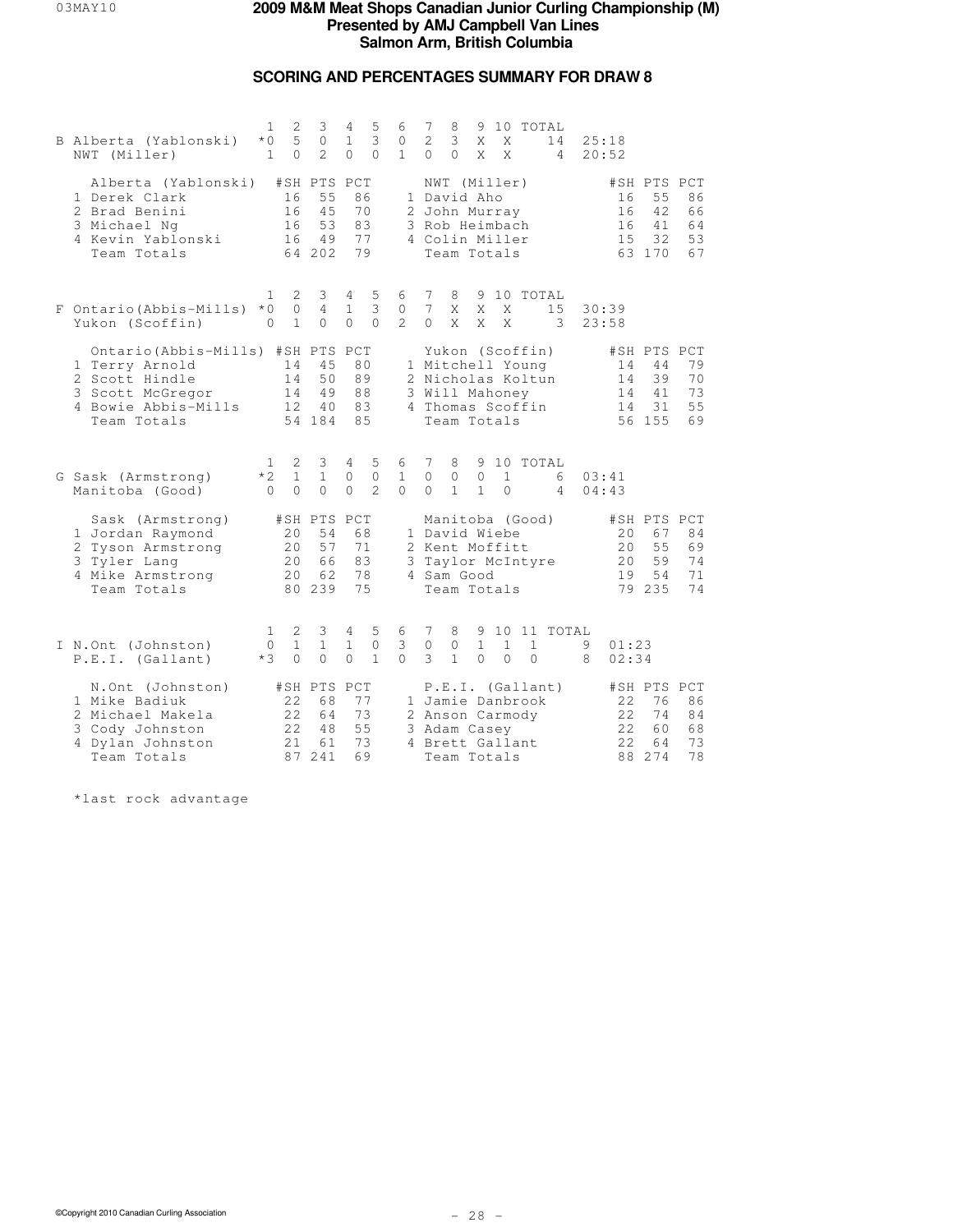# 2009 M&M Meat Shops Canadian Junior Curling Championship (M)
## Presented by AMJ Campbell Van Lines
## Salmon Arm, British Columbia

### SCORING AND PERCENTAGES SUMMARY FOR DRAW 8

| B | 1 | 2 | 3 | 4 | 5 | 6 | 7 | 8 | 9 | 10 | TOTAL | |
|---|---|---|---|---|---|---|---|---|---|---|---|---|
| Alberta (Yablonski) | *0 | 5 | 0 | 1 | 3 | 0 | 2 | 3 | X | X | 14 | 25:18 |
| NWT (Miller) | 1 | 0 | 2 | 0 | 0 | 1 | 0 | 0 | X | X | 4 | 20:52 |

| Alberta (Yablonski) | #SH | PTS | PCT | NWT (Miller) | #SH | PTS | PCT |
|---|---|---|---|---|---|---|---|
| 1 Derek Clark | 16 | 55 | 86 | 1 David Aho | 16 | 55 | 86 |
| 2 Brad Benini | 16 | 45 | 70 | 2 John Murray | 16 | 42 | 66 |
| 3 Michael Ng | 16 | 53 | 83 | 3 Rob Heimbach | 16 | 41 | 64 |
| 4 Kevin Yablonski | 16 | 49 | 77 | 4 Colin Miller | 15 | 32 | 53 |
| Team Totals | 64 | 202 | 79 | Team Totals | 63 | 170 | 67 |

| F | 1 | 2 | 3 | 4 | 5 | 6 | 7 | 8 | 9 | 10 | TOTAL | |
|---|---|---|---|---|---|---|---|---|---|---|---|---|
| Ontario(Abbis-Mills) | *0 | 0 | 4 | 1 | 3 | 0 | 7 | X | X | X | 15 | 30:39 |
| Yukon (Scoffin) | 0 | 1 | 0 | 0 | 0 | 2 | 0 | X | X | X | 3 | 23:58 |

| Ontario(Abbis-Mills) | #SH | PTS | PCT | Yukon (Scoffin) | #SH | PTS | PCT |
|---|---|---|---|---|---|---|---|
| 1 Terry Arnold | 14 | 45 | 80 | 1 Mitchell Young | 14 | 44 | 79 |
| 2 Scott Hindle | 14 | 50 | 89 | 2 Nicholas Koltun | 14 | 39 | 70 |
| 3 Scott McGregor | 14 | 49 | 88 | 3 Will Mahoney | 14 | 41 | 73 |
| 4 Bowie Abbis-Mills | 12 | 40 | 83 | 4 Thomas Scoffin | 14 | 31 | 55 |
| Team Totals | 54 | 184 | 85 | Team Totals | 56 | 155 | 69 |

| G | 1 | 2 | 3 | 4 | 5 | 6 | 7 | 8 | 9 | 10 | TOTAL | |
|---|---|---|---|---|---|---|---|---|---|---|---|---|
| Sask (Armstrong) | *2 | 1 | 1 | 0 | 0 | 1 | 0 | 0 | 0 | 1 | 6 | 03:41 |
| Manitoba (Good) | 0 | 0 | 0 | 0 | 2 | 0 | 0 | 1 | 1 | 0 | 4 | 04:43 |

| Sask (Armstrong) | #SH | PTS | PCT | Manitoba (Good) | #SH | PTS | PCT |
|---|---|---|---|---|---|---|---|
| 1 Jordan Raymond | 20 | 54 | 68 | 1 David Wiebe | 20 | 67 | 84 |
| 2 Tyson Armstrong | 20 | 57 | 71 | 2 Kent Moffitt | 20 | 55 | 69 |
| 3 Tyler Lang | 20 | 66 | 83 | 3 Taylor McIntyre | 20 | 59 | 74 |
| 4 Mike Armstrong | 20 | 62 | 78 | 4 Sam Good | 19 | 54 | 71 |
| Team Totals | 80 | 239 | 75 | Team Totals | 79 | 235 | 74 |

| I | 1 | 2 | 3 | 4 | 5 | 6 | 7 | 8 | 9 | 10 | 11 | TOTAL | |
|---|---|---|---|---|---|---|---|---|---|---|---|---|---|
| N.Ont (Johnston) | 0 | 1 | 1 | 1 | 0 | 3 | 0 | 0 | 1 | 1 | 1 | 9 | 01:23 |
| P.E.I. (Gallant) | *3 | 0 | 0 | 0 | 1 | 0 | 3 | 1 | 0 | 0 | 0 | 8 | 02:34 |

| N.Ont (Johnston) | #SH | PTS | PCT | P.E.I. (Gallant) | #SH | PTS | PCT |
|---|---|---|---|---|---|---|---|
| 1 Mike Badiuk | 22 | 68 | 77 | 1 Jamie Danbrook | 22 | 76 | 86 |
| 2 Michael Makela | 22 | 64 | 73 | 2 Anson Carmody | 22 | 74 | 84 |
| 3 Cody Johnston | 22 | 48 | 55 | 3 Adam Casey | 22 | 60 | 68 |
| 4 Dylan Johnston | 21 | 61 | 73 | 4 Brett Gallant | 22 | 64 | 73 |
| Team Totals | 87 | 241 | 69 | Team Totals | 88 | 274 | 78 |

*last rock advantage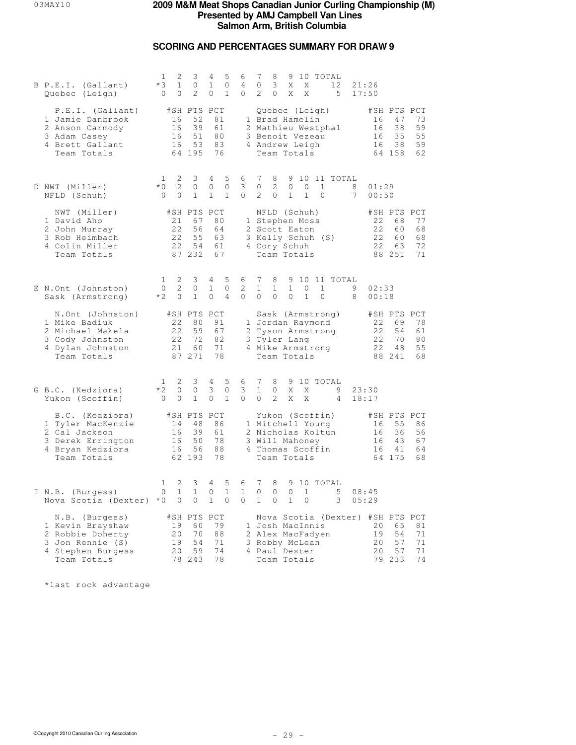# 2009 M&M Meat Shops Canadian Junior Curling Championship (M)
**Presented by AMJ Campbell Van Lines**
**Salmon Arm, British Columbia**

## SCORING AND PERCENTAGES SUMMARY FOR DRAW 9

### B

| | 1 | 2 | 3 | 4 | 5 | 6 | 7 | 8 | 9 | 10 | TOTAL | |
|---|---|---|---|---|---|---|---|---|---|---|---|---|
| P.E.I. (Gallant) | *3 | 1 | 0 | 1 | 0 | 4 | 0 | 3 | X | X | 12 | 21:26 |
| Quebec (Leigh) | 0 | 0 | 2 | 0 | 1 | 0 | 2 | 0 | X | X | 5 | 17:50 |

| P.E.I. (Gallant) | #SH | PTS | PCT | Quebec (Leigh) | #SH | PTS | PCT |
|---|---|---|---|---|---|---|---|
| 1 Jamie Danbrook | 16 | 52 | 81 | 1 Brad Hamelin | 16 | 47 | 73 |
| 2 Anson Carmody | 16 | 39 | 61 | 2 Mathieu Westphal | 16 | 38 | 59 |
| 3 Adam Casey | 16 | 51 | 80 | 3 Benoit Vezeau | 16 | 35 | 55 |
| 4 Brett Gallant | 16 | 53 | 83 | 4 Andrew Leigh | 16 | 38 | 59 |
| Team Totals | 64 | 195 | 76 | Team Totals | 64 | 158 | 62 |

### D

| | 1 | 2 | 3 | 4 | 5 | 6 | 7 | 8 | 9 | 10 | 11 | TOTAL | |
|---|---|---|---|---|---|---|---|---|---|---|---|---|---|
| NWT (Miller) | *0 | 2 | 0 | 0 | 0 | 3 | 0 | 2 | 0 | 0 | 1 | 8 | 01:29 |
| NFLD (Schuh) | 0 | 0 | 1 | 1 | 1 | 0 | 2 | 0 | 1 | 1 | 0 | 7 | 00:50 |

| NWT (Miller) | #SH | PTS | PCT | NFLD (Schuh) | #SH | PTS | PCT |
|---|---|---|---|---|---|---|---|
| 1 David Aho | 21 | 67 | 80 | 1 Stephen Moss | 22 | 68 | 77 |
| 2 John Murray | 22 | 56 | 64 | 2 Scott Eaton | 22 | 60 | 68 |
| 3 Rob Heimbach | 22 | 55 | 63 | 3 Kelly Schuh (S) | 22 | 60 | 68 |
| 4 Colin Miller | 22 | 54 | 61 | 4 Cory Schuh | 22 | 63 | 72 |
| Team Totals | 87 | 232 | 67 | Team Totals | 88 | 251 | 71 |

### E

| | 1 | 2 | 3 | 4 | 5 | 6 | 7 | 8 | 9 | 10 | 11 | TOTAL | |
|---|---|---|---|---|---|---|---|---|---|---|---|---|---|
| N.Ont (Johnston) | 0 | 2 | 0 | 1 | 0 | 2 | 1 | 1 | 1 | 0 | 1 | 9 | 02:33 |
| Sask (Armstrong) | *2 | 0 | 1 | 0 | 4 | 0 | 0 | 0 | 0 | 1 | 0 | 8 | 00:18 |

| N.Ont (Johnston) | #SH | PTS | PCT | Sask (Armstrong) | #SH | PTS | PCT |
|---|---|---|---|---|---|---|---|
| 1 Mike Badiuk | 22 | 80 | 91 | 1 Jordan Raymond | 22 | 69 | 78 |
| 2 Michael Makela | 22 | 59 | 67 | 2 Tyson Armstrong | 22 | 54 | 61 |
| 3 Cody Johnston | 22 | 72 | 82 | 3 Tyler Lang | 22 | 70 | 80 |
| 4 Dylan Johnston | 21 | 60 | 71 | 4 Mike Armstrong | 22 | 48 | 55 |
| Team Totals | 87 | 271 | 78 | Team Totals | 88 | 241 | 68 |

### G

| | 1 | 2 | 3 | 4 | 5 | 6 | 7 | 8 | 9 | 10 | TOTAL | |
|---|---|---|---|---|---|---|---|---|---|---|---|---|
| B.C. (Kedziora) | *2 | 0 | 0 | 3 | 0 | 3 | 1 | 0 | X | X | 9 | 23:30 |
| Yukon (Scoffin) | 0 | 0 | 1 | 0 | 1 | 0 | 0 | 2 | X | X | 4 | 18:17 |

| B.C. (Kedziora) | #SH | PTS | PCT | Yukon (Scoffin) | #SH | PTS | PCT |
|---|---|---|---|---|---|---|---|
| 1 Tyler MacKenzie | 14 | 48 | 86 | 1 Mitchell Young | 16 | 55 | 86 |
| 2 Cal Jackson | 16 | 39 | 61 | 2 Nicholas Koltun | 16 | 36 | 56 |
| 3 Derek Errington | 16 | 50 | 78 | 3 Will Mahoney | 16 | 43 | 67 |
| 4 Bryan Kedziora | 16 | 56 | 88 | 4 Thomas Scoffin | 16 | 41 | 64 |
| Team Totals | 62 | 193 | 78 | Team Totals | 64 | 175 | 68 |

### I

| | 1 | 2 | 3 | 4 | 5 | 6 | 7 | 8 | 9 | 10 | TOTAL | |
|---|---|---|---|---|---|---|---|---|---|---|---|---|
| N.B. (Burgess) | 0 | 1 | 1 | 0 | 1 | 1 | 0 | 0 | 0 | 1 | 5 | 08:45 |
| Nova Scotia (Dexter) | *0 | 0 | 0 | 1 | 0 | 0 | 1 | 0 | 1 | 0 | 3 | 05:29 |

| N.B. (Burgess) | #SH | PTS | PCT | Nova Scotia (Dexter) | #SH | PTS | PCT |
|---|---|---|---|---|---|---|---|
| 1 Kevin Brayshaw | 19 | 60 | 79 | 1 Josh MacInnis | 20 | 65 | 81 |
| 2 Robbie Doherty | 20 | 70 | 88 | 2 Alex MacFadyen | 19 | 54 | 71 |
| 3 Jon Rennie (S) | 19 | 54 | 71 | 3 Robby McLean | 20 | 57 | 71 |
| 4 Stephen Burgess | 20 | 59 | 74 | 4 Paul Dexter | 20 | 57 | 71 |
| Team Totals | 78 | 243 | 78 | Team Totals | 79 | 233 | 74 |

*last rock advantage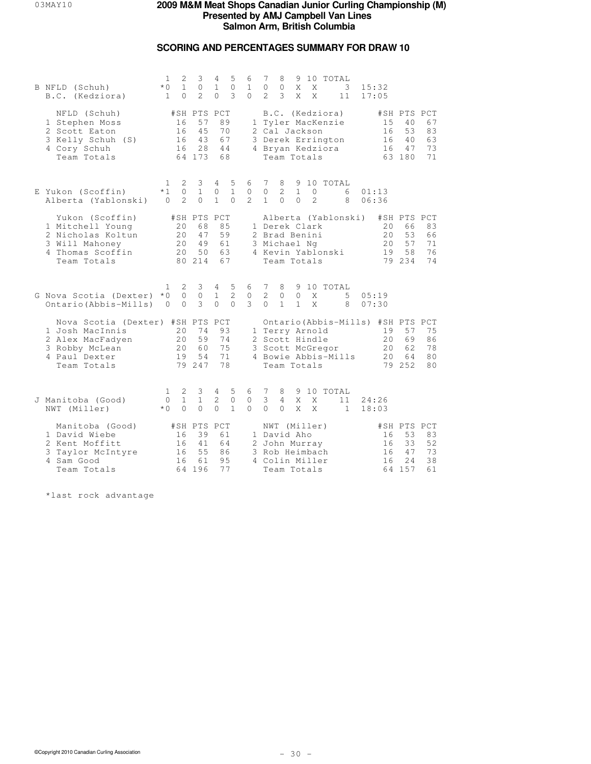# 2009 M&M Meat Shops Canadian Junior Curling Championship (M)

**Presented by AMJ Campbell Van Lines**

**Salmon Arm, British Columbia**

## SCORING AND PERCENTAGES SUMMARY FOR DRAW 10

| | | 1 | 2 | 3 | 4 | 5 | 6 | 7 | 8 | 9 | 10 | TOTAL | |
|---|---|---|---|---|---|---|---|---|---|---|---|---|---|
| B | NFLD (Schuh) | *0 | 1 | 0 | 1 | 0 | 1 | 0 | 0 | X | X | 3 | 15:32 |
| | B.C. (Kedziora) | 1 | 0 | 2 | 0 | 3 | 0 | 2 | 3 | X | X | 11 | 17:05 |

| NFLD (Schuh) | #SH | PTS | PCT | B.C. (Kedziora) | #SH | PTS | PCT |
|---|---|---|---|---|---|---|---|
| 1 Stephen Moss | 16 | 57 | 89 | 1 Tyler MacKenzie | 15 | 40 | 67 |
| 2 Scott Eaton | 16 | 45 | 70 | 2 Cal Jackson | 16 | 53 | 83 |
| 3 Kelly Schuh (S) | 16 | 43 | 67 | 3 Derek Errington | 16 | 40 | 63 |
| 4 Cory Schuh | 16 | 28 | 44 | 4 Bryan Kedziora | 16 | 47 | 73 |
| Team Totals | 64 | 173 | 68 | Team Totals | 63 | 180 | 71 |

| | | 1 | 2 | 3 | 4 | 5 | 6 | 7 | 8 | 9 | 10 | TOTAL | |
|---|---|---|---|---|---|---|---|---|---|---|---|---|---|
| E | Yukon (Scoffin) | *1 | 0 | 1 | 0 | 1 | 0 | 0 | 2 | 1 | 0 | 6 | 01:13 |
| | Alberta (Yablonski) | 0 | 2 | 0 | 1 | 0 | 2 | 1 | 0 | 0 | 2 | 8 | 06:36 |

| Yukon (Scoffin) | #SH | PTS | PCT | Alberta (Yablonski) | #SH | PTS | PCT |
|---|---|---|---|---|---|---|---|
| 1 Mitchell Young | 20 | 68 | 85 | 1 Derek Clark | 20 | 66 | 83 |
| 2 Nicholas Koltun | 20 | 47 | 59 | 2 Brad Benini | 20 | 53 | 66 |
| 3 Will Mahoney | 20 | 49 | 61 | 3 Michael Ng | 20 | 57 | 71 |
| 4 Thomas Scoffin | 20 | 50 | 63 | 4 Kevin Yablonski | 19 | 58 | 76 |
| Team Totals | 80 | 214 | 67 | Team Totals | 79 | 234 | 74 |

| | | 1 | 2 | 3 | 4 | 5 | 6 | 7 | 8 | 9 | 10 | TOTAL | |
|---|---|---|---|---|---|---|---|---|---|---|---|---|---|
| G | Nova Scotia (Dexter) | *0 | 0 | 0 | 1 | 2 | 0 | 2 | 0 | 0 | X | 5 | 05:19 |
| | Ontario(Abbis-Mills) | 0 | 0 | 3 | 0 | 0 | 3 | 0 | 1 | 1 | X | 8 | 07:30 |

| Nova Scotia (Dexter) | #SH | PTS | PCT | Ontario(Abbis-Mills) | #SH | PTS | PCT |
|---|---|---|---|---|---|---|---|
| 1 Josh MacInnis | 20 | 74 | 93 | 1 Terry Arnold | 19 | 57 | 75 |
| 2 Alex MacFadyen | 20 | 59 | 74 | 2 Scott Hindle | 20 | 69 | 86 |
| 3 Robby McLean | 20 | 60 | 75 | 3 Scott McGregor | 20 | 62 | 78 |
| 4 Paul Dexter | 19 | 54 | 71 | 4 Bowie Abbis-Mills | 20 | 64 | 80 |
| Team Totals | 79 | 247 | 78 | Team Totals | 79 | 252 | 80 |

| | | 1 | 2 | 3 | 4 | 5 | 6 | 7 | 8 | 9 | 10 | TOTAL | |
|---|---|---|---|---|---|---|---|---|---|---|---|---|---|
| J | Manitoba (Good) | 0 | 1 | 1 | 2 | 0 | 0 | 3 | 4 | X | X | 11 | 24:26 |
| | NWT (Miller) | *0 | 0 | 0 | 0 | 1 | 0 | 0 | 0 | X | X | 1 | 18:03 |

| Manitoba (Good) | #SH | PTS | PCT | NWT (Miller) | #SH | PTS | PCT |
|---|---|---|---|---|---|---|---|
| 1 David Wiebe | 16 | 39 | 61 | 1 David Aho | 16 | 53 | 83 |
| 2 Kent Moffitt | 16 | 41 | 64 | 2 John Murray | 16 | 33 | 52 |
| 3 Taylor McIntyre | 16 | 55 | 86 | 3 Rob Heimbach | 16 | 47 | 73 |
| 4 Sam Good | 16 | 61 | 95 | 4 Colin Miller | 16 | 24 | 38 |
| Team Totals | 64 | 196 | 77 | Team Totals | 64 | 157 | 61 |

*last rock advantage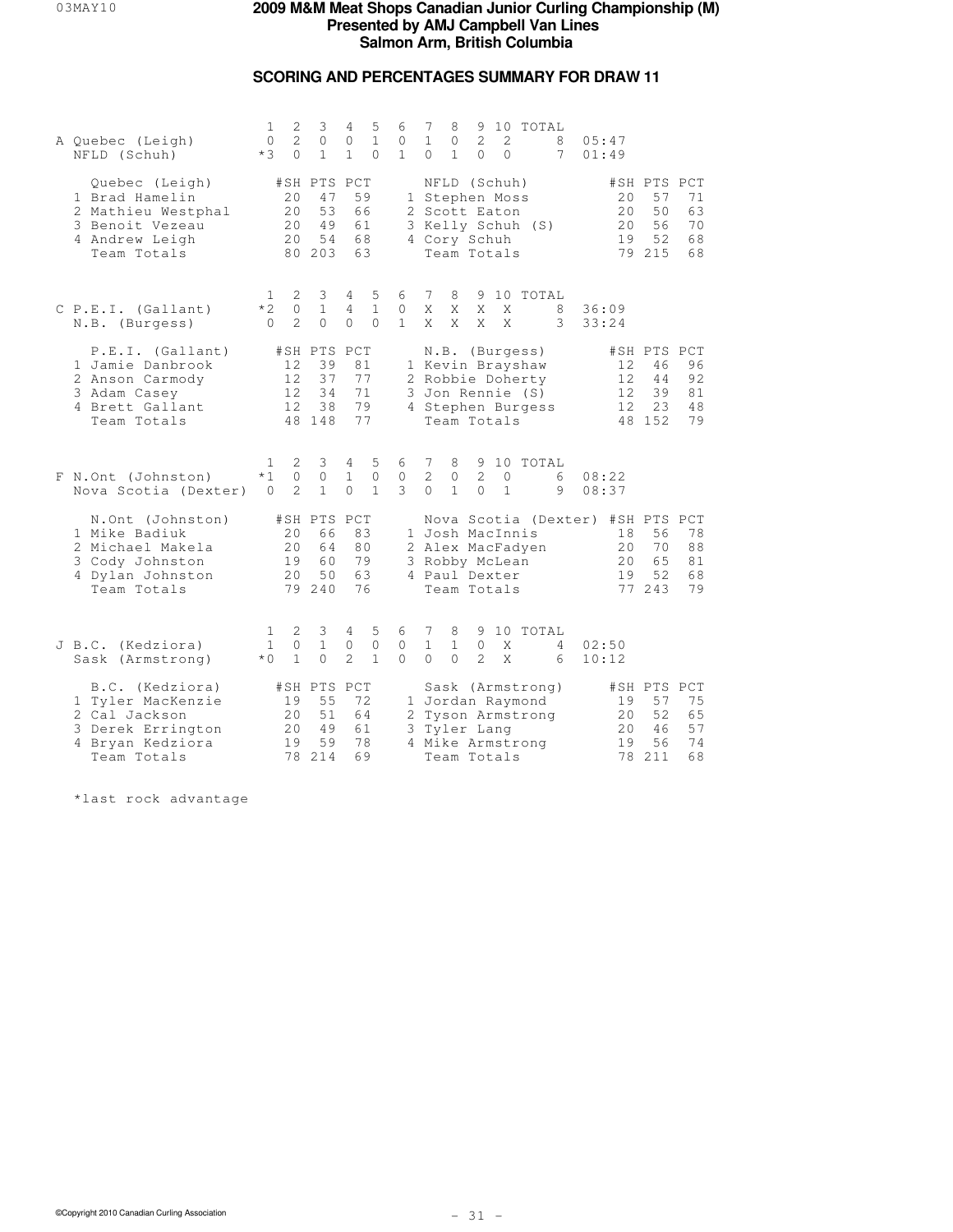# 2009 M&M Meat Shops Canadian Junior Curling Championship (M)

## Presented by AMJ Campbell Van Lines

## Salmon Arm, British Columbia

### SCORING AND PERCENTAGES SUMMARY FOR DRAW 11

| Sheet | Team | 1 | 2 | 3 | 4 | 5 | 6 | 7 | 8 | 9 | 10 | TOTAL | Time |
|---|---|---|---|---|---|---|---|---|---|---|---|---|---|
| A | Quebec (Leigh) | 0 | 2 | 0 | 0 | 1 | 0 | 1 | 0 | 2 | 2 | 8 | 05:47 |
| | NFLD (Schuh) | *3 | 0 | 1 | 1 | 0 | 1 | 0 | 1 | 0 | 0 | 7 | 01:49 |

| Quebec (Leigh) | #SH | PTS | PCT | NFLD (Schuh) | #SH | PTS | PCT |
|---|---|---|---|---|---|---|---|
| 1 Brad Hamelin | 20 | 47 | 59 | 1 Stephen Moss | 20 | 57 | 71 |
| 2 Mathieu Westphal | 20 | 53 | 66 | 2 Scott Eaton | 20 | 50 | 63 |
| 3 Benoit Vezeau | 20 | 49 | 61 | 3 Kelly Schuh (S) | 20 | 56 | 70 |
| 4 Andrew Leigh | 20 | 54 | 68 | 4 Cory Schuh | 19 | 52 | 68 |
| Team Totals | 80 | 203 | 63 | Team Totals | 79 | 215 | 68 |

| Sheet | Team | 1 | 2 | 3 | 4 | 5 | 6 | 7 | 8 | 9 | 10 | TOTAL | Time |
|---|---|---|---|---|---|---|---|---|---|---|---|---|---|
| C | P.E.I. (Gallant) | *2 | 0 | 1 | 4 | 1 | 0 | X | X | X | X | 8 | 36:09 |
| | N.B. (Burgess) | 0 | 2 | 0 | 0 | 0 | 1 | X | X | X | X | 3 | 33:24 |

| P.E.I. (Gallant) | #SH | PTS | PCT | N.B. (Burgess) | #SH | PTS | PCT |
|---|---|---|---|---|---|---|---|
| 1 Jamie Danbrook | 12 | 39 | 81 | 1 Kevin Brayshaw | 12 | 46 | 96 |
| 2 Anson Carmody | 12 | 37 | 77 | 2 Robbie Doherty | 12 | 44 | 92 |
| 3 Adam Casey | 12 | 34 | 71 | 3 Jon Rennie (S) | 12 | 39 | 81 |
| 4 Brett Gallant | 12 | 38 | 79 | 4 Stephen Burgess | 12 | 23 | 48 |
| Team Totals | 48 | 148 | 77 | Team Totals | 48 | 152 | 79 |

| Sheet | Team | 1 | 2 | 3 | 4 | 5 | 6 | 7 | 8 | 9 | 10 | TOTAL | Time |
|---|---|---|---|---|---|---|---|---|---|---|---|---|---|
| F | N.Ont (Johnston) | *1 | 0 | 0 | 1 | 0 | 0 | 2 | 0 | 2 | 0 | 6 | 08:22 |
| | Nova Scotia (Dexter) | 0 | 2 | 1 | 0 | 1 | 3 | 0 | 1 | 0 | 1 | 9 | 08:37 |

| N.Ont (Johnston) | #SH | PTS | PCT | Nova Scotia (Dexter) | #SH | PTS | PCT |
|---|---|---|---|---|---|---|---|
| 1 Mike Badiuk | 20 | 66 | 83 | 1 Josh MacInnis | 18 | 56 | 78 |
| 2 Michael Makela | 20 | 64 | 80 | 2 Alex MacFadyen | 20 | 70 | 88 |
| 3 Cody Johnston | 19 | 60 | 79 | 3 Robby McLean | 20 | 65 | 81 |
| 4 Dylan Johnston | 20 | 50 | 63 | 4 Paul Dexter | 19 | 52 | 68 |
| Team Totals | 79 | 240 | 76 | Team Totals | 77 | 243 | 79 |

| Sheet | Team | 1 | 2 | 3 | 4 | 5 | 6 | 7 | 8 | 9 | 10 | TOTAL | Time |
|---|---|---|---|---|---|---|---|---|---|---|---|---|---|
| J | B.C. (Kedziora) | 1 | 0 | 1 | 0 | 0 | 0 | 1 | 1 | 0 | X | 4 | 02:50 |
| | Sask (Armstrong) | *0 | 1 | 0 | 2 | 1 | 0 | 0 | 0 | 2 | X | 6 | 10:12 |

| B.C. (Kedziora) | #SH | PTS | PCT | Sask (Armstrong) | #SH | PTS | PCT |
|---|---|---|---|---|---|---|---|
| 1 Tyler MacKenzie | 19 | 55 | 72 | 1 Jordan Raymond | 19 | 57 | 75 |
| 2 Cal Jackson | 20 | 51 | 64 | 2 Tyson Armstrong | 20 | 52 | 65 |
| 3 Derek Errington | 20 | 49 | 61 | 3 Tyler Lang | 20 | 46 | 57 |
| 4 Bryan Kedziora | 19 | 59 | 78 | 4 Mike Armstrong | 19 | 56 | 74 |
| Team Totals | 78 | 214 | 69 | Team Totals | 78 | 211 | 68 |

*last rock advantage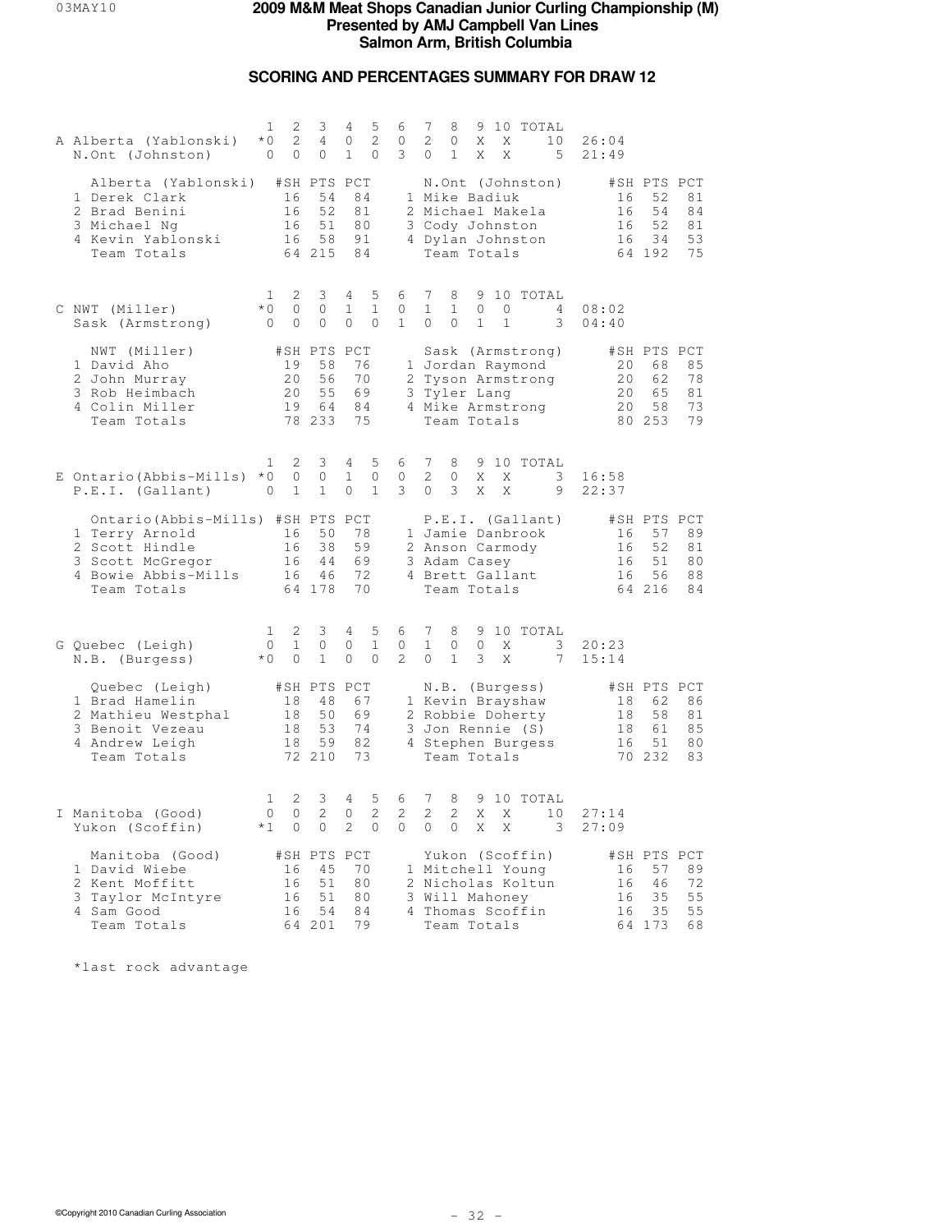# 2009 M&M Meat Shops Canadian Junior Curling Championship (M)
## Presented by AMJ Campbell Van Lines
## Salmon Arm, British Columbia

### SCORING AND PERCENTAGES SUMMARY FOR DRAW 12

| | Team | 1 | 2 | 3 | 4 | 5 | 6 | 7 | 8 | 9 | 10 | TOTAL | Time |
|---|---|---|---|---|---|---|---|---|---|---|---|---|---|
| A | Alberta (Yablonski) | *0 | 2 | 4 | 0 | 2 | 0 | 2 | 0 | X | X | 10 | 26:04 |
| | N.Ont (Johnston) | 0 | 0 | 0 | 1 | 0 | 3 | 0 | 1 | X | X | 5 | 21:49 |

| Alberta (Yablonski) | #SH | PTS | PCT | N.Ont (Johnston) | #SH | PTS | PCT |
|---|---|---|---|---|---|---|---|
| 1 Derek Clark | 16 | 54 | 84 | 1 Mike Badiuk | 16 | 52 | 81 |
| 2 Brad Benini | 16 | 52 | 81 | 2 Michael Makela | 16 | 54 | 84 |
| 3 Michael Ng | 16 | 51 | 80 | 3 Cody Johnston | 16 | 52 | 81 |
| 4 Kevin Yablonski | 16 | 58 | 91 | 4 Dylan Johnston | 16 | 34 | 53 |
| Team Totals | 64 | 215 | 84 | Team Totals | 64 | 192 | 75 |

| | Team | 1 | 2 | 3 | 4 | 5 | 6 | 7 | 8 | 9 | 10 | TOTAL | Time |
|---|---|---|---|---|---|---|---|---|---|---|---|---|---|
| C | NWT (Miller) | *0 | 0 | 0 | 1 | 1 | 0 | 1 | 1 | 0 | 0 | 4 | 08:02 |
| | Sask (Armstrong) | 0 | 0 | 0 | 0 | 0 | 1 | 0 | 0 | 1 | 1 | 3 | 04:40 |

| NWT (Miller) | #SH | PTS | PCT | Sask (Armstrong) | #SH | PTS | PCT |
|---|---|---|---|---|---|---|---|
| 1 David Aho | 19 | 58 | 76 | 1 Jordan Raymond | 20 | 68 | 85 |
| 2 John Murray | 20 | 56 | 70 | 2 Tyson Armstrong | 20 | 62 | 78 |
| 3 Rob Heimbach | 20 | 55 | 69 | 3 Tyler Lang | 20 | 65 | 81 |
| 4 Colin Miller | 19 | 64 | 84 | 4 Mike Armstrong | 20 | 58 | 73 |
| Team Totals | 78 | 233 | 75 | Team Totals | 80 | 253 | 79 |

| | Team | 1 | 2 | 3 | 4 | 5 | 6 | 7 | 8 | 9 | 10 | TOTAL | Time |
|---|---|---|---|---|---|---|---|---|---|---|---|---|---|
| E | Ontario(Abbis-Mills) | *0 | 0 | 0 | 1 | 0 | 0 | 2 | 0 | X | X | 3 | 16:58 |
| | P.E.I. (Gallant) | 0 | 1 | 1 | 0 | 1 | 3 | 0 | 3 | X | X | 9 | 22:37 |

| Ontario(Abbis-Mills) | #SH | PTS | PCT | P.E.I. (Gallant) | #SH | PTS | PCT |
|---|---|---|---|---|---|---|---|
| 1 Terry Arnold | 16 | 50 | 78 | 1 Jamie Danbrook | 16 | 57 | 89 |
| 2 Scott Hindle | 16 | 38 | 59 | 2 Anson Carmody | 16 | 52 | 81 |
| 3 Scott McGregor | 16 | 44 | 69 | 3 Adam Casey | 16 | 51 | 80 |
| 4 Bowie Abbis-Mills | 16 | 46 | 72 | 4 Brett Gallant | 16 | 56 | 88 |
| Team Totals | 64 | 178 | 70 | Team Totals | 64 | 216 | 84 |

| | Team | 1 | 2 | 3 | 4 | 5 | 6 | 7 | 8 | 9 | 10 | TOTAL | Time |
|---|---|---|---|---|---|---|---|---|---|---|---|---|---|
| G | Quebec (Leigh) | 0 | 1 | 0 | 0 | 1 | 0 | 1 | 0 | 0 | X | 3 | 20:23 |
| | N.B. (Burgess) | *0 | 0 | 1 | 0 | 0 | 2 | 0 | 1 | 3 | X | 7 | 15:14 |

| Quebec (Leigh) | #SH | PTS | PCT | N.B. (Burgess) | #SH | PTS | PCT |
|---|---|---|---|---|---|---|---|
| 1 Brad Hamelin | 18 | 48 | 67 | 1 Kevin Brayshaw | 18 | 62 | 86 |
| 2 Mathieu Westphal | 18 | 50 | 69 | 2 Robbie Doherty | 18 | 58 | 81 |
| 3 Benoit Vezeau | 18 | 53 | 74 | 3 Jon Rennie (S) | 18 | 61 | 85 |
| 4 Andrew Leigh | 18 | 59 | 82 | 4 Stephen Burgess | 16 | 51 | 80 |
| Team Totals | 72 | 210 | 73 | Team Totals | 70 | 232 | 83 |

| | Team | 1 | 2 | 3 | 4 | 5 | 6 | 7 | 8 | 9 | 10 | TOTAL | Time |
|---|---|---|---|---|---|---|---|---|---|---|---|---|---|
| I | Manitoba (Good) | 0 | 0 | 2 | 0 | 2 | 2 | 2 | 2 | X | X | 10 | 27:14 |
| | Yukon (Scoffin) | *1 | 0 | 0 | 2 | 0 | 0 | 0 | 0 | X | X | 3 | 27:09 |

| Manitoba (Good) | #SH | PTS | PCT | Yukon (Scoffin) | #SH | PTS | PCT |
|---|---|---|---|---|---|---|---|
| 1 David Wiebe | 16 | 45 | 70 | 1 Mitchell Young | 16 | 57 | 89 |
| 2 Kent Moffitt | 16 | 51 | 80 | 2 Nicholas Koltun | 16 | 46 | 72 |
| 3 Taylor McIntyre | 16 | 51 | 80 | 3 Will Mahoney | 16 | 35 | 55 |
| 4 Sam Good | 16 | 54 | 84 | 4 Thomas Scoffin | 16 | 35 | 55 |
| Team Totals | 64 | 201 | 79 | Team Totals | 64 | 173 | 68 |

*last rock advantage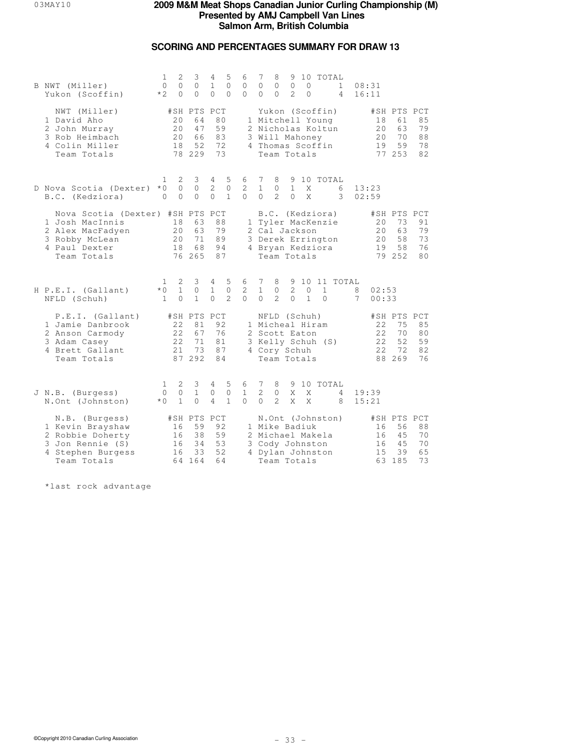# 2009 M&M Meat Shops Canadian Junior Curling Championship (M)
## Presented by AMJ Campbell Van Lines
## Salmon Arm, British Columbia

### SCORING AND PERCENTAGES SUMMARY FOR DRAW 13

| Sheet | Team | 1 | 2 | 3 | 4 | 5 | 6 | 7 | 8 | 9 | 10 | TOTAL | Time |
|---|---|---|---|---|---|---|---|---|---|---|---|---|---|
| B | NWT (Miller) | 0 | 0 | 0 | 1 | 0 | 0 | 0 | 0 | 0 | 0 | 1 | 08:31 |
| | Yukon (Scoffin) | *2 | 0 | 0 | 0 | 0 | 0 | 0 | 0 | 2 | 0 | 4 | 16:11 |

| NWT (Miller) | #SH | PTS | PCT | Yukon (Scoffin) | #SH | PTS | PCT |
|---|---|---|---|---|---|---|---|
| 1 David Aho | 20 | 64 | 80 | 1 Mitchell Young | 18 | 61 | 85 |
| 2 John Murray | 20 | 47 | 59 | 2 Nicholas Koltun | 20 | 63 | 79 |
| 3 Rob Heimbach | 20 | 66 | 83 | 3 Will Mahoney | 20 | 70 | 88 |
| 4 Colin Miller | 18 | 52 | 72 | 4 Thomas Scoffin | 19 | 59 | 78 |
| Team Totals | 78 | 229 | 73 | Team Totals | 77 | 253 | 82 |

| Sheet | Team | 1 | 2 | 3 | 4 | 5 | 6 | 7 | 8 | 9 | 10 | TOTAL | Time |
|---|---|---|---|---|---|---|---|---|---|---|---|---|---|
| D | Nova Scotia (Dexter) | *0 | 0 | 0 | 2 | 0 | 2 | 1 | 0 | 1 | X | 6 | 13:23 |
| | B.C. (Kedziora) | 0 | 0 | 0 | 0 | 1 | 0 | 0 | 2 | 0 | X | 3 | 02:59 |

| Nova Scotia (Dexter) | #SH | PTS | PCT | B.C. (Kedziora) | #SH | PTS | PCT |
|---|---|---|---|---|---|---|---|
| 1 Josh MacInnis | 18 | 63 | 88 | 1 Tyler MacKenzie | 20 | 73 | 91 |
| 2 Alex MacFadyen | 20 | 63 | 79 | 2 Cal Jackson | 20 | 63 | 79 |
| 3 Robby McLean | 20 | 71 | 89 | 3 Derek Errington | 20 | 58 | 73 |
| 4 Paul Dexter | 18 | 68 | 94 | 4 Bryan Kedziora | 19 | 58 | 76 |
| Team Totals | 76 | 265 | 87 | Team Totals | 79 | 252 | 80 |

| Sheet | Team | 1 | 2 | 3 | 4 | 5 | 6 | 7 | 8 | 9 | 10 | 11 | TOTAL | Time |
|---|---|---|---|---|---|---|---|---|---|---|---|---|---|---|
| H | P.E.I. (Gallant) | *0 | 1 | 0 | 1 | 0 | 2 | 1 | 0 | 2 | 0 | 1 | 8 | 02:53 |
| | NFLD (Schuh) | 1 | 0 | 1 | 0 | 2 | 0 | 0 | 2 | 0 | 1 | 0 | 7 | 00:33 |

| P.E.I. (Gallant) | #SH | PTS | PCT | NFLD (Schuh) | #SH | PTS | PCT |
|---|---|---|---|---|---|---|---|
| 1 Jamie Danbrook | 22 | 81 | 92 | 1 Micheal Hiram | 22 | 75 | 85 |
| 2 Anson Carmody | 22 | 67 | 76 | 2 Scott Eaton | 22 | 70 | 80 |
| 3 Adam Casey | 22 | 71 | 81 | 3 Kelly Schuh (S) | 22 | 52 | 59 |
| 4 Brett Gallant | 21 | 73 | 87 | 4 Cory Schuh | 22 | 72 | 82 |
| Team Totals | 87 | 292 | 84 | Team Totals | 88 | 269 | 76 |

| Sheet | Team | 1 | 2 | 3 | 4 | 5 | 6 | 7 | 8 | 9 | 10 | TOTAL | Time |
|---|---|---|---|---|---|---|---|---|---|---|---|---|---|
| J | N.B. (Burgess) | 0 | 0 | 1 | 0 | 0 | 1 | 2 | 0 | X | X | 4 | 19:39 |
| | N.Ont (Johnston) | *0 | 1 | 0 | 4 | 1 | 0 | 0 | 2 | X | X | 8 | 15:21 |

| N.B. (Burgess) | #SH | PTS | PCT | N.Ont (Johnston) | #SH | PTS | PCT |
|---|---|---|---|---|---|---|---|
| 1 Kevin Brayshaw | 16 | 59 | 92 | 1 Mike Badiuk | 16 | 56 | 88 |
| 2 Robbie Doherty | 16 | 38 | 59 | 2 Michael Makela | 16 | 45 | 70 |
| 3 Jon Rennie (S) | 16 | 34 | 53 | 3 Cody Johnston | 16 | 45 | 70 |
| 4 Stephen Burgess | 16 | 33 | 52 | 4 Dylan Johnston | 15 | 39 | 65 |
| Team Totals | 64 | 164 | 64 | Team Totals | 63 | 185 | 73 |

*last rock advantage

©Copyright 2010 Canadian Curling Association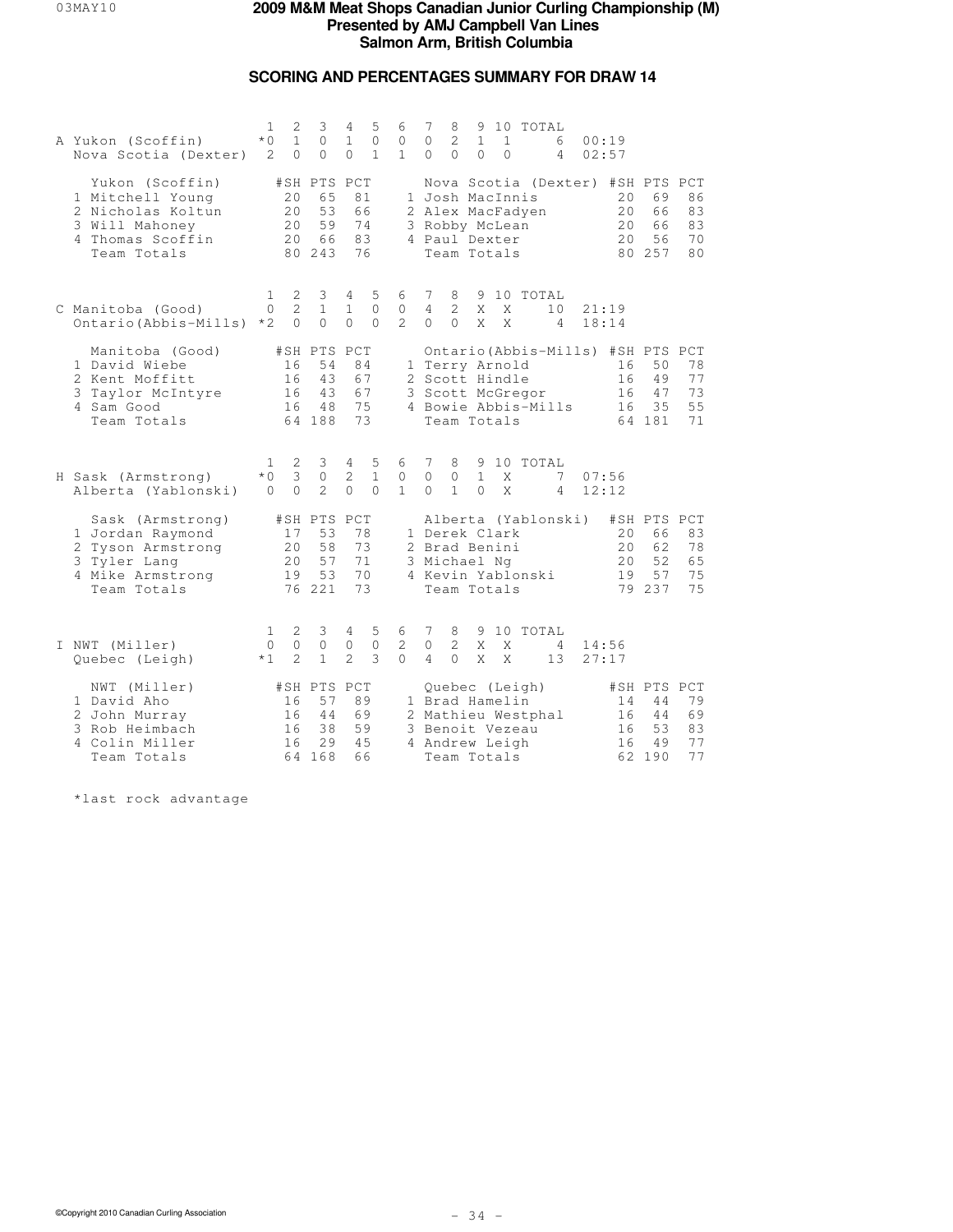# 2009 M&M Meat Shops Canadian Junior Curling Championship (M)

**Presented by AMJ Campbell Van Lines**

**Salmon Arm, British Columbia**

## SCORING AND PERCENTAGES SUMMARY FOR DRAW 14

| Sheet | Team | 1 | 2 | 3 | 4 | 5 | 6 | 7 | 8 | 9 | 10 | TOTAL | Time |
|---|---|---|---|---|---|---|---|---|---|---|---|---|---|
| A | Yukon (Scoffin) | *0 | 1 | 0 | 1 | 0 | 0 | 0 | 2 | 1 | 1 | 6 | 00:19 |
| | Nova Scotia (Dexter) | 2 | 0 | 0 | 0 | 1 | 1 | 0 | 0 | 0 | 0 | 4 | 02:57 |

| Yukon (Scoffin) | #SH | PTS | PCT | Nova Scotia (Dexter) | #SH | PTS | PCT |
|---|---|---|---|---|---|---|---|
| 1 Mitchell Young | 20 | 65 | 81 | 1 Josh MacInnis | 20 | 69 | 86 |
| 2 Nicholas Koltun | 20 | 53 | 66 | 2 Alex MacFadyen | 20 | 66 | 83 |
| 3 Will Mahoney | 20 | 59 | 74 | 3 Robby McLean | 20 | 66 | 83 |
| 4 Thomas Scoffin | 20 | 66 | 83 | 4 Paul Dexter | 20 | 56 | 70 |
| Team Totals | 80 | 243 | 76 | Team Totals | 80 | 257 | 80 |

| Sheet | Team | 1 | 2 | 3 | 4 | 5 | 6 | 7 | 8 | 9 | 10 | TOTAL | Time |
|---|---|---|---|---|---|---|---|---|---|---|---|---|---|
| C | Manitoba (Good) | 0 | 2 | 1 | 1 | 0 | 0 | 4 | 2 | X | X | 10 | 21:19 |
| | Ontario(Abbis-Mills) | *2 | 0 | 0 | 0 | 0 | 2 | 0 | 0 | X | X | 4 | 18:14 |

| Manitoba (Good) | #SH | PTS | PCT | Ontario(Abbis-Mills) | #SH | PTS | PCT |
|---|---|---|---|---|---|---|---|
| 1 David Wiebe | 16 | 54 | 84 | 1 Terry Arnold | 16 | 50 | 78 |
| 2 Kent Moffitt | 16 | 43 | 67 | 2 Scott Hindle | 16 | 49 | 77 |
| 3 Taylor McIntyre | 16 | 43 | 67 | 3 Scott McGregor | 16 | 47 | 73 |
| 4 Sam Good | 16 | 48 | 75 | 4 Bowie Abbis-Mills | 16 | 35 | 55 |
| Team Totals | 64 | 188 | 73 | Team Totals | 64 | 181 | 71 |

| Sheet | Team | 1 | 2 | 3 | 4 | 5 | 6 | 7 | 8 | 9 | 10 | TOTAL | Time |
|---|---|---|---|---|---|---|---|---|---|---|---|---|---|
| H | Sask (Armstrong) | *0 | 3 | 0 | 2 | 1 | 0 | 0 | 0 | 1 | X | 7 | 07:56 |
| | Alberta (Yablonski) | 0 | 0 | 2 | 0 | 0 | 1 | 0 | 1 | 0 | X | 4 | 12:12 |

| Sask (Armstrong) | #SH | PTS | PCT | Alberta (Yablonski) | #SH | PTS | PCT |
|---|---|---|---|---|---|---|---|
| 1 Jordan Raymond | 17 | 53 | 78 | 1 Derek Clark | 20 | 66 | 83 |
| 2 Tyson Armstrong | 20 | 58 | 73 | 2 Brad Benini | 20 | 62 | 78 |
| 3 Tyler Lang | 20 | 57 | 71 | 3 Michael Ng | 20 | 52 | 65 |
| 4 Mike Armstrong | 19 | 53 | 70 | 4 Kevin Yablonski | 19 | 57 | 75 |
| Team Totals | 76 | 221 | 73 | Team Totals | 79 | 237 | 75 |

| Sheet | Team | 1 | 2 | 3 | 4 | 5 | 6 | 7 | 8 | 9 | 10 | TOTAL | Time |
|---|---|---|---|---|---|---|---|---|---|---|---|---|---|
| I | NWT (Miller) | 0 | 0 | 0 | 0 | 0 | 2 | 0 | 2 | X | X | 4 | 14:56 |
| | Quebec (Leigh) | *1 | 2 | 1 | 2 | 3 | 0 | 4 | 0 | X | X | 13 | 27:17 |

| NWT (Miller) | #SH | PTS | PCT | Quebec (Leigh) | #SH | PTS | PCT |
|---|---|---|---|---|---|---|---|
| 1 David Aho | 16 | 57 | 89 | 1 Brad Hamelin | 14 | 44 | 79 |
| 2 John Murray | 16 | 44 | 69 | 2 Mathieu Westphal | 16 | 44 | 69 |
| 3 Rob Heimbach | 16 | 38 | 59 | 3 Benoit Vezeau | 16 | 53 | 83 |
| 4 Colin Miller | 16 | 29 | 45 | 4 Andrew Leigh | 16 | 49 | 77 |
| Team Totals | 64 | 168 | 66 | Team Totals | 62 | 190 | 77 |

*last rock advantage

©Copyright 2010 Canadian Curling Association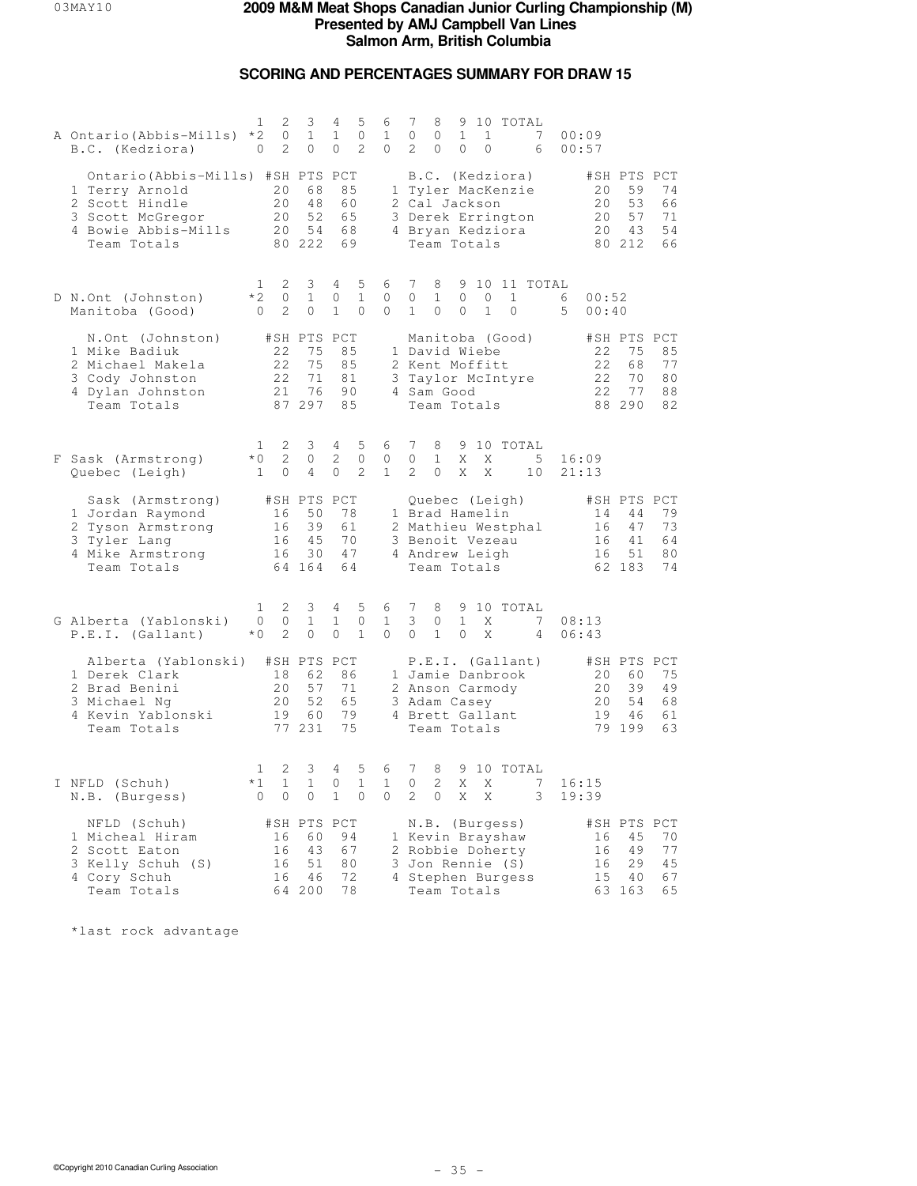# 2009 M&M Meat Shops Canadian Junior Curling Championship (M)
## Presented by AMJ Campbell Van Lines
## Salmon Arm, British Columbia

### SCORING AND PERCENTAGES SUMMARY FOR DRAW 15

| Sheet | Team | 1 | 2 | 3 | 4 | 5 | 6 | 7 | 8 | 9 | 10 | TOTAL | Time |
|---|---|---|---|---|---|---|---|---|---|---|---|---|---|
| A | Ontario(Abbis-Mills) | *2 | 0 | 1 | 1 | 0 | 1 | 0 | 0 | 1 | 1 | 7 | 00:09 |
| | B.C. (Kedziora) | 0 | 2 | 0 | 0 | 2 | 0 | 2 | 0 | 0 | 0 | 6 | 00:57 |

| Ontario(Abbis-Mills) | #SH | PTS | PCT | B.C. (Kedziora) | #SH | PTS | PCT |
|---|---|---|---|---|---|---|---|
| 1 Terry Arnold | 20 | 68 | 85 | 1 Tyler MacKenzie | 20 | 59 | 74 |
| 2 Scott Hindle | 20 | 48 | 60 | 2 Cal Jackson | 20 | 53 | 66 |
| 3 Scott McGregor | 20 | 52 | 65 | 3 Derek Errington | 20 | 57 | 71 |
| 4 Bowie Abbis-Mills | 20 | 54 | 68 | 4 Bryan Kedziora | 20 | 43 | 54 |
| Team Totals | 80 | 222 | 69 | Team Totals | 80 | 212 | 66 |

| Sheet | Team | 1 | 2 | 3 | 4 | 5 | 6 | 7 | 8 | 9 | 10 | 11 | TOTAL | Time |
|---|---|---|---|---|---|---|---|---|---|---|---|---|---|---|
| D | N.Ont (Johnston) | *2 | 0 | 1 | 0 | 1 | 0 | 0 | 1 | 0 | 0 | 1 | 6 | 00:52 |
| | Manitoba (Good) | 0 | 2 | 0 | 1 | 0 | 0 | 1 | 0 | 0 | 1 | 0 | 5 | 00:40 |

| N.Ont (Johnston) | #SH | PTS | PCT | Manitoba (Good) | #SH | PTS | PCT |
|---|---|---|---|---|---|---|---|
| 1 Mike Badiuk | 22 | 75 | 85 | 1 David Wiebe | 22 | 75 | 85 |
| 2 Michael Makela | 22 | 75 | 85 | 2 Kent Moffitt | 22 | 68 | 77 |
| 3 Cody Johnston | 22 | 71 | 81 | 3 Taylor McIntyre | 22 | 70 | 80 |
| 4 Dylan Johnston | 21 | 76 | 90 | 4 Sam Good | 22 | 77 | 88 |
| Team Totals | 87 | 297 | 85 | Team Totals | 88 | 290 | 82 |

| Sheet | Team | 1 | 2 | 3 | 4 | 5 | 6 | 7 | 8 | 9 | 10 | TOTAL | Time |
|---|---|---|---|---|---|---|---|---|---|---|---|---|---|
| F | Sask (Armstrong) | *0 | 2 | 0 | 2 | 0 | 0 | 0 | 1 | X | X | 5 | 16:09 |
| | Quebec (Leigh) | 1 | 0 | 4 | 0 | 2 | 1 | 2 | 0 | X | X | 10 | 21:13 |

| Sask (Armstrong) | #SH | PTS | PCT | Quebec (Leigh) | #SH | PTS | PCT |
|---|---|---|---|---|---|---|---|
| 1 Jordan Raymond | 16 | 50 | 78 | 1 Brad Hamelin | 14 | 44 | 79 |
| 2 Tyson Armstrong | 16 | 39 | 61 | 2 Mathieu Westphal | 16 | 47 | 73 |
| 3 Tyler Lang | 16 | 45 | 70 | 3 Benoit Vezeau | 16 | 41 | 64 |
| 4 Mike Armstrong | 16 | 30 | 47 | 4 Andrew Leigh | 16 | 51 | 80 |
| Team Totals | 64 | 164 | 64 | Team Totals | 62 | 183 | 74 |

| Sheet | Team | 1 | 2 | 3 | 4 | 5 | 6 | 7 | 8 | 9 | 10 | TOTAL | Time |
|---|---|---|---|---|---|---|---|---|---|---|---|---|---|
| G | Alberta (Yablonski) | 0 | 0 | 1 | 1 | 0 | 1 | 3 | 0 | 1 | X | 7 | 08:13 |
| | P.E.I. (Gallant) | *0 | 2 | 0 | 0 | 1 | 0 | 0 | 1 | 0 | X | 4 | 06:43 |

| Alberta (Yablonski) | #SH | PTS | PCT | P.E.I. (Gallant) | #SH | PTS | PCT |
|---|---|---|---|---|---|---|---|
| 1 Derek Clark | 18 | 62 | 86 | 1 Jamie Danbrook | 20 | 60 | 75 |
| 2 Brad Benini | 20 | 57 | 71 | 2 Anson Carmody | 20 | 39 | 49 |
| 3 Michael Ng | 20 | 52 | 65 | 3 Adam Casey | 20 | 54 | 68 |
| 4 Kevin Yablonski | 19 | 60 | 79 | 4 Brett Gallant | 19 | 46 | 61 |
| Team Totals | 77 | 231 | 75 | Team Totals | 79 | 199 | 63 |

| Sheet | Team | 1 | 2 | 3 | 4 | 5 | 6 | 7 | 8 | 9 | 10 | TOTAL | Time |
|---|---|---|---|---|---|---|---|---|---|---|---|---|---|
| I | NFLD (Schuh) | *1 | 1 | 1 | 0 | 1 | 1 | 0 | 2 | X | X | 7 | 16:15 |
| | N.B. (Burgess) | 0 | 0 | 0 | 1 | 0 | 0 | 2 | 0 | X | X | 3 | 19:39 |

| NFLD (Schuh) | #SH | PTS | PCT | N.B. (Burgess) | #SH | PTS | PCT |
|---|---|---|---|---|---|---|---|
| 1 Micheal Hiram | 16 | 60 | 94 | 1 Kevin Brayshaw | 16 | 45 | 70 |
| 2 Scott Eaton | 16 | 43 | 67 | 2 Robbie Doherty | 16 | 49 | 77 |
| 3 Kelly Schuh (S) | 16 | 51 | 80 | 3 Jon Rennie (S) | 16 | 29 | 45 |
| 4 Cory Schuh | 16 | 46 | 72 | 4 Stephen Burgess | 15 | 40 | 67 |
| Team Totals | 64 | 200 | 78 | Team Totals | 63 | 163 | 65 |

*last rock advantage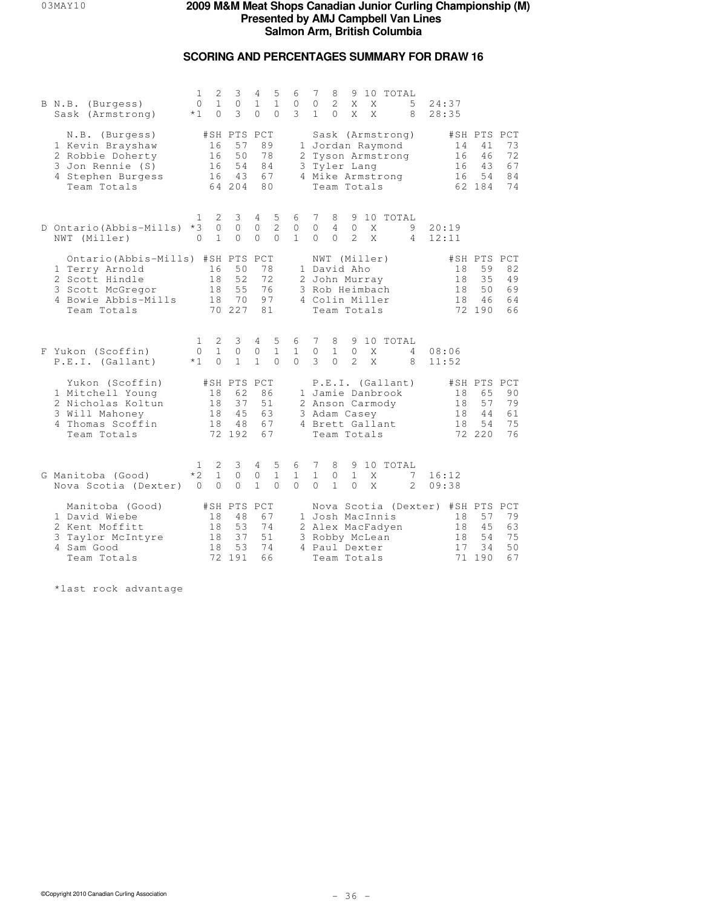# 2009 M&M Meat Shops Canadian Junior Curling Championship (M)

**Presented by AMJ Campbell Van Lines**

**Salmon Arm, British Columbia**

## SCORING AND PERCENTAGES SUMMARY FOR DRAW 16

| Sheet | Team | 1 | 2 | 3 | 4 | 5 | 6 | 7 | 8 | 9 | 10 | TOTAL | Time |
|---|---|---|---|---|---|---|---|---|---|---|---|---|---|
| B | N.B. (Burgess) | 0 | 1 | 0 | 1 | 1 | 0 | 0 | 2 | X | X | 5 | 24:37 |
| | Sask (Armstrong) | *1 | 0 | 3 | 0 | 0 | 3 | 1 | 0 | X | X | 8 | 28:35 |

| N.B. (Burgess) | #SH | PTS | PCT | Sask (Armstrong) | #SH | PTS | PCT |
|---|---|---|---|---|---|---|---|
| 1 Kevin Brayshaw | 16 | 57 | 89 | 1 Jordan Raymond | 14 | 41 | 73 |
| 2 Robbie Doherty | 16 | 50 | 78 | 2 Tyson Armstrong | 16 | 46 | 72 |
| 3 Jon Rennie (S) | 16 | 54 | 84 | 3 Tyler Lang | 16 | 43 | 67 |
| 4 Stephen Burgess | 16 | 43 | 67 | 4 Mike Armstrong | 16 | 54 | 84 |
| Team Totals | 64 | 204 | 80 | Team Totals | 62 | 184 | 74 |

| Sheet | Team | 1 | 2 | 3 | 4 | 5 | 6 | 7 | 8 | 9 | 10 | TOTAL | Time |
|---|---|---|---|---|---|---|---|---|---|---|---|---|---|
| D | Ontario(Abbis-Mills) | *3 | 0 | 0 | 0 | 2 | 0 | 0 | 4 | 0 | X | 9 | 20:19 |
| | NWT (Miller) | 0 | 1 | 0 | 0 | 0 | 1 | 0 | 0 | 2 | X | 4 | 12:11 |

| Ontario(Abbis-Mills) | #SH | PTS | PCT | NWT (Miller) | #SH | PTS | PCT |
|---|---|---|---|---|---|---|---|
| 1 Terry Arnold | 16 | 50 | 78 | 1 David Aho | 18 | 59 | 82 |
| 2 Scott Hindle | 18 | 52 | 72 | 2 John Murray | 18 | 35 | 49 |
| 3 Scott McGregor | 18 | 55 | 76 | 3 Rob Heimbach | 18 | 50 | 69 |
| 4 Bowie Abbis-Mills | 18 | 70 | 97 | 4 Colin Miller | 18 | 46 | 64 |
| Team Totals | 70 | 227 | 81 | Team Totals | 72 | 190 | 66 |

| Sheet | Team | 1 | 2 | 3 | 4 | 5 | 6 | 7 | 8 | 9 | 10 | TOTAL | Time |
|---|---|---|---|---|---|---|---|---|---|---|---|---|---|
| F | Yukon (Scoffin) | 0 | 1 | 0 | 0 | 1 | 1 | 0 | 1 | 0 | X | 4 | 08:06 |
| | P.E.I. (Gallant) | *1 | 0 | 1 | 1 | 0 | 0 | 3 | 0 | 2 | X | 8 | 11:52 |

| Yukon (Scoffin) | #SH | PTS | PCT | P.E.I. (Gallant) | #SH | PTS | PCT |
|---|---|---|---|---|---|---|---|
| 1 Mitchell Young | 18 | 62 | 86 | 1 Jamie Danbrook | 18 | 65 | 90 |
| 2 Nicholas Koltun | 18 | 37 | 51 | 2 Anson Carmody | 18 | 57 | 79 |
| 3 Will Mahoney | 18 | 45 | 63 | 3 Adam Casey | 18 | 44 | 61 |
| 4 Thomas Scoffin | 18 | 48 | 67 | 4 Brett Gallant | 18 | 54 | 75 |
| Team Totals | 72 | 192 | 67 | Team Totals | 72 | 220 | 76 |

| Sheet | Team | 1 | 2 | 3 | 4 | 5 | 6 | 7 | 8 | 9 | 10 | TOTAL | Time |
|---|---|---|---|---|---|---|---|---|---|---|---|---|---|
| G | Manitoba (Good) | *2 | 1 | 0 | 0 | 1 | 1 | 1 | 0 | 1 | X | 7 | 16:12 |
| | Nova Scotia (Dexter) | 0 | 0 | 0 | 1 | 0 | 0 | 0 | 1 | 0 | X | 2 | 09:38 |

| Manitoba (Good) | #SH | PTS | PCT | Nova Scotia (Dexter) | #SH | PTS | PCT |
|---|---|---|---|---|---|---|---|
| 1 David Wiebe | 18 | 48 | 67 | 1 Josh MacInnis | 18 | 57 | 79 |
| 2 Kent Moffitt | 18 | 53 | 74 | 2 Alex MacFadyen | 18 | 45 | 63 |
| 3 Taylor McIntyre | 18 | 37 | 51 | 3 Robby McLean | 18 | 54 | 75 |
| 4 Sam Good | 18 | 53 | 74 | 4 Paul Dexter | 17 | 34 | 50 |
| Team Totals | 72 | 191 | 66 | Team Totals | 71 | 190 | 67 |

*last rock advantage

©Copyright 2010 Canadian Curling Association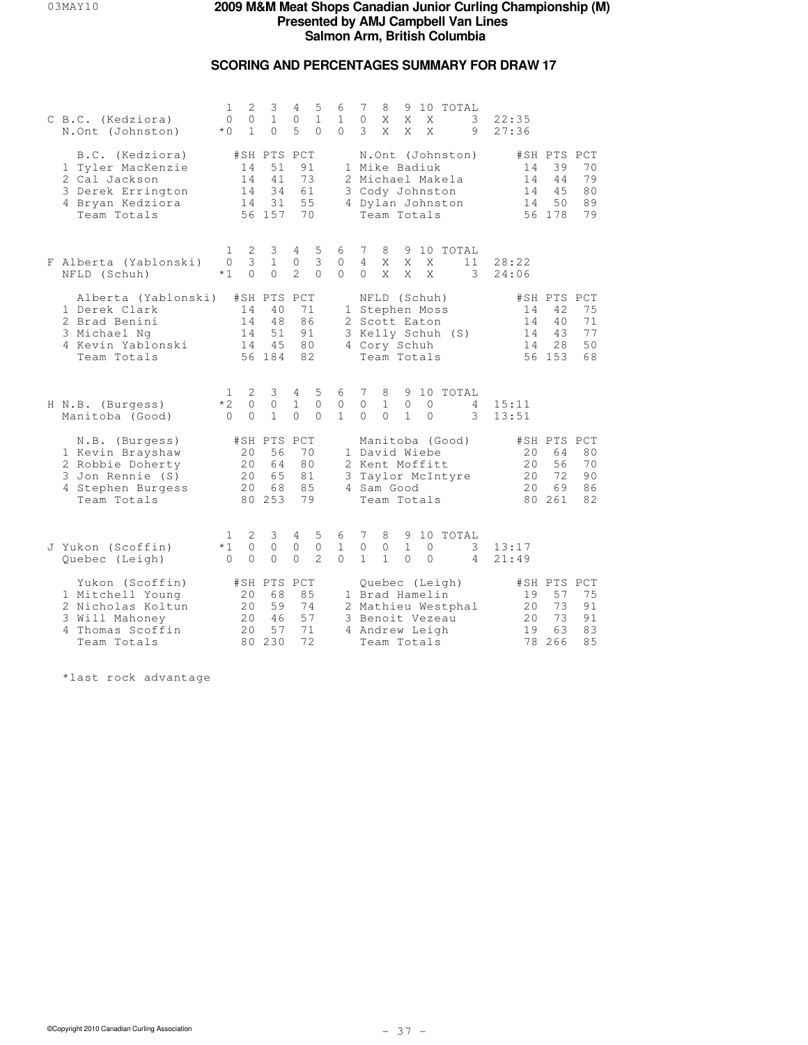# 2009 M&M Meat Shops Canadian Junior Curling Championship (M)

**Presented by AMJ Campbell Van Lines**

**Salmon Arm, British Columbia**

## SCORING AND PERCENTAGES SUMMARY FOR DRAW 17

| Sheet | Team | 1 | 2 | 3 | 4 | 5 | 6 | 7 | 8 | 9 | 10 | TOTAL | Time |
|---|---|---|---|---|---|---|---|---|---|---|---|---|---|
| C | B.C. (Kedziora) | 0 | 0 | 1 | 0 | 1 | 1 | 0 | X | X | X | 3 | 22:35 |
| | N.Ont (Johnston) | *0 | 1 | 0 | 5 | 0 | 0 | 3 | X | X | X | 9 | 27:36 |

| B.C. (Kedziora) | #SH | PTS | PCT | N.Ont (Johnston) | #SH | PTS | PCT |
|---|---|---|---|---|---|---|---|
| 1 Tyler MacKenzie | 14 | 51 | 91 | 1 Mike Badiuk | 14 | 39 | 70 |
| 2 Cal Jackson | 14 | 41 | 73 | 2 Michael Makela | 14 | 44 | 79 |
| 3 Derek Errington | 14 | 34 | 61 | 3 Cody Johnston | 14 | 45 | 80 |
| 4 Bryan Kedziora | 14 | 31 | 55 | 4 Dylan Johnston | 14 | 50 | 89 |
| Team Totals | 56 | 157 | 70 | Team Totals | 56 | 178 | 79 |

| Sheet | Team | 1 | 2 | 3 | 4 | 5 | 6 | 7 | 8 | 9 | 10 | TOTAL | Time |
|---|---|---|---|---|---|---|---|---|---|---|---|---|---|
| F | Alberta (Yablonski) | 0 | 3 | 1 | 0 | 3 | 0 | 4 | X | X | X | 11 | 28:22 |
| | NFLD (Schuh) | *1 | 0 | 0 | 2 | 0 | 0 | 0 | X | X | X | 3 | 24:06 |

| Alberta (Yablonski) | #SH | PTS | PCT | NFLD (Schuh) | #SH | PTS | PCT |
|---|---|---|---|---|---|---|---|
| 1 Derek Clark | 14 | 40 | 71 | 1 Stephen Moss | 14 | 42 | 75 |
| 2 Brad Benini | 14 | 48 | 86 | 2 Scott Eaton | 14 | 40 | 71 |
| 3 Michael Ng | 14 | 51 | 91 | 3 Kelly Schuh (S) | 14 | 43 | 77 |
| 4 Kevin Yablonski | 14 | 45 | 80 | 4 Cory Schuh | 14 | 28 | 50 |
| Team Totals | 56 | 184 | 82 | Team Totals | 56 | 153 | 68 |

| Sheet | Team | 1 | 2 | 3 | 4 | 5 | 6 | 7 | 8 | 9 | 10 | TOTAL | Time |
|---|---|---|---|---|---|---|---|---|---|---|---|---|---|
| H | N.B. (Burgess) | *2 | 0 | 0 | 1 | 0 | 0 | 0 | 1 | 0 | 0 | 4 | 15:11 |
| | Manitoba (Good) | 0 | 0 | 1 | 0 | 0 | 1 | 0 | 0 | 1 | 0 | 3 | 13:51 |

| N.B. (Burgess) | #SH | PTS | PCT | Manitoba (Good) | #SH | PTS | PCT |
|---|---|---|---|---|---|---|---|
| 1 Kevin Brayshaw | 20 | 56 | 70 | 1 David Wiebe | 20 | 64 | 80 |
| 2 Robbie Doherty | 20 | 64 | 80 | 2 Kent Moffitt | 20 | 56 | 70 |
| 3 Jon Rennie (S) | 20 | 65 | 81 | 3 Taylor McIntyre | 20 | 72 | 90 |
| 4 Stephen Burgess | 20 | 68 | 85 | 4 Sam Good | 20 | 69 | 86 |
| Team Totals | 80 | 253 | 79 | Team Totals | 80 | 261 | 82 |

| Sheet | Team | 1 | 2 | 3 | 4 | 5 | 6 | 7 | 8 | 9 | 10 | TOTAL | Time |
|---|---|---|---|---|---|---|---|---|---|---|---|---|---|
| J | Yukon (Scoffin) | *1 | 0 | 0 | 0 | 0 | 1 | 0 | 0 | 1 | 0 | 3 | 13:17 |
| | Quebec (Leigh) | 0 | 0 | 0 | 0 | 2 | 0 | 1 | 1 | 0 | 0 | 4 | 21:49 |

| Yukon (Scoffin) | #SH | PTS | PCT | Quebec (Leigh) | #SH | PTS | PCT |
|---|---|---|---|---|---|---|---|
| 1 Mitchell Young | 20 | 68 | 85 | 1 Brad Hamelin | 19 | 57 | 75 |
| 2 Nicholas Koltun | 20 | 59 | 74 | 2 Mathieu Westphal | 20 | 73 | 91 |
| 3 Will Mahoney | 20 | 46 | 57 | 3 Benoit Vezeau | 20 | 73 | 91 |
| 4 Thomas Scoffin | 20 | 57 | 71 | 4 Andrew Leigh | 19 | 63 | 83 |
| Team Totals | 80 | 230 | 72 | Team Totals | 78 | 266 | 85 |

*last rock advantage

©Copyright 2010 Canadian Curling Association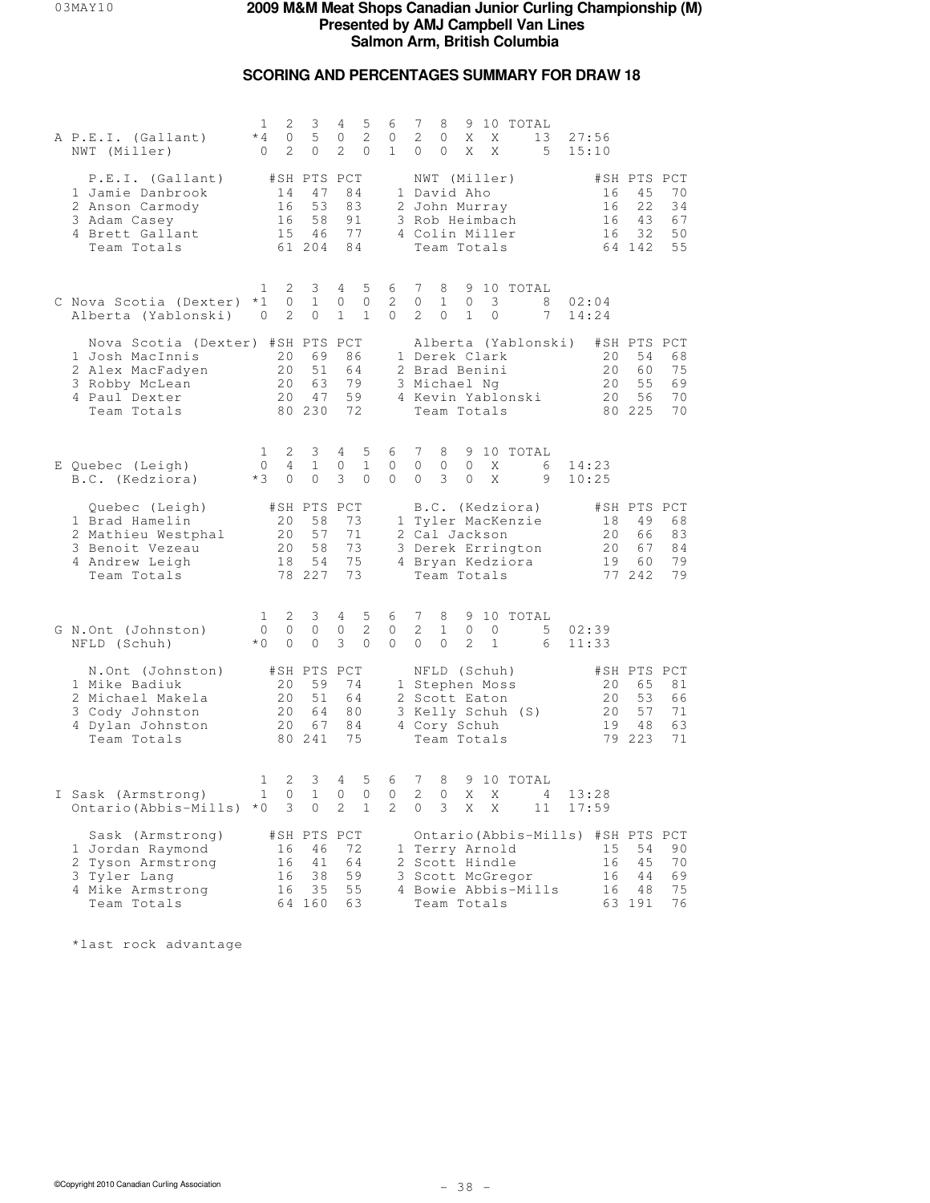# 2009 M&M Meat Shops Canadian Junior Curling Championship (M)
**Presented by AMJ Campbell Van Lines**
**Salmon Arm, British Columbia**

## SCORING AND PERCENTAGES SUMMARY FOR DRAW 18

### A

| | 1 | 2 | 3 | 4 | 5 | 6 | 7 | 8 | 9 | 10 | TOTAL | |
|---|---|---|---|---|---|---|---|---|---|---|---|---|
| P.E.I. (Gallant) | *4 | 0 | 5 | 0 | 2 | 0 | 2 | 0 | X | X | 13 | 27:56 |
| NWT (Miller) | 0 | 2 | 0 | 2 | 0 | 1 | 0 | 0 | X | X | 5 | 15:10 |

| P.E.I. (Gallant) | #SH | PTS | PCT | NWT (Miller) | #SH | PTS | PCT |
|---|---|---|---|---|---|---|---|
| 1 Jamie Danbrook | 14 | 47 | 84 | 1 David Aho | 16 | 45 | 70 |
| 2 Anson Carmody | 16 | 53 | 83 | 2 John Murray | 16 | 22 | 34 |
| 3 Adam Casey | 16 | 58 | 91 | 3 Rob Heimbach | 16 | 43 | 67 |
| 4 Brett Gallant | 15 | 46 | 77 | 4 Colin Miller | 16 | 32 | 50 |
| Team Totals | 61 | 204 | 84 | Team Totals | 64 | 142 | 55 |

### C

| | 1 | 2 | 3 | 4 | 5 | 6 | 7 | 8 | 9 | 10 | TOTAL | |
|---|---|---|---|---|---|---|---|---|---|---|---|---|
| Nova Scotia (Dexter) | *1 | 0 | 1 | 0 | 0 | 2 | 0 | 1 | 0 | 3 | 8 | 02:04 |
| Alberta (Yablonski) | 0 | 2 | 0 | 1 | 1 | 0 | 2 | 0 | 1 | 0 | 7 | 14:24 |

| Nova Scotia (Dexter) | #SH | PTS | PCT | Alberta (Yablonski) | #SH | PTS | PCT |
|---|---|---|---|---|---|---|---|
| 1 Josh MacInnis | 20 | 69 | 86 | 1 Derek Clark | 20 | 54 | 68 |
| 2 Alex MacFadyen | 20 | 51 | 64 | 2 Brad Benini | 20 | 60 | 75 |
| 3 Robby McLean | 20 | 63 | 79 | 3 Michael Ng | 20 | 55 | 69 |
| 4 Paul Dexter | 20 | 47 | 59 | 4 Kevin Yablonski | 20 | 56 | 70 |
| Team Totals | 80 | 230 | 72 | Team Totals | 80 | 225 | 70 |

### E

| | 1 | 2 | 3 | 4 | 5 | 6 | 7 | 8 | 9 | 10 | TOTAL | |
|---|---|---|---|---|---|---|---|---|---|---|---|---|
| Quebec (Leigh) | 0 | 4 | 1 | 0 | 1 | 0 | 0 | 0 | 0 | X | 6 | 14:23 |
| B.C. (Kedziora) | *3 | 0 | 0 | 3 | 0 | 0 | 0 | 3 | 0 | X | 9 | 10:25 |

| Quebec (Leigh) | #SH | PTS | PCT | B.C. (Kedziora) | #SH | PTS | PCT |
|---|---|---|---|---|---|---|---|
| 1 Brad Hamelin | 20 | 58 | 73 | 1 Tyler MacKenzie | 18 | 49 | 68 |
| 2 Mathieu Westphal | 20 | 57 | 71 | 2 Cal Jackson | 20 | 66 | 83 |
| 3 Benoit Vezeau | 20 | 58 | 73 | 3 Derek Errington | 20 | 67 | 84 |
| 4 Andrew Leigh | 18 | 54 | 75 | 4 Bryan Kedziora | 19 | 60 | 79 |
| Team Totals | 78 | 227 | 73 | Team Totals | 77 | 242 | 79 |

### G

| | 1 | 2 | 3 | 4 | 5 | 6 | 7 | 8 | 9 | 10 | TOTAL | |
|---|---|---|---|---|---|---|---|---|---|---|---|---|
| N.Ont (Johnston) | 0 | 0 | 0 | 0 | 2 | 0 | 2 | 1 | 0 | 0 | 5 | 02:39 |
| NFLD (Schuh) | *0 | 0 | 0 | 3 | 0 | 0 | 0 | 0 | 2 | 1 | 6 | 11:33 |

| N.Ont (Johnston) | #SH | PTS | PCT | NFLD (Schuh) | #SH | PTS | PCT |
|---|---|---|---|---|---|---|---|
| 1 Mike Badiuk | 20 | 59 | 74 | 1 Stephen Moss | 20 | 65 | 81 |
| 2 Michael Makela | 20 | 51 | 64 | 2 Scott Eaton | 20 | 53 | 66 |
| 3 Cody Johnston | 20 | 64 | 80 | 3 Kelly Schuh (S) | 20 | 57 | 71 |
| 4 Dylan Johnston | 20 | 67 | 84 | 4 Cory Schuh | 19 | 48 | 63 |
| Team Totals | 80 | 241 | 75 | Team Totals | 79 | 223 | 71 |

### I

| | 1 | 2 | 3 | 4 | 5 | 6 | 7 | 8 | 9 | 10 | TOTAL | |
|---|---|---|---|---|---|---|---|---|---|---|---|---|
| Sask (Armstrong) | 1 | 0 | 1 | 0 | 0 | 0 | 2 | 0 | X | X | 4 | 13:28 |
| Ontario(Abbis-Mills) | *0 | 3 | 0 | 2 | 1 | 2 | 0 | 3 | X | X | 11 | 17:59 |

| Sask (Armstrong) | #SH | PTS | PCT | Ontario(Abbis-Mills) | #SH | PTS | PCT |
|---|---|---|---|---|---|---|---|
| 1 Jordan Raymond | 16 | 46 | 72 | 1 Terry Arnold | 15 | 54 | 90 |
| 2 Tyson Armstrong | 16 | 41 | 64 | 2 Scott Hindle | 16 | 45 | 70 |
| 3 Tyler Lang | 16 | 38 | 59 | 3 Scott McGregor | 16 | 44 | 69 |
| 4 Mike Armstrong | 16 | 35 | 55 | 4 Bowie Abbis-Mills | 16 | 48 | 75 |
| Team Totals | 64 | 160 | 63 | Team Totals | 63 | 191 | 76 |

*last rock advantage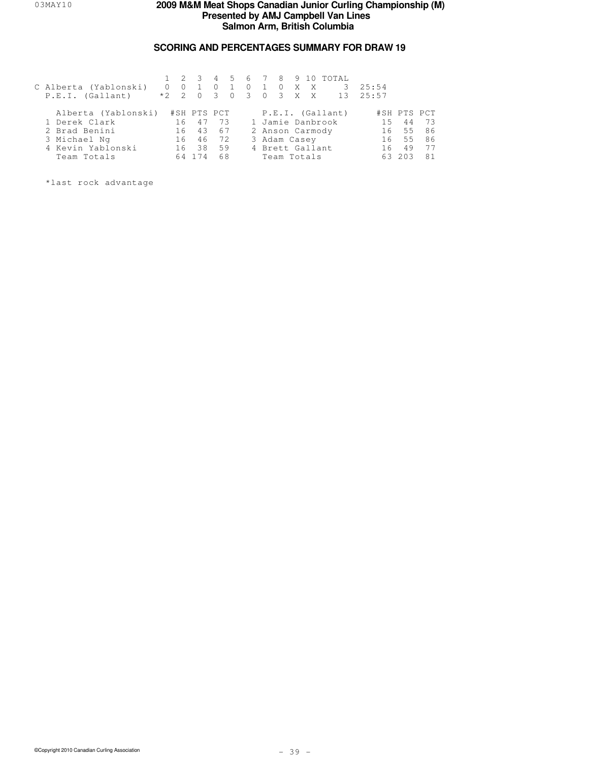# 2009 M&M Meat Shops Canadian Junior Curling Championship (M)

## Presented by AMJ Campbell Van Lines

## Salmon Arm, British Columbia

### SCORING AND PERCENTAGES SUMMARY FOR DRAW 19

| | 1 | 2 | 3 | 4 | 5 | 6 | 7 | 8 | 9 | 10 | TOTAL | |
|---|---|---|---|---|---|---|---|---|---|---|---|---|
| C Alberta (Yablonski) | 0 | 0 | 1 | 0 | 1 | 0 | 1 | 0 | X | X | 3 | 25:54 |
| P.E.I. (Gallant) | *2 | 2 | 0 | 3 | 0 | 3 | 0 | 3 | X | X | 13 | 25:57 |

| Alberta (Yablonski) | #SH | PTS | PCT | P.E.I. (Gallant) | #SH | PTS | PCT |
|---|---|---|---|---|---|---|---|
| 1 Derek Clark | 16 | 47 | 73 | 1 Jamie Danbrook | 15 | 44 | 73 |
| 2 Brad Benini | 16 | 43 | 67 | 2 Anson Carmody | 16 | 55 | 86 |
| 3 Michael Ng | 16 | 46 | 72 | 3 Adam Casey | 16 | 55 | 86 |
| 4 Kevin Yablonski | 16 | 38 | 59 | 4 Brett Gallant | 16 | 49 | 77 |
| Team Totals | 64 | 174 | 68 | Team Totals | 63 | 203 | 81 |

*last rock advantage

©Copyright 2010 Canadian Curling Association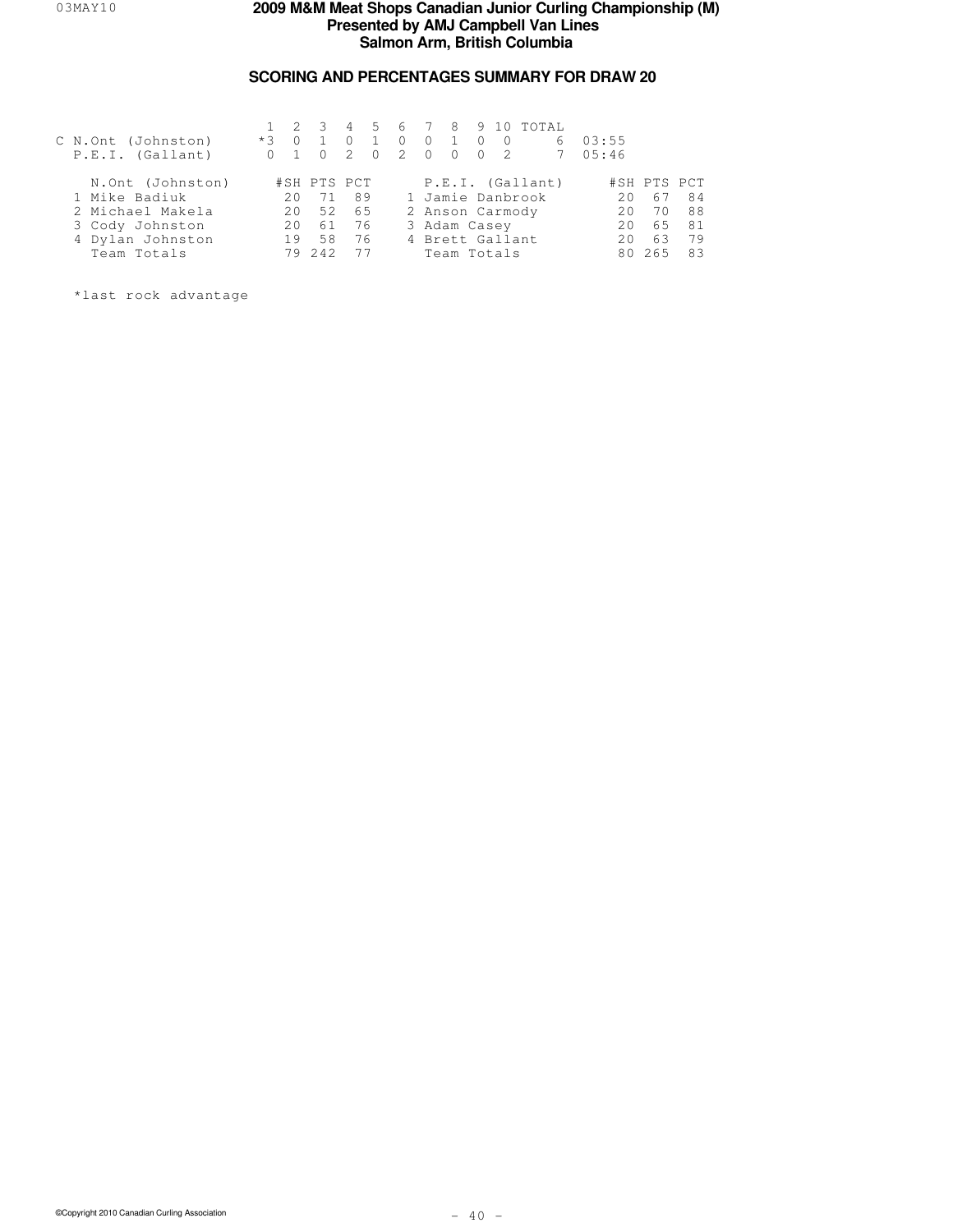# 2009 M&M Meat Shops Canadian Junior Curling Championship (M)
## Presented by AMJ Campbell Van Lines
## Salmon Arm, British Columbia

### SCORING AND PERCENTAGES SUMMARY FOR DRAW 20

| | | 1 | 2 | 3 | 4 | 5 | 6 | 7 | 8 | 9 | 10 | TOTAL | |
|---|---|---|---|---|---|---|---|---|---|---|---|---|---|
| C | N.Ont (Johnston) | *3 | 0 | 1 | 0 | 1 | 0 | 0 | 1 | 0 | 0 | 6 | 03:55 |
| | P.E.I. (Gallant) | 0 | 1 | 0 | 2 | 0 | 2 | 0 | 0 | 0 | 2 | 7 | 05:46 |

| N.Ont (Johnston) | #SH | PTS | PCT | P.E.I. (Gallant) | #SH | PTS | PCT |
|---|---|---|---|---|---|---|---|
| 1 Mike Badiuk | 20 | 71 | 89 | 1 Jamie Danbrook | 20 | 67 | 84 |
| 2 Michael Makela | 20 | 52 | 65 | 2 Anson Carmody | 20 | 70 | 88 |
| 3 Cody Johnston | 20 | 61 | 76 | 3 Adam Casey | 20 | 65 | 81 |
| 4 Dylan Johnston | 19 | 58 | 76 | 4 Brett Gallant | 20 | 63 | 79 |
| Team Totals | 79 | 242 | 77 | Team Totals | 80 | 265 | 83 |

*last rock advantage

©Copyright 2010 Canadian Curling Association